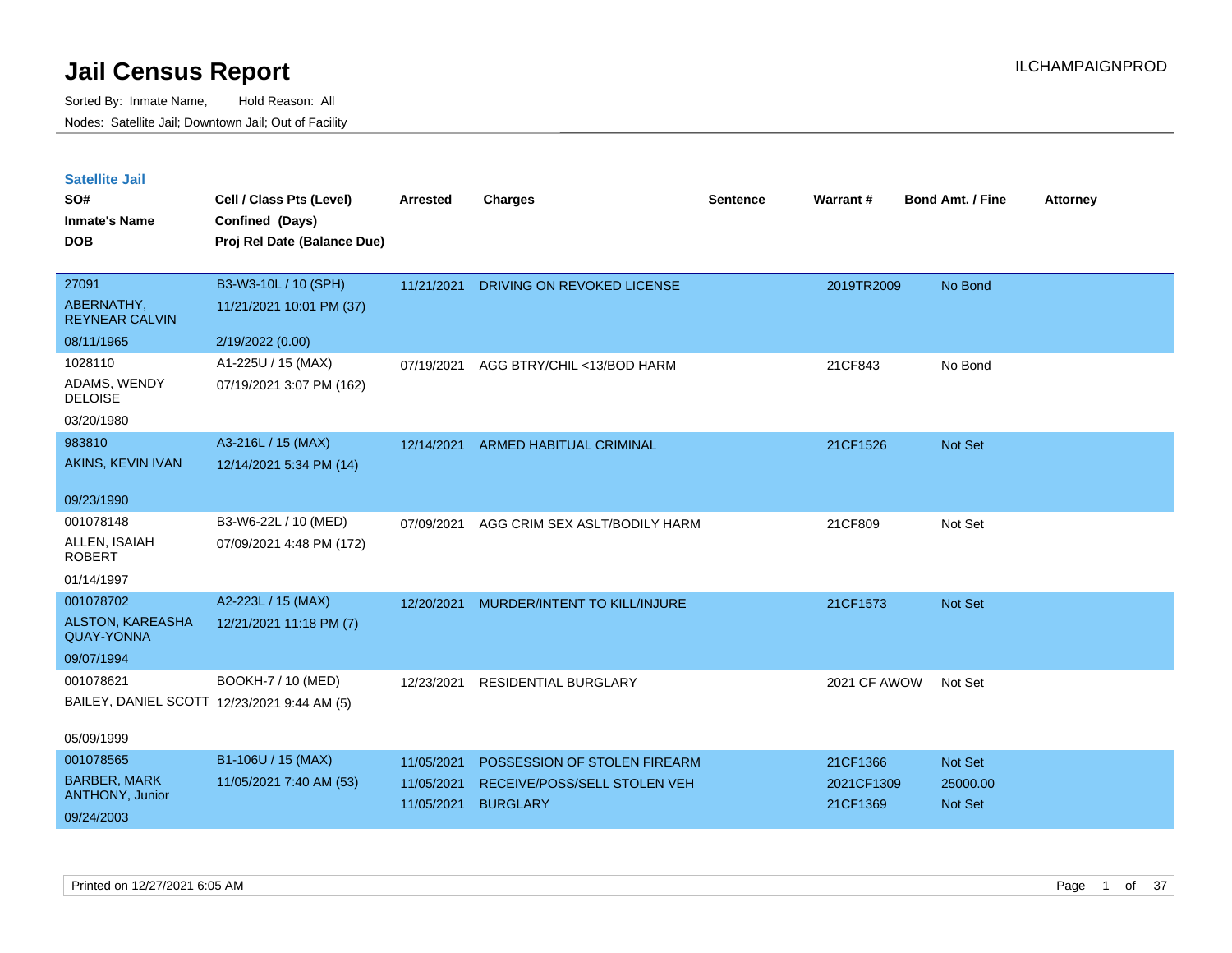# Jail Census Report

Sorted By: Inmate Name, Hold Reason: All

Nodes: Satellite Jail; Downtown Jail; Out of Facility

ILCHAMPAIGNPROD

## Satellite Jail

| SO# / Inmate's Name / DOB | Cell / Class Pts (Level) / Confined (Days) / Proj Rel Date (Balance Due) | Arrested | Charges | Sentence | Warrant # | Bond Amt. / Fine | Attorney |
|---|---|---|---|---|---|---|---|
| 27091<br>ABERNATHY, REYNEAR CALVIN<br>08/11/1965 | B3-W3-10L / 10 (SPH)<br>11/21/2021 10:01 PM (37)<br>2/19/2022 (0.00) | 11/21/2021 | DRIVING ON REVOKED LICENSE | | 2019TR2009 | No Bond | |
| 1028110<br>ADAMS, WENDY DELOISE<br>03/20/1980 | A1-225U / 15 (MAX)<br>07/19/2021 3:07 PM (162) | 07/19/2021 | AGG BTRY/CHIL <13/BOD HARM | | 21CF843 | No Bond | |
| 983810<br>AKINS, KEVIN IVAN<br>09/23/1990 | A3-216L / 15 (MAX)<br>12/14/2021 5:34 PM (14) | 12/14/2021 | ARMED HABITUAL CRIMINAL | | 21CF1526 | Not Set | |
| 001078148<br>ALLEN, ISAIAH ROBERT<br>01/14/1997 | B3-W6-22L / 10 (MED)<br>07/09/2021 4:48 PM (172) | 07/09/2021 | AGG CRIM SEX ASLT/BODILY HARM | | 21CF809 | Not Set | |
| 001078702<br>ALSTON, KAREASHA QUAY-YONNA<br>09/07/1994 | A2-223L / 15 (MAX)<br>12/21/2021 11:18 PM (7) | 12/20/2021 | MURDER/INTENT TO KILL/INJURE | | 21CF1573 | Not Set | |
| 001078621<br>BAILEY, DANIEL SCOTT<br>05/09/1999 | BOOKH-7 / 10 (MED)<br>12/23/2021 9:44 AM (5) | 12/23/2021 | RESIDENTIAL BURGLARY | | 2021 CF AWOW | Not Set | |
| 001078565<br>BARBER, MARK ANTHONY, Junior<br>09/24/2003 | B1-106U / 15 (MAX)<br>11/05/2021 7:40 AM (53) | 11/05/2021 | POSSESSION OF STOLEN FIREARM | | 21CF1366 | Not Set | |
| | | 11/05/2021 | RECEIVE/POSS/SELL STOLEN VEH | | 2021CF1309 | 25000.00 | |
| | | 11/05/2021 | BURGLARY | | 21CF1369 | Not Set | |

Printed on 12/27/2021 6:05 AM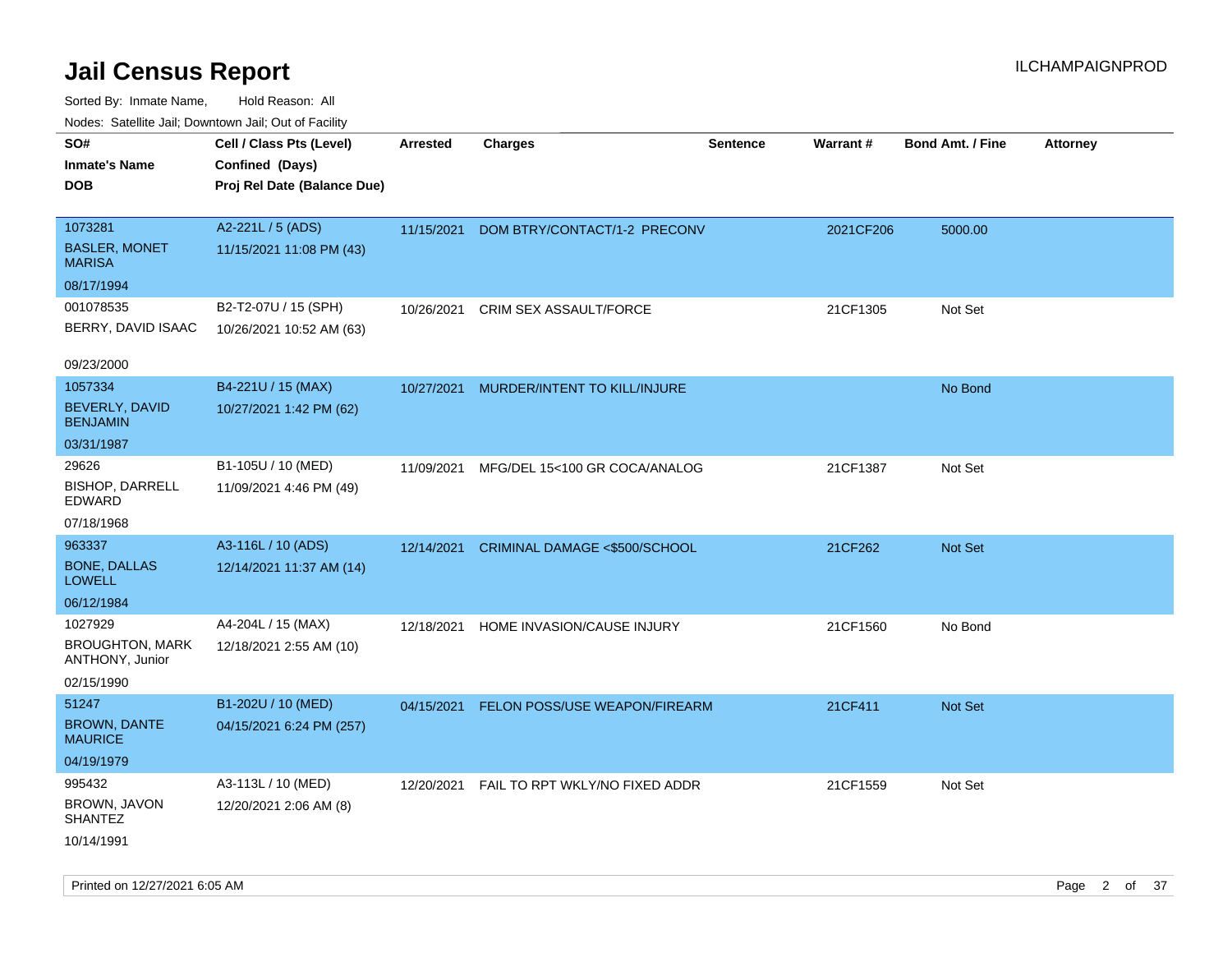# Jail Census Report

ILCHAMPAIGNPROD

Sorted By: Inmate Name, Hold Reason: All

Nodes: Satellite Jail; Downtown Jail; Out of Facility

| SO# / Inmate's Name / DOB | Cell / Class Pts (Level) / Confined (Days) / Proj Rel Date (Balance Due) | Arrested | Charges | Sentence | Warrant # | Bond Amt. / Fine | Attorney |
|---|---|---|---|---|---|---|---|
| 1073281<br>BASLER, MONET MARISA<br>08/17/1994 | A2-221L / 5 (ADS)<br>11/15/2021 11:08 PM (43) | 11/15/2021 | DOM BTRY/CONTACT/1-2 PRECONV | | 2021CF206 | 5000.00 | |
| 001078535<br>BERRY, DAVID ISAAC<br>09/23/2000 | B2-T2-07U / 15 (SPH)<br>10/26/2021 10:52 AM (63) | 10/26/2021 | CRIM SEX ASSAULT/FORCE | | 21CF1305 | Not Set | |
| 1057334<br>BEVERLY, DAVID BENJAMIN<br>03/31/1987 | B4-221U / 15 (MAX)<br>10/27/2021 1:42 PM (62) | 10/27/2021 | MURDER/INTENT TO KILL/INJURE | | | No Bond | |
| 29626<br>BISHOP, DARRELL EDWARD<br>07/18/1968 | B1-105U / 10 (MED)<br>11/09/2021 4:46 PM (49) | 11/09/2021 | MFG/DEL 15<100 GR COCA/ANALOG | | 21CF1387 | Not Set | |
| 963337<br>BONE, DALLAS LOWELL<br>06/12/1984 | A3-116L / 10 (ADS)<br>12/14/2021 11:37 AM (14) | 12/14/2021 | CRIMINAL DAMAGE <$500/SCHOOL | | 21CF262 | Not Set | |
| 1027929<br>BROUGHTON, MARK ANTHONY, Junior<br>02/15/1990 | A4-204L / 15 (MAX)<br>12/18/2021 2:55 AM (10) | 12/18/2021 | HOME INVASION/CAUSE INJURY | | 21CF1560 | No Bond | |
| 51247<br>BROWN, DANTE MAURICE<br>04/19/1979 | B1-202U / 10 (MED)<br>04/15/2021 6:24 PM (257) | 04/15/2021 | FELON POSS/USE WEAPON/FIREARM | | 21CF411 | Not Set | |
| 995432<br>BROWN, JAVON SHANTEZ<br>10/14/1991 | A3-113L / 10 (MED)<br>12/20/2021 2:06 AM (8) | 12/20/2021 | FAIL TO RPT WKLY/NO FIXED ADDR | | 21CF1559 | Not Set | |

Printed on 12/27/2021 6:05 AM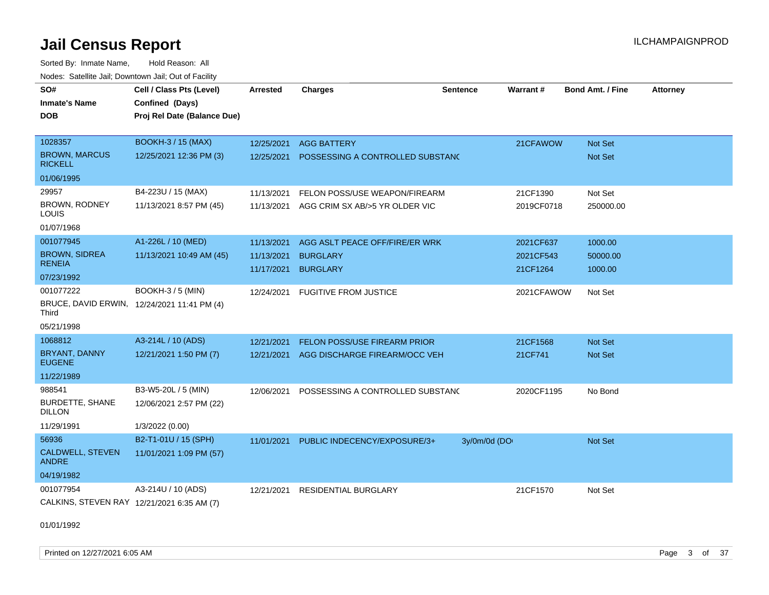# Jail Census Report

ILCHAMPAIGNPROD

Sorted By: Inmate Name, Hold Reason: All

Nodes: Satellite Jail; Downtown Jail; Out of Facility

| SO# / Inmate's Name / DOB | Cell / Class Pts (Level) / Confined (Days) / Proj Rel Date (Balance Due) | Arrested | Charges | Sentence | Warrant # | Bond Amt. / Fine | Attorney |
|---|---|---|---|---|---|---|---|
| 1028357<br>BROWN, MARCUS RICKELL<br>01/06/1995 | BOOKH-3 / 15 (MAX)<br>12/25/2021 12:36 PM (3) | 12/25/2021<br>12/25/2021 | AGG BATTERY<br>POSSESSING A CONTROLLED SUBSTANC | | 21CFAWOW | Not Set<br>Not Set | |
| 29957<br>BROWN, RODNEY LOUIS<br>01/07/1968 | B4-223U / 15 (MAX)<br>11/13/2021 8:57 PM (45) | 11/13/2021<br>11/13/2021 | FELON POSS/USE WEAPON/FIREARM<br>AGG CRIM SX AB/>5 YR OLDER VIC | | 21CF1390<br>2019CF0718 | Not Set<br>250000.00 | |
| 001077945<br>BROWN, SIDREA RENEIA<br>07/23/1992 | A1-226L / 10 (MED)<br>11/13/2021 10:49 AM (45) | 11/13/2021<br>11/13/2021<br>11/17/2021 | AGG ASLT PEACE OFF/FIRE/ER WRK<br>BURGLARY<br>BURGLARY | | 2021CF637<br>2021CF543<br>21CF1264 | 1000.00<br>50000.00<br>1000.00 | |
| 001077222<br>BRUCE, DAVID ERWIN, Third<br>05/21/1998 | BOOKH-3 / 5 (MIN)<br>12/24/2021 11:41 PM (4) | 12/24/2021 | FUGITIVE FROM JUSTICE | | 2021CFAWOW | Not Set | |
| 1068812<br>BRYANT, DANNY EUGENE<br>11/22/1989 | A3-214L / 10 (ADS)<br>12/21/2021 1:50 PM (7) | 12/21/2021<br>12/21/2021 | FELON POSS/USE FIREARM PRIOR<br>AGG DISCHARGE FIREARM/OCC VEH | | 21CF1568<br>21CF741 | Not Set<br>Not Set | |
| 988541<br>BURDETTE, SHANE DILLON<br>11/29/1991 | B3-W5-20L / 5 (MIN)<br>12/06/2021 2:57 PM (22)<br>1/3/2022 (0.00) | 12/06/2021 | POSSESSING A CONTROLLED SUBSTANC | | 2020CF1195 | No Bond | |
| 56936<br>CALDWELL, STEVEN ANDRE<br>04/19/1982 | B2-T1-01U / 15 (SPH)<br>11/01/2021 1:09 PM (57) | 11/01/2021 | PUBLIC INDECENCY/EXPOSURE/3+ | 3y/0m/0d (DO | | Not Set | |
| 001077954<br>CALKINS, STEVEN RAY<br>01/01/1992 | A3-214U / 10 (ADS)<br>12/21/2021 6:35 AM (7) | 12/21/2021 | RESIDENTIAL BURGLARY | | 21CF1570 | Not Set | |

Printed on 12/27/2021 6:05 AM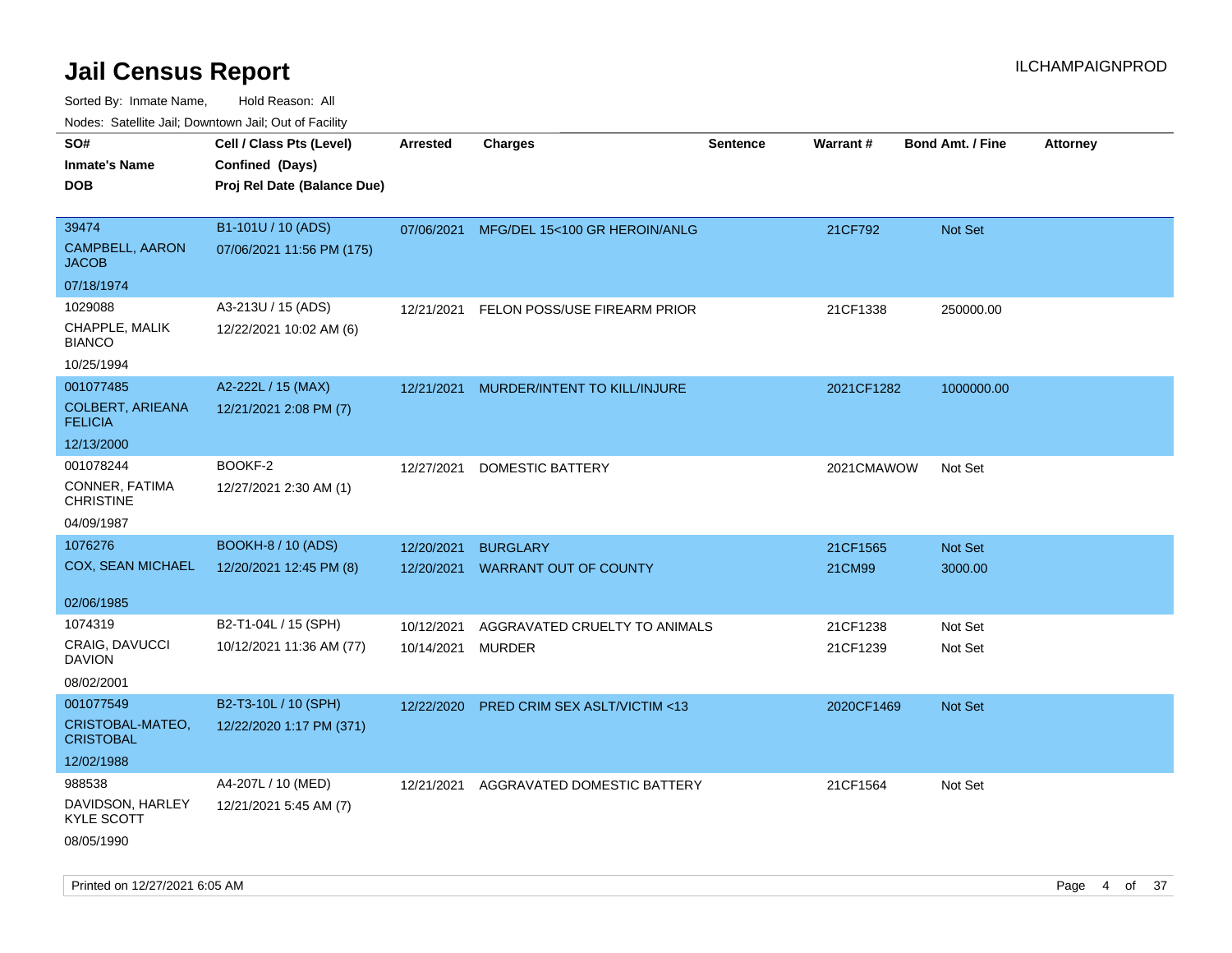# Jail Census Report

Sorted By: Inmate Name, Hold Reason: All

Nodes: Satellite Jail; Downtown Jail; Out of Facility

| SO# / Inmate's Name / DOB | Cell / Class Pts (Level) / Confined (Days) / Proj Rel Date (Balance Due) | Arrested | Charges | Sentence | Warrant # | Bond Amt. / Fine | Attorney |
|---|---|---|---|---|---|---|---|
| 39474<br>CAMPBELL, AARON JACOB<br>07/18/1974 | B1-101U / 10 (ADS)<br>07/06/2021 11:56 PM (175) | 07/06/2021 | MFG/DEL 15<100 GR HEROIN/ANLG | | 21CF792 | Not Set | |
| 1029088<br>CHAPPLE, MALIK BIANCO<br>10/25/1994 | A3-213U / 15 (ADS)<br>12/22/2021 10:02 AM (6) | 12/21/2021 | FELON POSS/USE FIREARM PRIOR | | 21CF1338 | 250000.00 | |
| 001077485<br>COLBERT, ARIEANA FELICIA<br>12/13/2000 | A2-222L / 15 (MAX)<br>12/21/2021 2:08 PM (7) | 12/21/2021 | MURDER/INTENT TO KILL/INJURE | | 2021CF1282 | 1000000.00 | |
| 001078244<br>CONNER, FATIMA CHRISTINE<br>04/09/1987 | BOOKF-2<br>12/27/2021 2:30 AM (1) | 12/27/2021 | DOMESTIC BATTERY | | 2021CMAWOW | Not Set | |
| 1076276<br>COX, SEAN MICHAEL<br>02/06/1985 | BOOKH-8 / 10 (ADS)<br>12/20/2021 12:45 PM (8) | 12/20/2021<br>12/20/2021 | BURGLARY<br>WARRANT OUT OF COUNTY | | 21CF1565<br>21CM99 | Not Set<br>3000.00 | |
| 1074319<br>CRAIG, DAVUCCI DAVION<br>08/02/2001 | B2-T1-04L / 15 (SPH)<br>10/12/2021 11:36 AM (77) | 10/12/2021<br>10/14/2021 | AGGRAVATED CRUELTY TO ANIMALS<br>MURDER | | 21CF1238<br>21CF1239 | Not Set<br>Not Set | |
| 001077549<br>CRISTOBAL-MATEO, CRISTOBAL<br>12/02/1988 | B2-T3-10L / 10 (SPH)<br>12/22/2020 1:17 PM (371) | 12/22/2020 | PRED CRIM SEX ASLT/VICTIM <13 | | 2020CF1469 | Not Set | |
| 988538<br>DAVIDSON, HARLEY KYLE SCOTT<br>08/05/1990 | A4-207L / 10 (MED)<br>12/21/2021 5:45 AM (7) | 12/21/2021 | AGGRAVATED DOMESTIC BATTERY | | 21CF1564 | Not Set | |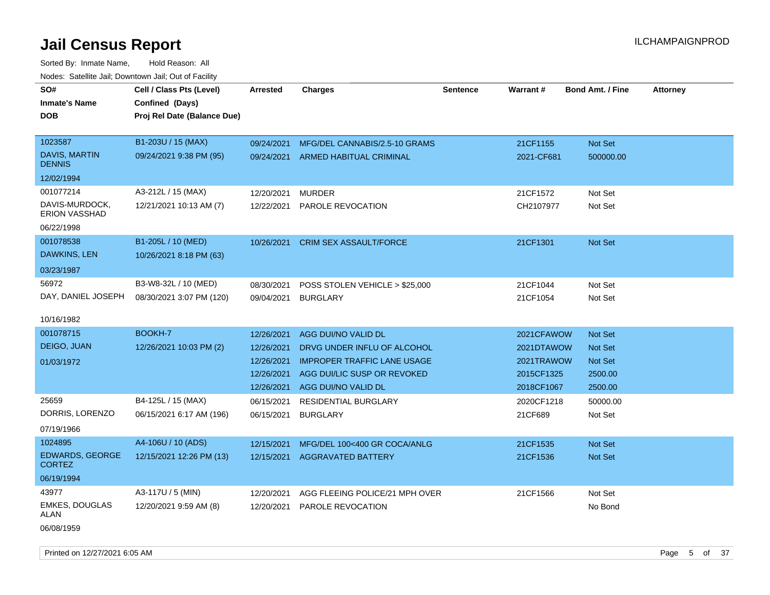# Jail Census Report

Sorted By: Inmate Name, Hold Reason: All

Nodes: Satellite Jail; Downtown Jail; Out of Facility

| SO# / Inmate's Name / DOB | Cell / Class Pts (Level) / Confined (Days) / Proj Rel Date (Balance Due) | Arrested | Charges | Sentence | Warrant # | Bond Amt. / Fine | Attorney |
|---|---|---|---|---|---|---|---|
| 1023587 | B1-203U / 15 (MAX) | 09/24/2021 | MFG/DEL CANNABIS/2.5-10 GRAMS | | 21CF1155 | Not Set | |
| DAVIS, MARTIN DENNIS | 09/24/2021 9:38 PM (95) | 09/24/2021 | ARMED HABITUAL CRIMINAL | | 2021-CF681 | 500000.00 | |
| 12/02/1994 | | | | | | | |
| 001077214 | A3-212L / 15 (MAX) | 12/20/2021 | MURDER | | 21CF1572 | Not Set | |
| DAVIS-MURDOCK, ERION VASSHAD | 12/21/2021 10:13 AM (7) | 12/22/2021 | PAROLE REVOCATION | | CH2107977 | Not Set | |
| 06/22/1998 | | | | | | | |
| 001078538 | B1-205L / 10 (MED) | 10/26/2021 | CRIM SEX ASSAULT/FORCE | | 21CF1301 | Not Set | |
| DAWKINS, LEN | 10/26/2021 8:18 PM (63) | | | | | | |
| 03/23/1987 | | | | | | | |
| 56972 | B3-W8-32L / 10 (MED) | 08/30/2021 | POSS STOLEN VEHICLE > $25,000 | | 21CF1044 | Not Set | |
| DAY, DANIEL JOSEPH | 08/30/2021 3:07 PM (120) | 09/04/2021 | BURGLARY | | 21CF1054 | Not Set | |
| 10/16/1982 | | | | | | | |
| 001078715 | BOOKH-7 | 12/26/2021 | AGG DUI/NO VALID DL | | 2021CFAWOW | Not Set | |
| DEIGO, JUAN | 12/26/2021 10:03 PM (2) | 12/26/2021 | DRVG UNDER INFLU OF ALCOHOL | | 2021DTAWOW | Not Set | |
| 01/03/1972 | | 12/26/2021 | IMPROPER TRAFFIC LANE USAGE | | 2021TRAWOW | Not Set | |
| | | 12/26/2021 | AGG DUI/LIC SUSP OR REVOKED | | 2015CF1325 | 2500.00 | |
| | | 12/26/2021 | AGG DUI/NO VALID DL | | 2018CF1067 | 2500.00 | |
| 25659 | B4-125L / 15 (MAX) | 06/15/2021 | RESIDENTIAL BURGLARY | | 2020CF1218 | 50000.00 | |
| DORRIS, LORENZO | 06/15/2021 6:17 AM (196) | 06/15/2021 | BURGLARY | | 21CF689 | Not Set | |
| 07/19/1966 | | | | | | | |
| 1024895 | A4-106U / 10 (ADS) | 12/15/2021 | MFG/DEL 100<400 GR COCA/ANLG | | 21CF1535 | Not Set | |
| EDWARDS, GEORGE CORTEZ | 12/15/2021 12:26 PM (13) | 12/15/2021 | AGGRAVATED BATTERY | | 21CF1536 | Not Set | |
| 06/19/1994 | | | | | | | |
| 43977 | A3-117U / 5 (MIN) | 12/20/2021 | AGG FLEEING POLICE/21 MPH OVER | | 21CF1566 | Not Set | |
| EMKES, DOUGLAS ALAN | 12/20/2021 9:59 AM (8) | 12/20/2021 | PAROLE REVOCATION | | | No Bond | |
| 06/08/1959 | | | | | | | |

Printed on 12/27/2021 6:05 AM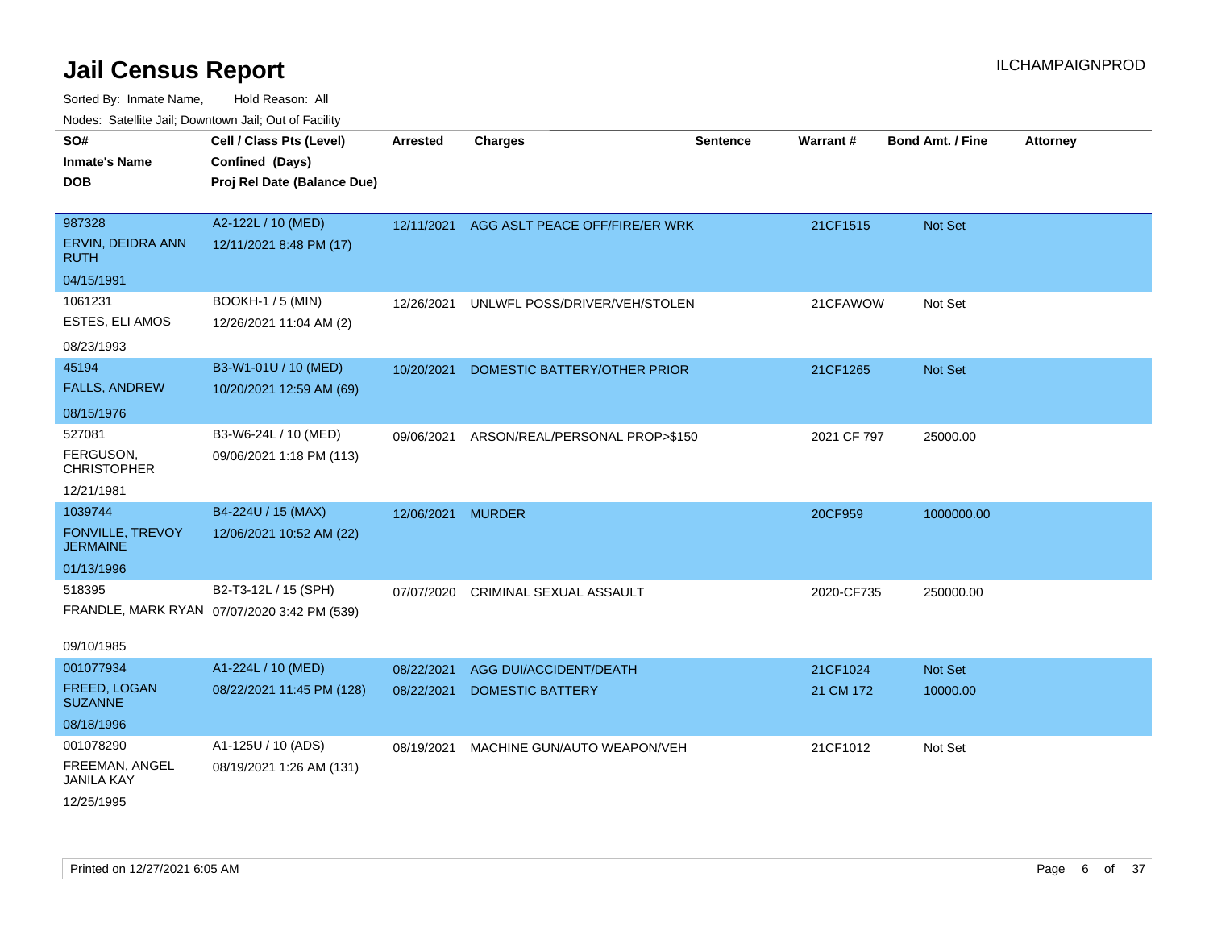# Jail Census Report

ILCHAMPAIGNPROD

Sorted By: Inmate Name, Hold Reason: All

Nodes: Satellite Jail; Downtown Jail; Out of Facility

| SO# / Inmate's Name / DOB | Cell / Class Pts (Level) / Confined (Days) / Proj Rel Date (Balance Due) | Arrested | Charges | Sentence | Warrant # | Bond Amt. / Fine | Attorney |
|---|---|---|---|---|---|---|---|
| 987328<br>ERVIN, DEIDRA ANN RUTH<br>04/15/1991 | A2-122L / 10 (MED)<br>12/11/2021 8:48 PM (17) | 12/11/2021 | AGG ASLT PEACE OFF/FIRE/ER WRK | | 21CF1515 | Not Set | |
| 1061231<br>ESTES, ELI AMOS<br>08/23/1993 | BOOKH-1 / 5 (MIN)<br>12/26/2021 11:04 AM (2) | 12/26/2021 | UNLWFL POSS/DRIVER/VEH/STOLEN | | 21CFAWOW | Not Set | |
| 45194<br>FALLS, ANDREW<br>08/15/1976 | B3-W1-01U / 10 (MED)<br>10/20/2021 12:59 AM (69) | 10/20/2021 | DOMESTIC BATTERY/OTHER PRIOR | | 21CF1265 | Not Set | |
| 527081<br>FERGUSON, CHRISTOPHER<br>12/21/1981 | B3-W6-24L / 10 (MED)<br>09/06/2021 1:18 PM (113) | 09/06/2021 | ARSON/REAL/PERSONAL PROP>$150 | | 2021 CF 797 | 25000.00 | |
| 1039744<br>FONVILLE, TREVOY JERMAINE<br>01/13/1996 | B4-224U / 15 (MAX)<br>12/06/2021 10:52 AM (22) | 12/06/2021 | MURDER | | 20CF959 | 1000000.00 | |
| 518395<br>FRANDLE, MARK RYAN<br>09/10/1985 | B2-T3-12L / 15 (SPH)<br>07/07/2020 3:42 PM (539) | 07/07/2020 | CRIMINAL SEXUAL ASSAULT | | 2020-CF735 | 250000.00 | |
| 001077934<br>FREED, LOGAN SUZANNE<br>08/18/1996 | A1-224L / 10 (MED)<br>08/22/2021 11:45 PM (128) | 08/22/2021 | AGG DUI/ACCIDENT/DEATH | | 21CF1024 | Not Set | |
| | | 08/22/2021 | DOMESTIC BATTERY | | 21 CM 172 | 10000.00 | |
| 001078290<br>FREEMAN, ANGEL JANILA KAY<br>12/25/1995 | A1-125U / 10 (ADS)<br>08/19/2021 1:26 AM (131) | 08/19/2021 | MACHINE GUN/AUTO WEAPON/VEH | | 21CF1012 | Not Set | |

Printed on 12/27/2021 6:05 AM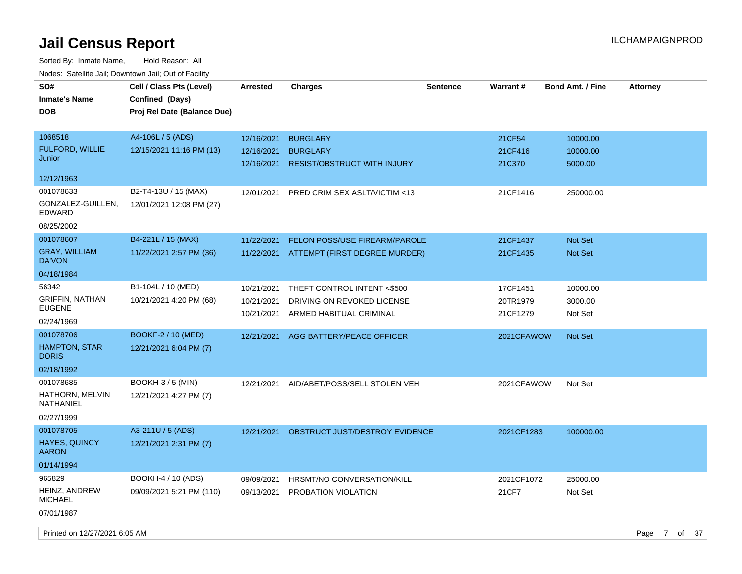# Jail Census Report

ILCHAMPAIGNPROD

Sorted By: Inmate Name, Hold Reason: All

Nodes: Satellite Jail; Downtown Jail; Out of Facility

| SO# / Inmate's Name / DOB | Cell / Class Pts (Level) / Confined (Days) / Proj Rel Date (Balance Due) | Arrested | Charges | Sentence | Warrant # | Bond Amt. / Fine | Attorney |
|---|---|---|---|---|---|---|---|
| 1068518<br>FULFORD, WILLIE Junior<br>12/12/1963 | A4-106L / 5 (ADS)<br>12/15/2021 11:16 PM (13) | 12/16/2021 | BURGLARY | | 21CF54 | 10000.00 | |
| | | 12/16/2021 | BURGLARY | | 21CF416 | 10000.00 | |
| | | 12/16/2021 | RESIST/OBSTRUCT WITH INJURY | | 21C370 | 5000.00 | |
| 001078633<br>GONZALEZ-GUILLEN, EDWARD<br>08/25/2002 | B2-T4-13U / 15 (MAX)<br>12/01/2021 12:08 PM (27) | 12/01/2021 | PRED CRIM SEX ASLT/VICTIM <13 | | 21CF1416 | 250000.00 | |
| 001078607<br>GRAY, WILLIAM DA'VON<br>04/18/1984 | B4-221L / 15 (MAX)<br>11/22/2021 2:57 PM (36) | 11/22/2021 | FELON POSS/USE FIREARM/PAROLE | | 21CF1437 | Not Set | |
| | | 11/22/2021 | ATTEMPT (FIRST DEGREE MURDER) | | 21CF1435 | Not Set | |
| 56342<br>GRIFFIN, NATHAN EUGENE<br>02/24/1969 | B1-104L / 10 (MED)<br>10/21/2021 4:20 PM (68) | 10/21/2021 | THEFT CONTROL INTENT <$500 | | 17CF1451 | 10000.00 | |
| | | 10/21/2021 | DRIVING ON REVOKED LICENSE | | 20TR1979 | 3000.00 | |
| | | 10/21/2021 | ARMED HABITUAL CRIMINAL | | 21CF1279 | Not Set | |
| 001078706<br>HAMPTON, STAR DORIS<br>02/18/1992 | BOOKF-2 / 10 (MED)<br>12/21/2021 6:04 PM (7) | 12/21/2021 | AGG BATTERY/PEACE OFFICER | | 2021CFAWOW | Not Set | |
| 001078685<br>HATHORN, MELVIN NATHANIEL<br>02/27/1999 | BOOKH-3 / 5 (MIN)<br>12/21/2021 4:27 PM (7) | 12/21/2021 | AID/ABET/POSS/SELL STOLEN VEH | | 2021CFAWOW | Not Set | |
| 001078705<br>HAYES, QUINCY AARON<br>01/14/1994 | A3-211U / 5 (ADS)<br>12/21/2021 2:31 PM (7) | 12/21/2021 | OBSTRUCT JUST/DESTROY EVIDENCE | | 2021CF1283 | 100000.00 | |
| 965829<br>HEINZ, ANDREW MICHAEL<br>07/01/1987 | BOOKH-4 / 10 (ADS)<br>09/09/2021 5:21 PM (110) | 09/09/2021 | HRSMT/NO CONVERSATION/KILL | | 2021CF1072 | 25000.00 | |
| | | 09/13/2021 | PROBATION VIOLATION | | 21CF7 | Not Set | |

Printed on 12/27/2021 6:05 AM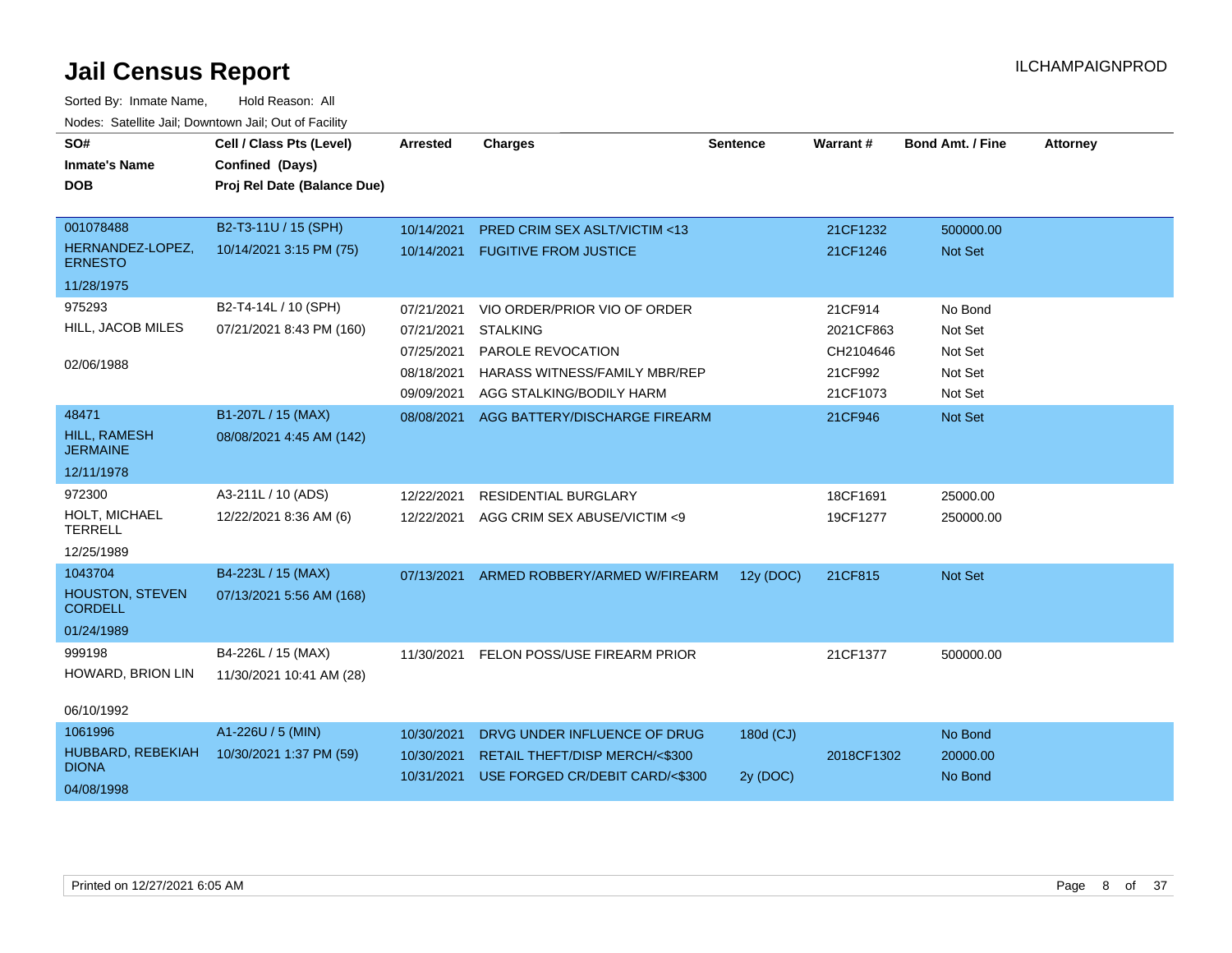# Jail Census Report

ILCHAMPAIGNPROD

Sorted By: Inmate Name, Hold Reason: All

Nodes: Satellite Jail; Downtown Jail; Out of Facility

| SO# / Inmate's Name / DOB | Cell / Class Pts (Level) / Confined (Days) / Proj Rel Date (Balance Due) | Arrested | Charges | Sentence | Warrant # | Bond Amt. / Fine | Attorney |
|---|---|---|---|---|---|---|---|
| 001078488<br>HERNANDEZ-LOPEZ, ERNESTO<br>11/28/1975 | B2-T3-11U / 15 (SPH)<br>10/14/2021 3:15 PM (75) | 10/14/2021 | PRED CRIM SEX ASLT/VICTIM <13 | | 21CF1232 | 500000.00 | |
| | | 10/14/2021 | FUGITIVE FROM JUSTICE | | 21CF1246 | Not Set | |
| 975293<br>HILL, JACOB MILES<br>02/06/1988 | B2-T4-14L / 10 (SPH)<br>07/21/2021 8:43 PM (160) | 07/21/2021 | VIO ORDER/PRIOR VIO OF ORDER | | 21CF914 | No Bond | |
| | | 07/21/2021 | STALKING | | 2021CF863 | Not Set | |
| | | 07/25/2021 | PAROLE REVOCATION | | CH2104646 | Not Set | |
| | | 08/18/2021 | HARASS WITNESS/FAMILY MBR/REP | | 21CF992 | Not Set | |
| | | 09/09/2021 | AGG STALKING/BODILY HARM | | 21CF1073 | Not Set | |
| 48471<br>HILL, RAMESH JERMAINE<br>12/11/1978 | B1-207L / 15 (MAX)<br>08/08/2021 4:45 AM (142) | 08/08/2021 | AGG BATTERY/DISCHARGE FIREARM | | 21CF946 | Not Set | |
| 972300<br>HOLT, MICHAEL TERRELL<br>12/25/1989 | A3-211L / 10 (ADS)<br>12/22/2021 8:36 AM (6) | 12/22/2021 | RESIDENTIAL BURGLARY | | 18CF1691 | 25000.00 | |
| | | 12/22/2021 | AGG CRIM SEX ABUSE/VICTIM <9 | | 19CF1277 | 250000.00 | |
| 1043704<br>HOUSTON, STEVEN CORDELL<br>01/24/1989 | B4-223L / 15 (MAX)<br>07/13/2021 5:56 AM (168) | 07/13/2021 | ARMED ROBBERY/ARMED W/FIREARM | 12y (DOC) | 21CF815 | Not Set | |
| 999198<br>HOWARD, BRION LIN<br>06/10/1992 | B4-226L / 15 (MAX)<br>11/30/2021 10:41 AM (28) | 11/30/2021 | FELON POSS/USE FIREARM PRIOR | | 21CF1377 | 500000.00 | |
| 1061996<br>HUBBARD, REBEKIAH DIONA<br>04/08/1998 | A1-226U / 5 (MIN)<br>10/30/2021 1:37 PM (59) | 10/30/2021 | DRVG UNDER INFLUENCE OF DRUG | 180d (CJ) | | No Bond | |
| | | 10/30/2021 | RETAIL THEFT/DISP MERCH/<$300 | | 2018CF1302 | 20000.00 | |
| | | 10/31/2021 | USE FORGED CR/DEBIT CARD/<$300 | 2y (DOC) | | No Bond | |

Printed on 12/27/2021 6:05 AM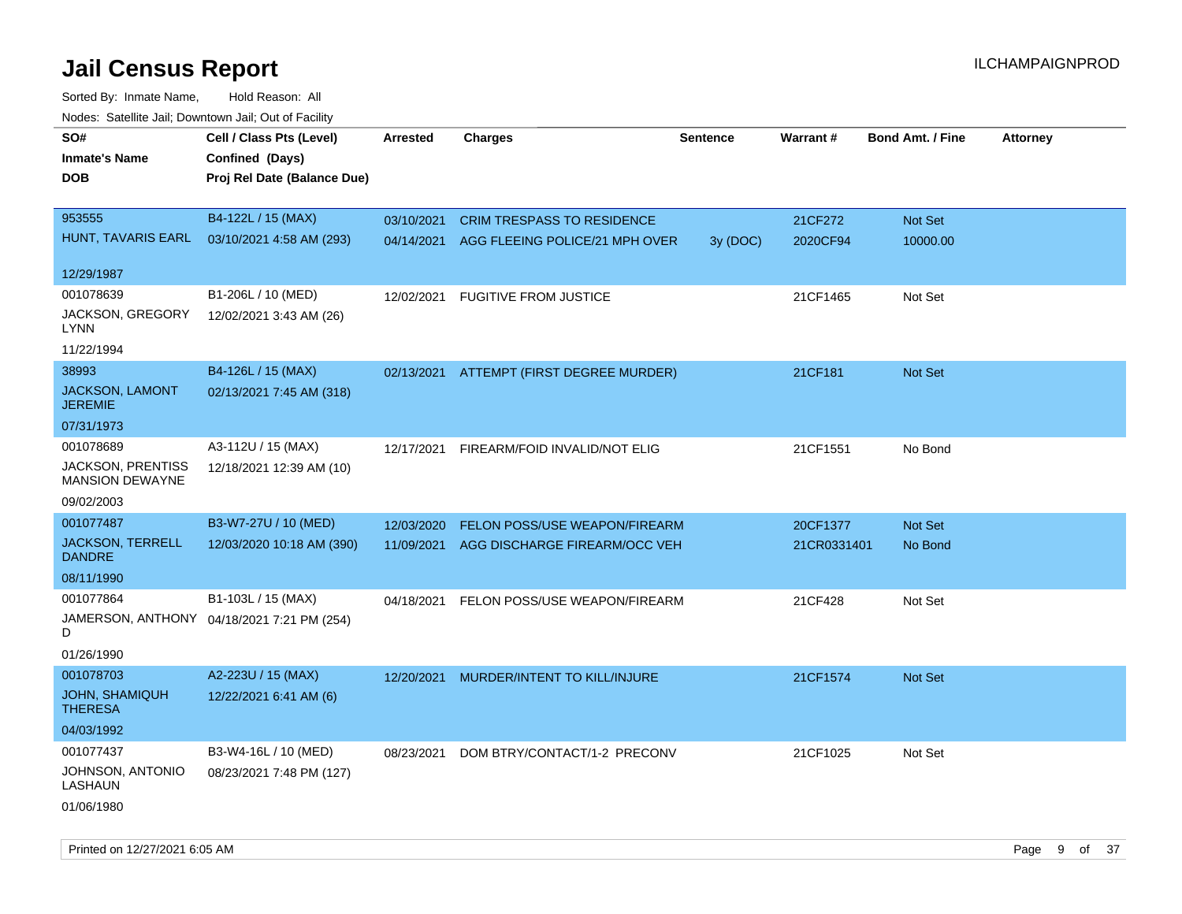# Jail Census Report

ILCHAMPAIGNPROD

Sorted By: Inmate Name, Hold Reason: All

Nodes: Satellite Jail; Downtown Jail; Out of Facility

| SO#<br>Inmate's Name<br>DOB | Cell / Class Pts (Level)<br>Confined (Days)<br>Proj Rel Date (Balance Due) | Arrested | Charges | Sentence | Warrant # | Bond Amt. / Fine | Attorney |
|---|---|---|---|---|---|---|---|
| 953555<br>HUNT, TAVARIS EARL<br>12/29/1987 | B4-122L / 15 (MAX)<br>03/10/2021 4:58 AM (293) | 03/10/2021 | CRIM TRESPASS TO RESIDENCE | | 21CF272 | Not Set | |
| | | 04/14/2021 | AGG FLEEING POLICE/21 MPH OVER | 3y (DOC) | 2020CF94 | 10000.00 | |
| 001078639<br>JACKSON, GREGORY LYNN<br>11/22/1994 | B1-206L / 10 (MED)<br>12/02/2021 3:43 AM (26) | 12/02/2021 | FUGITIVE FROM JUSTICE | | 21CF1465 | Not Set | |
| 38993<br>JACKSON, LAMONT JEREMIE<br>07/31/1973 | B4-126L / 15 (MAX)<br>02/13/2021 7:45 AM (318) | 02/13/2021 | ATTEMPT (FIRST DEGREE MURDER) | | 21CF181 | Not Set | |
| 001078689<br>JACKSON, PRENTISS MANSION DEWAYNE<br>09/02/2003 | A3-112U / 15 (MAX)<br>12/18/2021 12:39 AM (10) | 12/17/2021 | FIREARM/FOID INVALID/NOT ELIG | | 21CF1551 | No Bond | |
| 001077487<br>JACKSON, TERRELL DANDRE<br>08/11/1990 | B3-W7-27U / 10 (MED)<br>12/03/2020 10:18 AM (390) | 12/03/2020 | FELON POSS/USE WEAPON/FIREARM | | 20CF1377 | Not Set | |
| | | 11/09/2021 | AGG DISCHARGE FIREARM/OCC VEH | | 21CR0331401 | No Bond | |
| 001077864<br>JAMERSON, ANTHONY D<br>01/26/1990 | B1-103L / 15 (MAX)<br>04/18/2021 7:21 PM (254) | 04/18/2021 | FELON POSS/USE WEAPON/FIREARM | | 21CF428 | Not Set | |
| 001078703<br>JOHN, SHAMIQUH THERESA<br>04/03/1992 | A2-223U / 15 (MAX)<br>12/22/2021 6:41 AM (6) | 12/20/2021 | MURDER/INTENT TO KILL/INJURE | | 21CF1574 | Not Set | |
| 001077437<br>JOHNSON, ANTONIO LASHAUN<br>01/06/1980 | B3-W4-16L / 10 (MED)<br>08/23/2021 7:48 PM (127) | 08/23/2021 | DOM BTRY/CONTACT/1-2 PRECONV | | 21CF1025 | Not Set | |

Printed on 12/27/2021 6:05 AM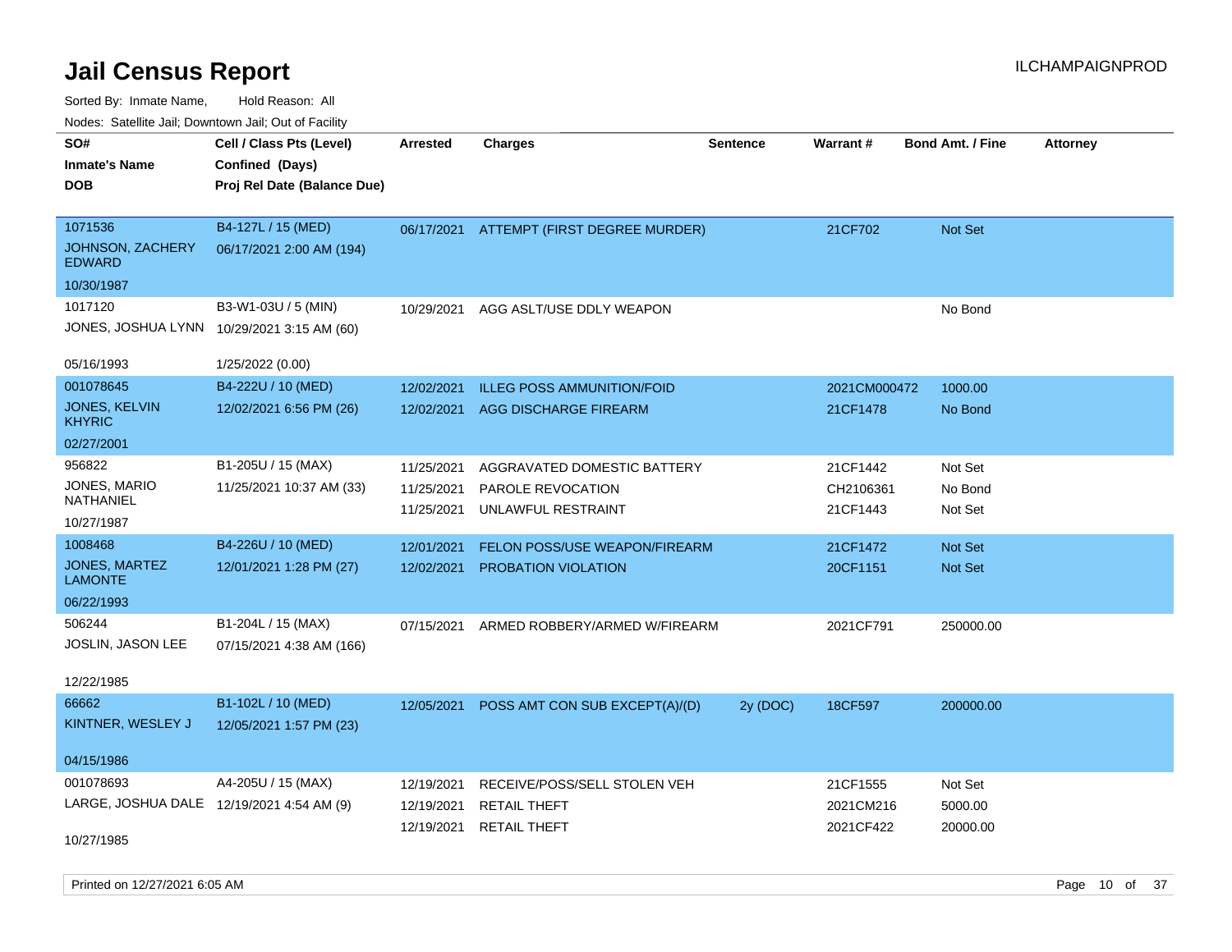# Jail Census Report

Sorted By: Inmate Name, Hold Reason: All

Nodes: Satellite Jail; Downtown Jail; Out of Facility

| SO# / Inmate's Name / DOB | Cell / Class Pts (Level) / Confined (Days) / Proj Rel Date (Balance Due) | Arrested | Charges | Sentence | Warrant # | Bond Amt. / Fine | Attorney |
|---|---|---|---|---|---|---|---|
| 1071536<br>JOHNSON, ZACHERY EDWARD<br>10/30/1987 | B4-127L / 15 (MED)<br>06/17/2021 2:00 AM (194) | 06/17/2021 | ATTEMPT (FIRST DEGREE MURDER) | | 21CF702 | Not Set | |
| 1017120<br>JONES, JOSHUA LYNN<br>05/16/1993 | B3-W1-03U / 5 (MIN)<br>10/29/2021 3:15 AM (60)<br>1/25/2022 (0.00) | 10/29/2021 | AGG ASLT/USE DDLY WEAPON | | | No Bond | |
| 001078645<br>JONES, KELVIN KHYRIC<br>02/27/2001 | B4-222U / 10 (MED)<br>12/02/2021 6:56 PM (26) | 12/02/2021 | ILLEG POSS AMMUNITION/FOID | | 2021CM000472 | 1000.00 | |
| | | 12/02/2021 | AGG DISCHARGE FIREARM | | 21CF1478 | No Bond | |
| 956822<br>JONES, MARIO NATHANIEL<br>10/27/1987 | B1-205U / 15 (MAX)<br>11/25/2021 10:37 AM (33) | 11/25/2021 | AGGRAVATED DOMESTIC BATTERY | | 21CF1442 | Not Set | |
| | | 11/25/2021 | PAROLE REVOCATION | | CH2106361 | No Bond | |
| | | 11/25/2021 | UNLAWFUL RESTRAINT | | 21CF1443 | Not Set | |
| 1008468<br>JONES, MARTEZ LAMONTE<br>06/22/1993 | B4-226U / 10 (MED)<br>12/01/2021 1:28 PM (27) | 12/01/2021 | FELON POSS/USE WEAPON/FIREARM | | 21CF1472 | Not Set | |
| | | 12/02/2021 | PROBATION VIOLATION | | 20CF1151 | Not Set | |
| 506244<br>JOSLIN, JASON LEE<br>12/22/1985 | B1-204L / 15 (MAX)<br>07/15/2021 4:38 AM (166) | 07/15/2021 | ARMED ROBBERY/ARMED W/FIREARM | | 2021CF791 | 250000.00 | |
| 66662<br>KINTNER, WESLEY J<br>04/15/1986 | B1-102L / 10 (MED)<br>12/05/2021 1:57 PM (23) | 12/05/2021 | POSS AMT CON SUB EXCEPT(A)/(D) | 2y (DOC) | 18CF597 | 200000.00 | |
| 001078693<br>LARGE, JOSHUA DALE<br>10/27/1985 | A4-205U / 15 (MAX)<br>12/19/2021 4:54 AM (9) | 12/19/2021 | RECEIVE/POSS/SELL STOLEN VEH | | 21CF1555 | Not Set | |
| | | 12/19/2021 | RETAIL THEFT | | 2021CM216 | 5000.00 | |
| | | 12/19/2021 | RETAIL THEFT | | 2021CF422 | 20000.00 | |

Printed on 12/27/2021 6:05 AM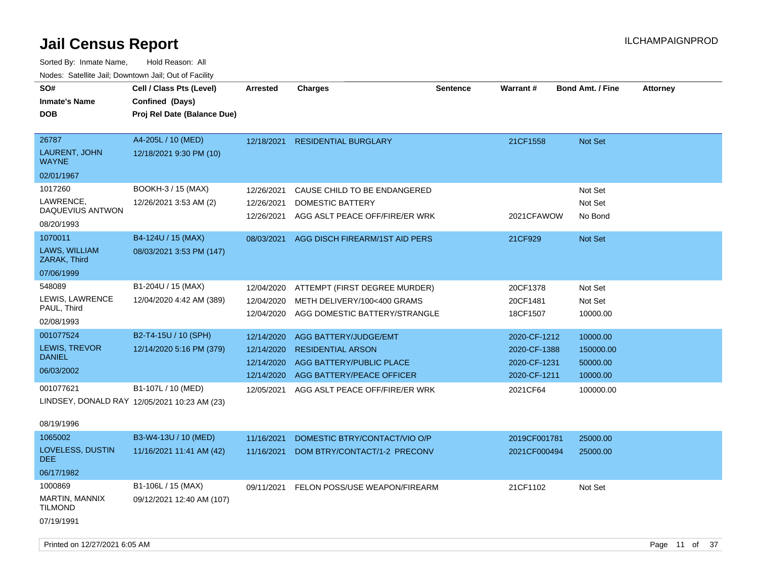# Jail Census Report

ILCHAMPAIGNPROD

Sorted By: Inmate Name, Hold Reason: All

Nodes: Satellite Jail; Downtown Jail; Out of Facility

| SO# / Inmate's Name / DOB | Cell / Class Pts (Level) / Confined (Days) / Proj Rel Date (Balance Due) | Arrested | Charges | Sentence | Warrant # | Bond Amt. / Fine | Attorney |
|---|---|---|---|---|---|---|---|
| 26787 LAURENT, JOHN WAYNE 02/01/1967 | A4-205L / 10 (MED) 12/18/2021 9:30 PM (10) | 12/18/2021 | RESIDENTIAL BURGLARY | | 21CF1558 | Not Set | |
| 1017260 LAWRENCE, DAQUEVIUS ANTWON 08/20/1993 | BOOKH-3 / 15 (MAX) 12/26/2021 3:53 AM (2) | 12/26/2021 | CAUSE CHILD TO BE ENDANGERED | | | Not Set | |
| | | 12/26/2021 | DOMESTIC BATTERY | | | Not Set | |
| | | 12/26/2021 | AGG ASLT PEACE OFF/FIRE/ER WRK | | 2021CFAWOW | No Bond | |
| 1070011 LAWS, WILLIAM ZARAK, Third 07/06/1999 | B4-124U / 15 (MAX) 08/03/2021 3:53 PM (147) | 08/03/2021 | AGG DISCH FIREARM/1ST AID PERS | | 21CF929 | Not Set | |
| 548089 LEWIS, LAWRENCE PAUL, Third 02/08/1993 | B1-204U / 15 (MAX) 12/04/2020 4:42 AM (389) | 12/04/2020 | ATTEMPT (FIRST DEGREE MURDER) | | 20CF1378 | Not Set | |
| | | 12/04/2020 | METH DELIVERY/100<400 GRAMS | | 20CF1481 | Not Set | |
| | | 12/04/2020 | AGG DOMESTIC BATTERY/STRANGLE | | 18CF1507 | 10000.00 | |
| 001077524 LEWIS, TREVOR DANIEL 06/03/2002 | B2-T4-15U / 10 (SPH) 12/14/2020 5:16 PM (379) | 12/14/2020 | AGG BATTERY/JUDGE/EMT | | 2020-CF-1212 | 10000.00 | |
| | | 12/14/2020 | RESIDENTIAL ARSON | | 2020-CF-1388 | 150000.00 | |
| | | 12/14/2020 | AGG BATTERY/PUBLIC PLACE | | 2020-CF-1231 | 50000.00 | |
| | | 12/14/2020 | AGG BATTERY/PEACE OFFICER | | 2020-CF-1211 | 10000.00 | |
| 001077621 LINDSEY, DONALD RAY 08/19/1996 | B1-107L / 10 (MED) 12/05/2021 10:23 AM (23) | 12/05/2021 | AGG ASLT PEACE OFF/FIRE/ER WRK | | 2021CF64 | 100000.00 | |
| 1065002 LOVELESS, DUSTIN DEE 06/17/1982 | B3-W4-13U / 10 (MED) 11/16/2021 11:41 AM (42) | 11/16/2021 | DOMESTIC BTRY/CONTACT/VIO O/P | | 2019CF001781 | 25000.00 | |
| | | 11/16/2021 | DOM BTRY/CONTACT/1-2 PRECONV | | 2021CF000494 | 25000.00 | |
| 1000869 MARTIN, MANNIX TILMOND 07/19/1991 | B1-106L / 15 (MAX) 09/12/2021 12:40 AM (107) | 09/11/2021 | FELON POSS/USE WEAPON/FIREARM | | 21CF1102 | Not Set | |

Printed on 12/27/2021 6:05 AM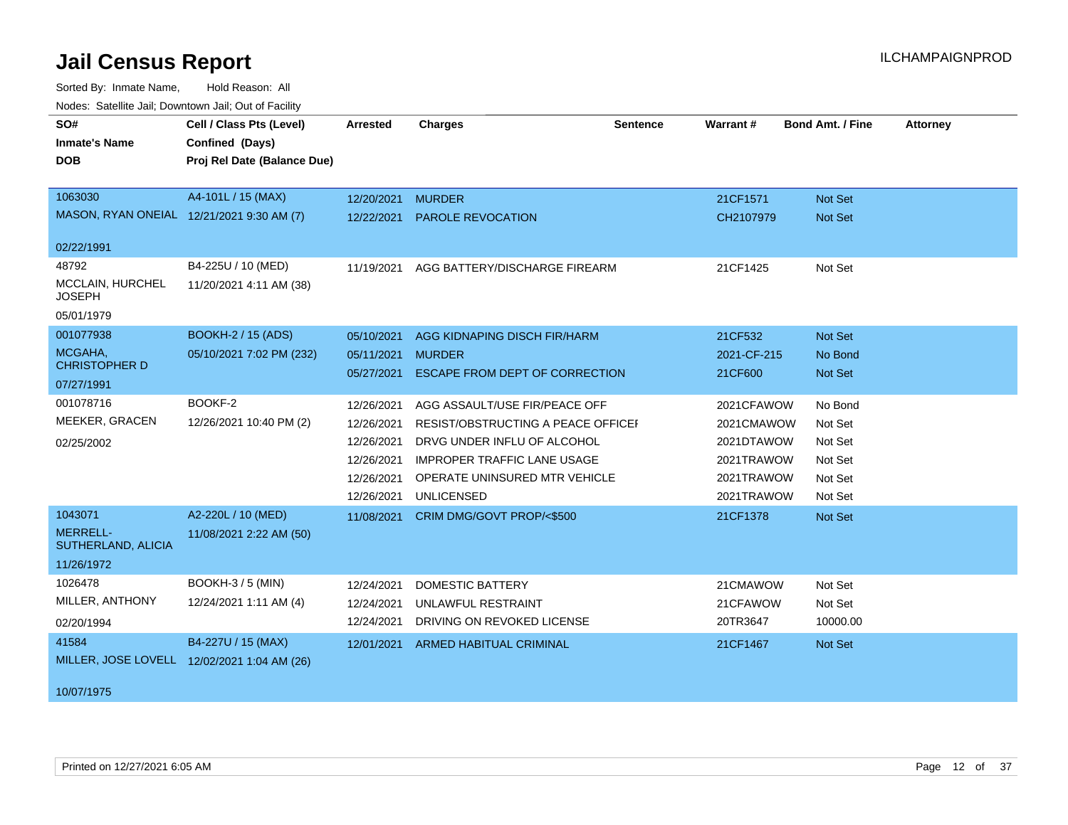# Jail Census Report

Sorted By: Inmate Name, Hold Reason: All

Nodes: Satellite Jail; Downtown Jail; Out of Facility

| SO# / Inmate's Name / DOB | Cell / Class Pts (Level) / Confined (Days) / Proj Rel Date (Balance Due) | Arrested | Charges | Sentence | Warrant # | Bond Amt. / Fine | Attorney |
|---|---|---|---|---|---|---|---|
| 1063030<br>MASON, RYAN ONEIAL<br>02/22/1991 | A4-101L / 15 (MAX)<br>12/21/2021 9:30 AM (7) | 12/20/2021 | MURDER | | 21CF1571 | Not Set | |
| | | 12/22/2021 | PAROLE REVOCATION | | CH2107979 | Not Set | |
| 48792<br>MCCLAIN, HURCHEL JOSEPH<br>05/01/1979 | B4-225U / 10 (MED)<br>11/20/2021 4:11 AM (38) | 11/19/2021 | AGG BATTERY/DISCHARGE FIREARM | | 21CF1425 | Not Set | |
| 001077938<br>MCGAHA, CHRISTOPHER D<br>07/27/1991 | BOOKH-2 / 15 (ADS)<br>05/10/2021 7:02 PM (232) | 05/10/2021 | AGG KIDNAPING DISCH FIR/HARM | | 21CF532 | Not Set | |
| | | 05/11/2021 | MURDER | | 2021-CF-215 | No Bond | |
| | | 05/27/2021 | ESCAPE FROM DEPT OF CORRECTION | | 21CF600 | Not Set | |
| 001078716<br>MEEKER, GRACEN<br>02/25/2002 | BOOKF-2<br>12/26/2021 10:40 PM (2) | 12/26/2021 | AGG ASSAULT/USE FIR/PEACE OFF | | 2021CFAWOW | No Bond | |
| | | 12/26/2021 | RESIST/OBSTRUCTING A PEACE OFFICEI | | 2021CMAWOW | Not Set | |
| | | 12/26/2021 | DRVG UNDER INFLU OF ALCOHOL | | 2021DTAWOW | Not Set | |
| | | 12/26/2021 | IMPROPER TRAFFIC LANE USAGE | | 2021TRAWOW | Not Set | |
| | | 12/26/2021 | OPERATE UNINSURED MTR VEHICLE | | 2021TRAWOW | Not Set | |
| | | 12/26/2021 | UNLICENSED | | 2021TRAWOW | Not Set | |
| 1043071<br>MERRELL-SUTHERLAND, ALICIA<br>11/26/1972 | A2-220L / 10 (MED)<br>11/08/2021 2:22 AM (50) | 11/08/2021 | CRIM DMG/GOVT PROP/<$500 | | 21CF1378 | Not Set | |
| 1026478<br>MILLER, ANTHONY<br>02/20/1994 | BOOKH-3 / 5 (MIN)<br>12/24/2021 1:11 AM (4) | 12/24/2021 | DOMESTIC BATTERY | | 21CMAWOW | Not Set | |
| | | 12/24/2021 | UNLAWFUL RESTRAINT | | 21CFAWOW | Not Set | |
| | | 12/24/2021 | DRIVING ON REVOKED LICENSE | | 20TR3647 | 10000.00 | |
| 41584<br>MILLER, JOSE LOVELL<br>10/07/1975 | B4-227U / 15 (MAX)<br>12/02/2021 1:04 AM (26) | 12/01/2021 | ARMED HABITUAL CRIMINAL | | 21CF1467 | Not Set | |

Printed on 12/27/2021 6:05 AM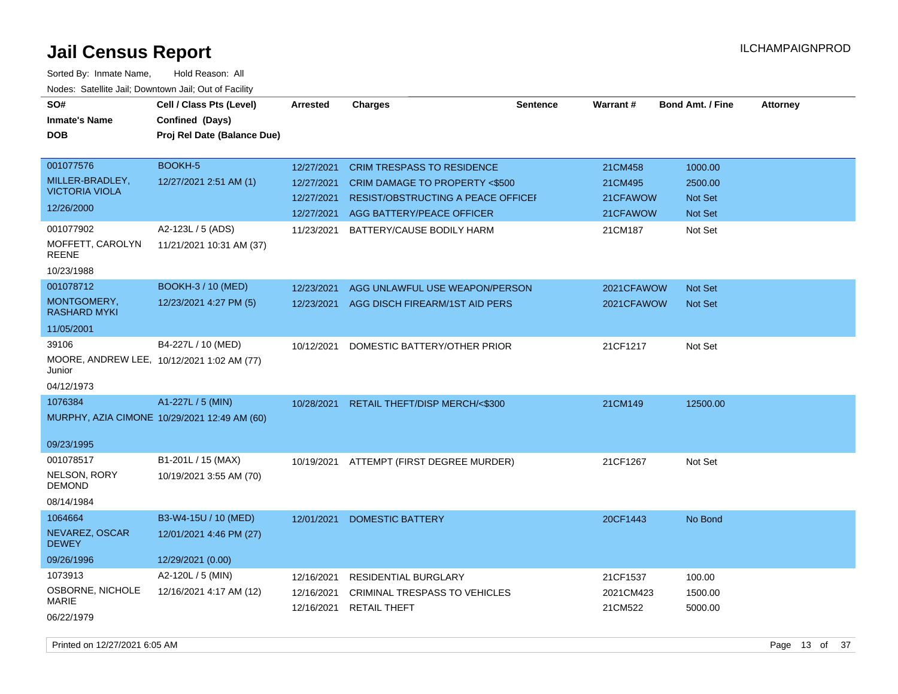# Jail Census Report

Sorted By: Inmate Name, Hold Reason: All

Nodes: Satellite Jail; Downtown Jail; Out of Facility

| SO# / Inmate's Name / DOB | Cell / Class Pts (Level) / Confined (Days) / Proj Rel Date (Balance Due) | Arrested | Charges | Sentence | Warrant # | Bond Amt. / Fine | Attorney |
|---|---|---|---|---|---|---|---|
| 001077576<br>MILLER-BRADLEY, VICTORIA VIOLA<br>12/26/2000 | BOOKH-5<br>12/27/2021 2:51 AM (1) | 12/27/2021 | CRIM TRESPASS TO RESIDENCE | | 21CM458 | 1000.00 | |
| | | 12/27/2021 | CRIM DAMAGE TO PROPERTY <$500 | | 21CM495 | 2500.00 | |
| | | 12/27/2021 | RESIST/OBSTRUCTING A PEACE OFFICEI | | 21CFAWOW | Not Set | |
| | | 12/27/2021 | AGG BATTERY/PEACE OFFICER | | 21CFAWOW | Not Set | |
| 001077902<br>MOFFETT, CAROLYN REENE<br>10/23/1988 | A2-123L / 5 (ADS)<br>11/21/2021 10:31 AM (37) | 11/23/2021 | BATTERY/CAUSE BODILY HARM | | 21CM187 | Not Set | |
| 001078712<br>MONTGOMERY, RASHARD MYKI<br>11/05/2001 | BOOKH-3 / 10 (MED)<br>12/23/2021 4:27 PM (5) | 12/23/2021 | AGG UNLAWFUL USE WEAPON/PERSON | | 2021CFAWOW | Not Set | |
| | | 12/23/2021 | AGG DISCH FIREARM/1ST AID PERS | | 2021CFAWOW | Not Set | |
| 39106<br>MOORE, ANDREW LEE, Junior<br>04/12/1973 | B4-227L / 10 (MED)<br>10/12/2021 1:02 AM (77) | 10/12/2021 | DOMESTIC BATTERY/OTHER PRIOR | | 21CF1217 | Not Set | |
| 1076384<br>MURPHY, AZIA CIMONE<br>09/23/1995 | A1-227L / 5 (MIN)<br>10/29/2021 12:49 AM (60) | 10/28/2021 | RETAIL THEFT/DISP MERCH/<$300 | | 21CM149 | 12500.00 | |
| 001078517<br>NELSON, RORY DEMOND<br>08/14/1984 | B1-201L / 15 (MAX)<br>10/19/2021 3:55 AM (70) | 10/19/2021 | ATTEMPT (FIRST DEGREE MURDER) | | 21CF1267 | Not Set | |
| 1064664<br>NEVAREZ, OSCAR DEWEY<br>09/26/1996 | B3-W4-15U / 10 (MED)<br>12/01/2021 4:46 PM (27)<br>12/29/2021 (0.00) | 12/01/2021 | DOMESTIC BATTERY | | 20CF1443 | No Bond | |
| 1073913<br>OSBORNE, NICHOLE MARIE<br>06/22/1979 | A2-120L / 5 (MIN)<br>12/16/2021 4:17 AM (12) | 12/16/2021 | RESIDENTIAL BURGLARY | | 21CF1537 | 100.00 | |
| | | 12/16/2021 | CRIMINAL TRESPASS TO VEHICLES | | 2021CM423 | 1500.00 | |
| | | 12/16/2021 | RETAIL THEFT | | 21CM522 | 5000.00 | |

Printed on 12/27/2021 6:05 AM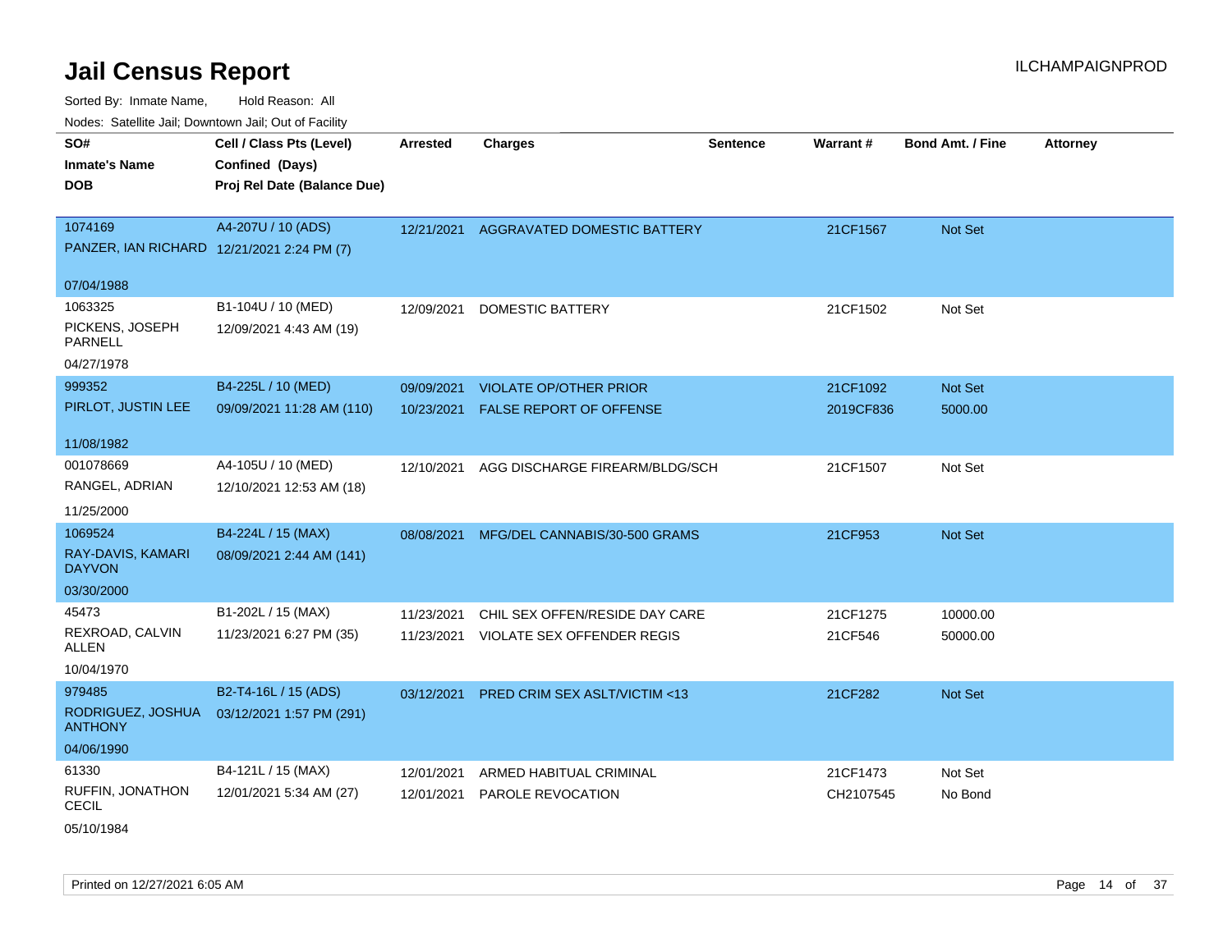# Jail Census Report

ILCHAMPAIGNPROD

Sorted By: Inmate Name, Hold Reason: All

Nodes: Satellite Jail; Downtown Jail; Out of Facility

| SO# / Inmate's Name / DOB | Cell / Class Pts (Level) / Confined (Days) / Proj Rel Date (Balance Due) | Arrested | Charges | Sentence | Warrant # | Bond Amt. / Fine | Attorney |
|---|---|---|---|---|---|---|---|
| 1074169<br>PANZER, IAN RICHARD<br>07/04/1988 | A4-207U / 10 (ADS)<br>12/21/2021 2:24 PM (7) | 12/21/2021 | AGGRAVATED DOMESTIC BATTERY | | 21CF1567 | Not Set | |
| 1063325<br>PICKENS, JOSEPH PARNELL<br>04/27/1978 | B1-104U / 10 (MED)<br>12/09/2021 4:43 AM (19) | 12/09/2021 | DOMESTIC BATTERY | | 21CF1502 | Not Set | |
| 999352<br>PIRLOT, JUSTIN LEE<br>11/08/1982 | B4-225L / 10 (MED)<br>09/09/2021 11:28 AM (110) | 09/09/2021 | VIOLATE OP/OTHER PRIOR | | 21CF1092 | Not Set | |
| | | 10/23/2021 | FALSE REPORT OF OFFENSE | | 2019CF836 | 5000.00 | |
| 001078669<br>RANGEL, ADRIAN<br>11/25/2000 | A4-105U / 10 (MED)<br>12/10/2021 12:53 AM (18) | 12/10/2021 | AGG DISCHARGE FIREARM/BLDG/SCH | | 21CF1507 | Not Set | |
| 1069524<br>RAY-DAVIS, KAMARI DAYVON<br>03/30/2000 | B4-224L / 15 (MAX)<br>08/09/2021 2:44 AM (141) | 08/08/2021 | MFG/DEL CANNABIS/30-500 GRAMS | | 21CF953 | Not Set | |
| 45473<br>REXROAD, CALVIN ALLEN<br>10/04/1970 | B1-202L / 15 (MAX)<br>11/23/2021 6:27 PM (35) | 11/23/2021 | CHIL SEX OFFEN/RESIDE DAY CARE | | 21CF1275 | 10000.00 | |
| | | 11/23/2021 | VIOLATE SEX OFFENDER REGIS | | 21CF546 | 50000.00 | |
| 979485<br>RODRIGUEZ, JOSHUA ANTHONY<br>04/06/1990 | B2-T4-16L / 15 (ADS)<br>03/12/2021 1:57 PM (291) | 03/12/2021 | PRED CRIM SEX ASLT/VICTIM <13 | | 21CF282 | Not Set | |
| 61330<br>RUFFIN, JONATHON CECIL<br>05/10/1984 | B4-121L / 15 (MAX)<br>12/01/2021 5:34 AM (27) | 12/01/2021 | ARMED HABITUAL CRIMINAL | | 21CF1473 | Not Set | |
| | | 12/01/2021 | PAROLE REVOCATION | | CH2107545 | No Bond | |

Printed on 12/27/2021 6:05 AM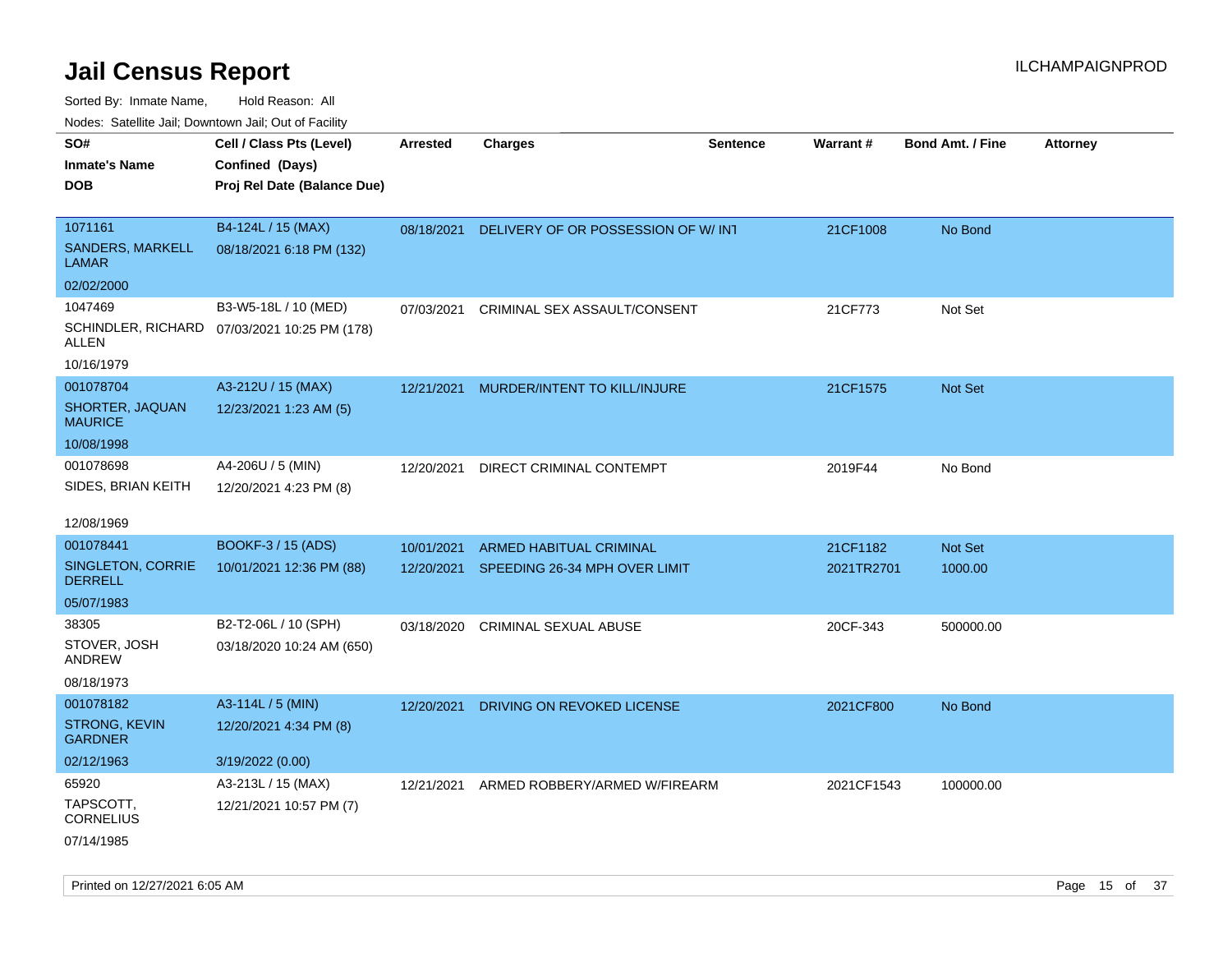# Jail Census Report

ILCHAMPAIGNPROD

Sorted By: Inmate Name, Hold Reason: All

Nodes: Satellite Jail; Downtown Jail; Out of Facility

| SO# / Inmate's Name / DOB | Cell / Class Pts (Level) / Confined (Days) / Proj Rel Date (Balance Due) | Arrested | Charges | Sentence | Warrant # | Bond Amt. / Fine | Attorney |
|---|---|---|---|---|---|---|---|
| 1071161<br>SANDERS, MARKELL LAMAR<br>02/02/2000 | B4-124L / 15 (MAX)<br>08/18/2021 6:18 PM (132) | 08/18/2021 | DELIVERY OF OR POSSESSION OF W/ INT | | 21CF1008 | No Bond | |
| 1047469<br>SCHINDLER, RICHARD ALLEN<br>10/16/1979 | B3-W5-18L / 10 (MED)<br>07/03/2021 10:25 PM (178) | 07/03/2021 | CRIMINAL SEX ASSAULT/CONSENT | | 21CF773 | Not Set | |
| 001078704<br>SHORTER, JAQUAN MAURICE<br>10/08/1998 | A3-212U / 15 (MAX)<br>12/23/2021 1:23 AM (5) | 12/21/2021 | MURDER/INTENT TO KILL/INJURE | | 21CF1575 | Not Set | |
| 001078698<br>SIDES, BRIAN KEITH<br>12/08/1969 | A4-206U / 5 (MIN)<br>12/20/2021 4:23 PM (8) | 12/20/2021 | DIRECT CRIMINAL CONTEMPT | | 2019F44 | No Bond | |
| 001078441<br>SINGLETON, CORRIE DERRELL<br>05/07/1983 | BOOKF-3 / 15 (ADS)<br>10/01/2021 12:36 PM (88) | 10/01/2021<br>12/20/2021 | ARMED HABITUAL CRIMINAL<br>SPEEDING 26-34 MPH OVER LIMIT | | 21CF1182<br>2021TR2701 | Not Set<br>1000.00 | |
| 38305<br>STOVER, JOSH ANDREW<br>08/18/1973 | B2-T2-06L / 10 (SPH)<br>03/18/2020 10:24 AM (650) | 03/18/2020 | CRIMINAL SEXUAL ABUSE | | 20CF-343 | 500000.00 | |
| 001078182<br>STRONG, KEVIN GARDNER<br>02/12/1963 | A3-114L / 5 (MIN)<br>12/20/2021 4:34 PM (8)<br>3/19/2022 (0.00) | 12/20/2021 | DRIVING ON REVOKED LICENSE | | 2021CF800 | No Bond | |
| 65920<br>TAPSCOTT, CORNELIUS<br>07/14/1985 | A3-213L / 15 (MAX)<br>12/21/2021 10:57 PM (7) | 12/21/2021 | ARMED ROBBERY/ARMED W/FIREARM | | 2021CF1543 | 100000.00 | |

Printed on 12/27/2021 6:05 AM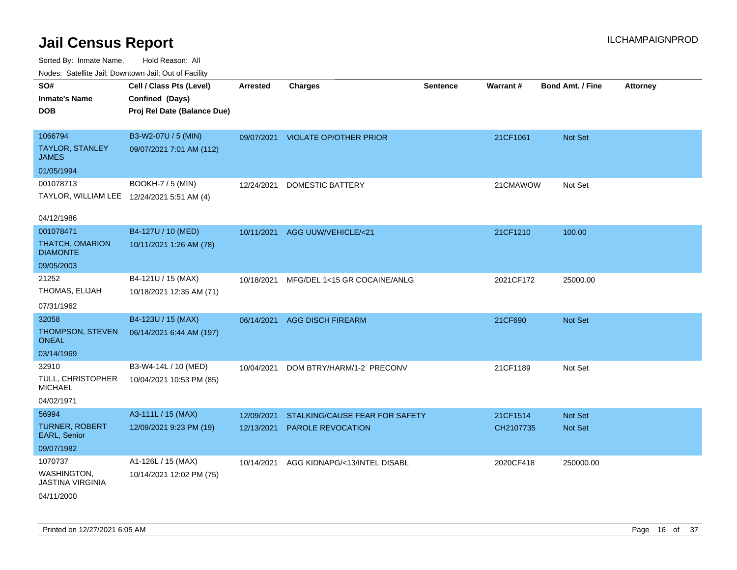# Jail Census Report

ILCHAMPAIGNPROD

Sorted By: Inmate Name, Hold Reason: All

Nodes: Satellite Jail; Downtown Jail; Out of Facility

| SO# / Inmate's Name / DOB | Cell / Class Pts (Level) / Confined (Days) / Proj Rel Date (Balance Due) | Arrested | Charges | Sentence | Warrant # | Bond Amt. / Fine | Attorney |
|---|---|---|---|---|---|---|---|
| 1066794 TAYLOR, STANLEY JAMES 01/05/1994 | B3-W2-07U / 5 (MIN) 09/07/2021 7:01 AM (112) | 09/07/2021 | VIOLATE OP/OTHER PRIOR | | 21CF1061 | Not Set | |
| 001078713 TAYLOR, WILLIAM LEE 04/12/1986 | BOOKH-7 / 5 (MIN) 12/24/2021 5:51 AM (4) | 12/24/2021 | DOMESTIC BATTERY | | 21CMAWOW | Not Set | |
| 001078471 THATCH, OMARION DIAMONTE 09/05/2003 | B4-127U / 10 (MED) 10/11/2021 1:26 AM (78) | 10/11/2021 | AGG UUW/VEHICLE/<21 | | 21CF1210 | 100.00 | |
| 21252 THOMAS, ELIJAH 07/31/1962 | B4-121U / 15 (MAX) 10/18/2021 12:35 AM (71) | 10/18/2021 | MFG/DEL 1<15 GR COCAINE/ANLG | | 2021CF172 | 25000.00 | |
| 32058 THOMPSON, STEVEN ONEAL 03/14/1969 | B4-123U / 15 (MAX) 06/14/2021 6:44 AM (197) | 06/14/2021 | AGG DISCH FIREARM | | 21CF690 | Not Set | |
| 32910 TULL, CHRISTOPHER MICHAEL 04/02/1971 | B3-W4-14L / 10 (MED) 10/04/2021 10:53 PM (85) | 10/04/2021 | DOM BTRY/HARM/1-2 PRECONV | | 21CF1189 | Not Set | |
| 56994 TURNER, ROBERT EARL, Senior 09/07/1982 | A3-111L / 15 (MAX) 12/09/2021 9:23 PM (19) | 12/09/2021 | STALKING/CAUSE FEAR FOR SAFETY | | 21CF1514 | Not Set | |
| | | 12/13/2021 | PAROLE REVOCATION | | CH2107735 | Not Set | |
| 1070737 WASHINGTON, JASTINA VIRGINIA 04/11/2000 | A1-126L / 15 (MAX) 10/14/2021 12:02 PM (75) | 10/14/2021 | AGG KIDNAPG/<13/INTEL DISABL | | 2020CF418 | 250000.00 | |

Printed on 12/27/2021 6:05 AM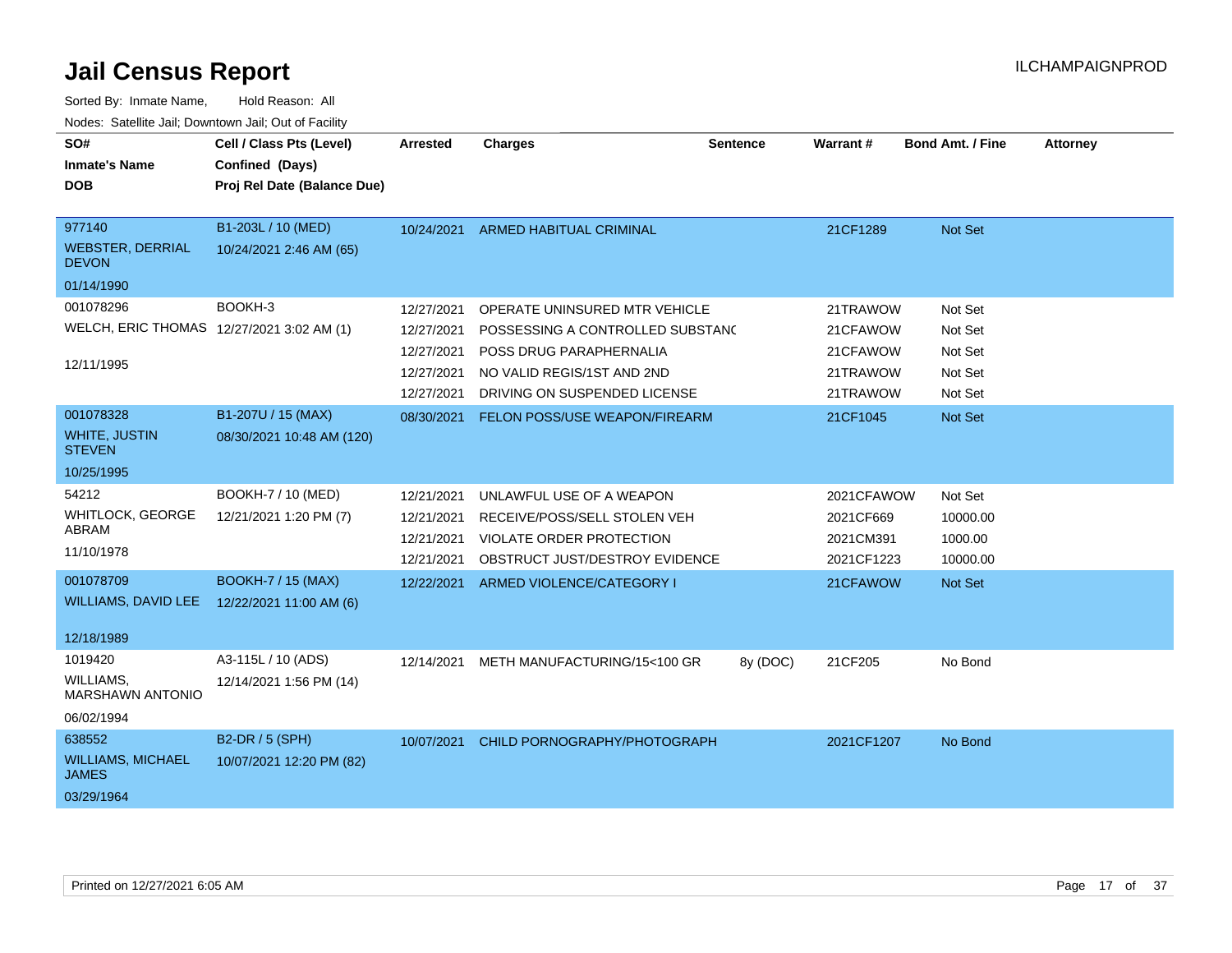# Jail Census Report

Sorted By: Inmate Name, Hold Reason: All

Nodes: Satellite Jail; Downtown Jail; Out of Facility

| SO# / Inmate's Name / DOB | Cell / Class Pts (Level) / Confined (Days) / Proj Rel Date (Balance Due) | Arrested | Charges | Sentence | Warrant # | Bond Amt. / Fine | Attorney |
|---|---|---|---|---|---|---|---|
| 977140<br>WEBSTER, DERRIAL DEVON<br>01/14/1990 | B1-203L / 10 (MED)<br>10/24/2021 2:46 AM (65) | 10/24/2021 | ARMED HABITUAL CRIMINAL | | 21CF1289 | Not Set | |
| 001078296<br>WELCH, ERIC THOMAS<br>12/11/1995 | BOOKH-3<br>12/27/2021 3:02 AM (1) | 12/27/2021 | OPERATE UNINSURED MTR VEHICLE | | 21TRAWOW | Not Set | |
| | | 12/27/2021 | POSSESSING A CONTROLLED SUBSTANC | | 21CFAWOW | Not Set | |
| | | 12/27/2021 | POSS DRUG PARAPHERNALIA | | 21CFAWOW | Not Set | |
| | | 12/27/2021 | NO VALID REGIS/1ST AND 2ND | | 21TRAWOW | Not Set | |
| | | 12/27/2021 | DRIVING ON SUSPENDED LICENSE | | 21TRAWOW | Not Set | |
| 001078328<br>WHITE, JUSTIN STEVEN<br>10/25/1995 | B1-207U / 15 (MAX)<br>08/30/2021 10:48 AM (120) | 08/30/2021 | FELON POSS/USE WEAPON/FIREARM | | 21CF1045 | Not Set | |
| 54212<br>WHITLOCK, GEORGE ABRAM<br>11/10/1978 | BOOKH-7 / 10 (MED)<br>12/21/2021 1:20 PM (7) | 12/21/2021 | UNLAWFUL USE OF A WEAPON | | 2021CFAWOW | Not Set | |
| | | 12/21/2021 | RECEIVE/POSS/SELL STOLEN VEH | | 2021CF669 | 10000.00 | |
| | | 12/21/2021 | VIOLATE ORDER PROTECTION | | 2021CM391 | 1000.00 | |
| | | 12/21/2021 | OBSTRUCT JUST/DESTROY EVIDENCE | | 2021CF1223 | 10000.00 | |
| 001078709<br>WILLIAMS, DAVID LEE<br>12/18/1989 | BOOKH-7 / 15 (MAX)<br>12/22/2021 11:00 AM (6) | 12/22/2021 | ARMED VIOLENCE/CATEGORY I | | 21CFAWOW | Not Set | |
| 1019420<br>WILLIAMS, MARSHAWN ANTONIO<br>06/02/1994 | A3-115L / 10 (ADS)<br>12/14/2021 1:56 PM (14) | 12/14/2021 | METH MANUFACTURING/15<100 GR | 8y (DOC) | 21CF205 | No Bond | |
| 638552<br>WILLIAMS, MICHAEL JAMES<br>03/29/1964 | B2-DR / 5 (SPH)<br>10/07/2021 12:20 PM (82) | 10/07/2021 | CHILD PORNOGRAPHY/PHOTOGRAPH | | 2021CF1207 | No Bond | |

Printed on 12/27/2021 6:05 AM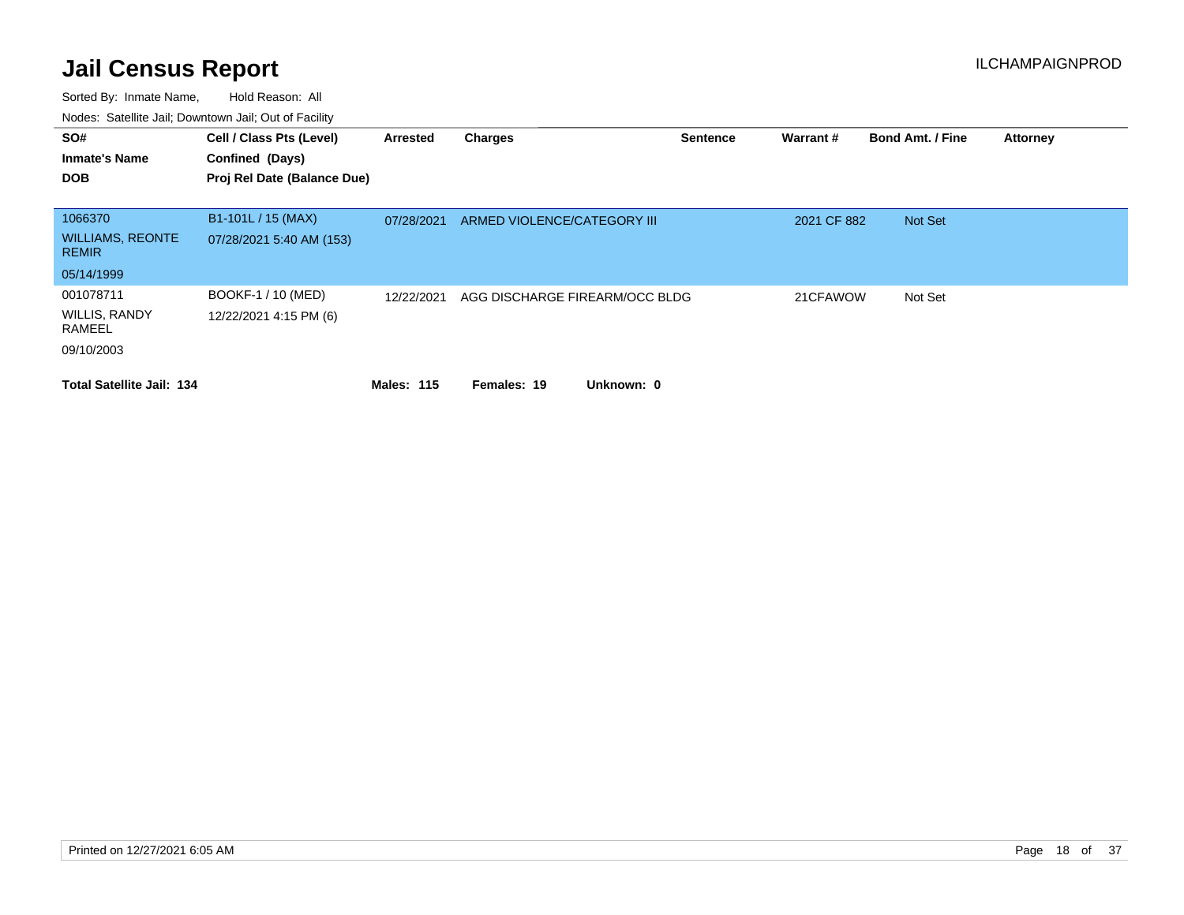# Jail Census Report

ILCHAMPAIGNPROD

Sorted By: Inmate Name, Hold Reason: All

Nodes: Satellite Jail; Downtown Jail; Out of Facility

| SO# / Inmate's Name / DOB | Cell / Class Pts (Level) / Confined (Days) / Proj Rel Date (Balance Due) | Arrested | Charges | Sentence | Warrant # | Bond Amt. / Fine | Attorney |
|---|---|---|---|---|---|---|---|
| 1066370<br>WILLIAMS, REONTE REMIR<br>05/14/1999 | B1-101L / 15 (MAX)<br>07/28/2021 5:40 AM (153) | 07/28/2021 | ARMED VIOLENCE/CATEGORY III | | 2021 CF 882 | Not Set | |
| 001078711<br>WILLIS, RANDY RAMEEL<br>09/10/2003 | BOOKF-1 / 10 (MED)<br>12/22/2021 4:15 PM (6) | 12/22/2021 | AGG DISCHARGE FIREARM/OCC BLDG | | 21CFAWOW | Not Set | |

**Total Satellite Jail: 134** **Males: 115** **Females: 19** **Unknown: 0**

Printed on 12/27/2021 6:05 AM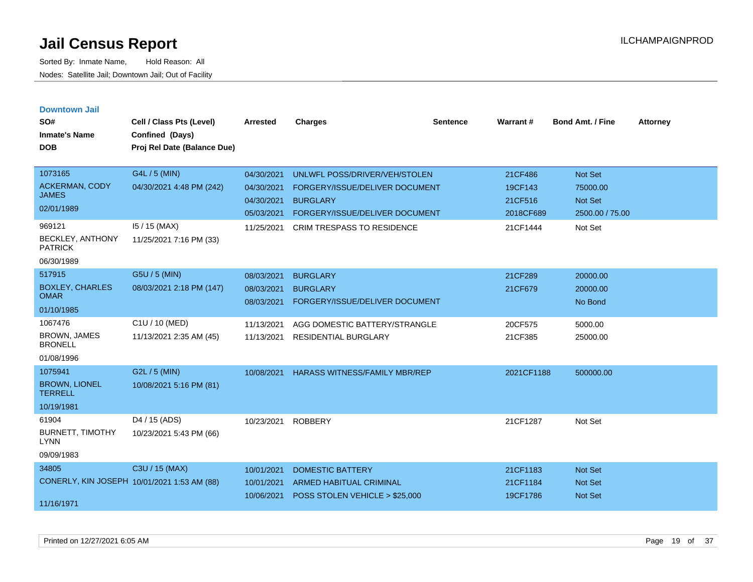# Jail Census Report

Sorted By: Inmate Name, Hold Reason: All

Nodes: Satellite Jail; Downtown Jail; Out of Facility

ILCHAMPAIGNPROD

## Downtown Jail

| SO# / Inmate's Name / DOB | Cell / Class Pts (Level) / Confined (Days) / Proj Rel Date (Balance Due) | Arrested | Charges | Sentence | Warrant # | Bond Amt. / Fine | Attorney |
|---|---|---|---|---|---|---|---|
| 1073165<br>ACKERMAN, CODY JAMES<br>02/01/1989 | G4L / 5 (MIN)<br>04/30/2021 4:48 PM (242) | 04/30/2021 | UNLWFL POSS/DRIVER/VEH/STOLEN | | 21CF486 | Not Set | |
| | | 04/30/2021 | FORGERY/ISSUE/DELIVER DOCUMENT | | 19CF143 | 75000.00 | |
| | | 04/30/2021 | BURGLARY | | 21CF516 | Not Set | |
| | | 05/03/2021 | FORGERY/ISSUE/DELIVER DOCUMENT | | 2018CF689 | 2500.00 / 75.00 | |
| 969121<br>BECKLEY, ANTHONY PATRICK<br>06/30/1989 | I5 / 15 (MAX)<br>11/25/2021 7:16 PM (33) | 11/25/2021 | CRIM TRESPASS TO RESIDENCE | | 21CF1444 | Not Set | |
| 517915<br>BOXLEY, CHARLES OMAR<br>01/10/1985 | G5U / 5 (MIN)<br>08/03/2021 2:18 PM (147) | 08/03/2021 | BURGLARY | | 21CF289 | 20000.00 | |
| | | 08/03/2021 | BURGLARY | | 21CF679 | 20000.00 | |
| | | 08/03/2021 | FORGERY/ISSUE/DELIVER DOCUMENT | | | No Bond | |
| 1067476<br>BROWN, JAMES BRONELL<br>01/08/1996 | C1U / 10 (MED)<br>11/13/2021 2:35 AM (45) | 11/13/2021 | AGG DOMESTIC BATTERY/STRANGLE | | 20CF575 | 5000.00 | |
| | | 11/13/2021 | RESIDENTIAL BURGLARY | | 21CF385 | 25000.00 | |
| 1075941<br>BROWN, LIONEL TERRELL<br>10/19/1981 | G2L / 5 (MIN)<br>10/08/2021 5:16 PM (81) | 10/08/2021 | HARASS WITNESS/FAMILY MBR/REP | | 2021CF1188 | 500000.00 | |
| 61904<br>BURNETT, TIMOTHY LYNN<br>09/09/1983 | D4 / 15 (ADS)<br>10/23/2021 5:43 PM (66) | 10/23/2021 | ROBBERY | | 21CF1287 | Not Set | |
| 34805<br>CONERLY, KIN JOSEPH<br>11/16/1971 | C3U / 15 (MAX)<br>10/01/2021 1:53 AM (88) | 10/01/2021 | DOMESTIC BATTERY | | 21CF1183 | Not Set | |
| | | 10/01/2021 | ARMED HABITUAL CRIMINAL | | 21CF1184 | Not Set | |
| | | 10/06/2021 | POSS STOLEN VEHICLE > $25,000 | | 19CF1786 | Not Set | |

Printed on 12/27/2021 6:05 AM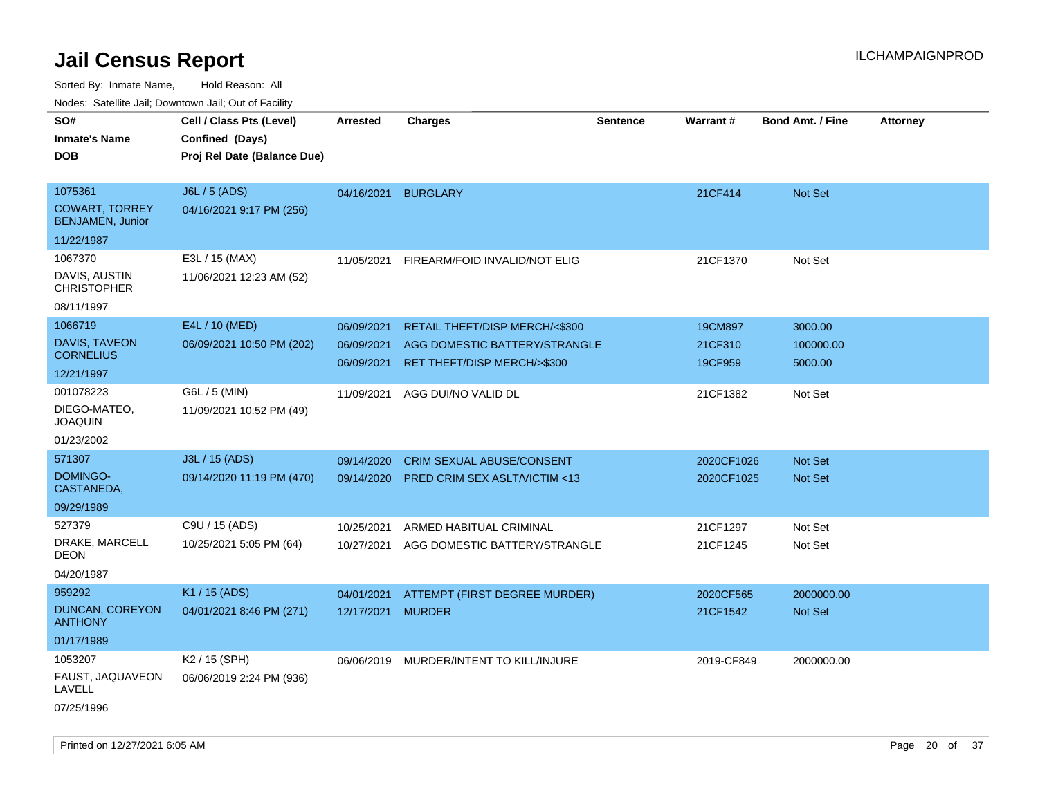# Jail Census Report

ILCHAMPAIGNPROD

Sorted By: Inmate Name, Hold Reason: All

Nodes: Satellite Jail; Downtown Jail; Out of Facility

| SO# / Inmate's Name / DOB | Cell / Class Pts (Level) / Confined (Days) / Proj Rel Date (Balance Due) | Arrested | Charges | Sentence | Warrant # | Bond Amt. / Fine | Attorney |
|---|---|---|---|---|---|---|---|
| 1075361<br>COWART, TORREY BENJAMEN, Junior<br>11/22/1987 | J6L / 5 (ADS)<br>04/16/2021 9:17 PM (256) | 04/16/2021 | BURGLARY | | 21CF414 | Not Set | |
| 1067370<br>DAVIS, AUSTIN CHRISTOPHER<br>08/11/1997 | E3L / 15 (MAX)<br>11/06/2021 12:23 AM (52) | 11/05/2021 | FIREARM/FOID INVALID/NOT ELIG | | 21CF1370 | Not Set | |
| 1066719<br>DAVIS, TAVEON CORNELIUS<br>12/21/1997 | E4L / 10 (MED)<br>06/09/2021 10:50 PM (202) | 06/09/2021<br>06/09/2021<br>06/09/2021 | RETAIL THEFT/DISP MERCH/<$300<br>AGG DOMESTIC BATTERY/STRANGLE<br>RET THEFT/DISP MERCH/>$300 | | 19CM897<br>21CF310<br>19CF959 | 3000.00<br>100000.00<br>5000.00 | |
| 001078223<br>DIEGO-MATEO, JOAQUIN<br>01/23/2002 | G6L / 5 (MIN)<br>11/09/2021 10:52 PM (49) | 11/09/2021 | AGG DUI/NO VALID DL | | 21CF1382 | Not Set | |
| 571307<br>DOMINGO-CASTANEDA,<br>09/29/1989 | J3L / 15 (ADS)<br>09/14/2020 11:19 PM (470) | 09/14/2020<br>09/14/2020 | CRIM SEXUAL ABUSE/CONSENT<br>PRED CRIM SEX ASLT/VICTIM <13 | | 2020CF1026<br>2020CF1025 | Not Set<br>Not Set | |
| 527379<br>DRAKE, MARCELL DEON<br>04/20/1987 | C9U / 15 (ADS)<br>10/25/2021 5:05 PM (64) | 10/25/2021<br>10/27/2021 | ARMED HABITUAL CRIMINAL<br>AGG DOMESTIC BATTERY/STRANGLE | | 21CF1297<br>21CF1245 | Not Set<br>Not Set | |
| 959292<br>DUNCAN, COREYON ANTHONY<br>01/17/1989 | K1 / 15 (ADS)<br>04/01/2021 8:46 PM (271) | 04/01/2021<br>12/17/2021 | ATTEMPT (FIRST DEGREE MURDER)<br>MURDER | | 2020CF565<br>21CF1542 | 2000000.00<br>Not Set | |
| 1053207<br>FAUST, JAQUAVEON LAVELL<br>07/25/1996 | K2 / 15 (SPH)<br>06/06/2019 2:24 PM (936) | 06/06/2019 | MURDER/INTENT TO KILL/INJURE | | 2019-CF849 | 2000000.00 | |

Printed on 12/27/2021 6:05 AM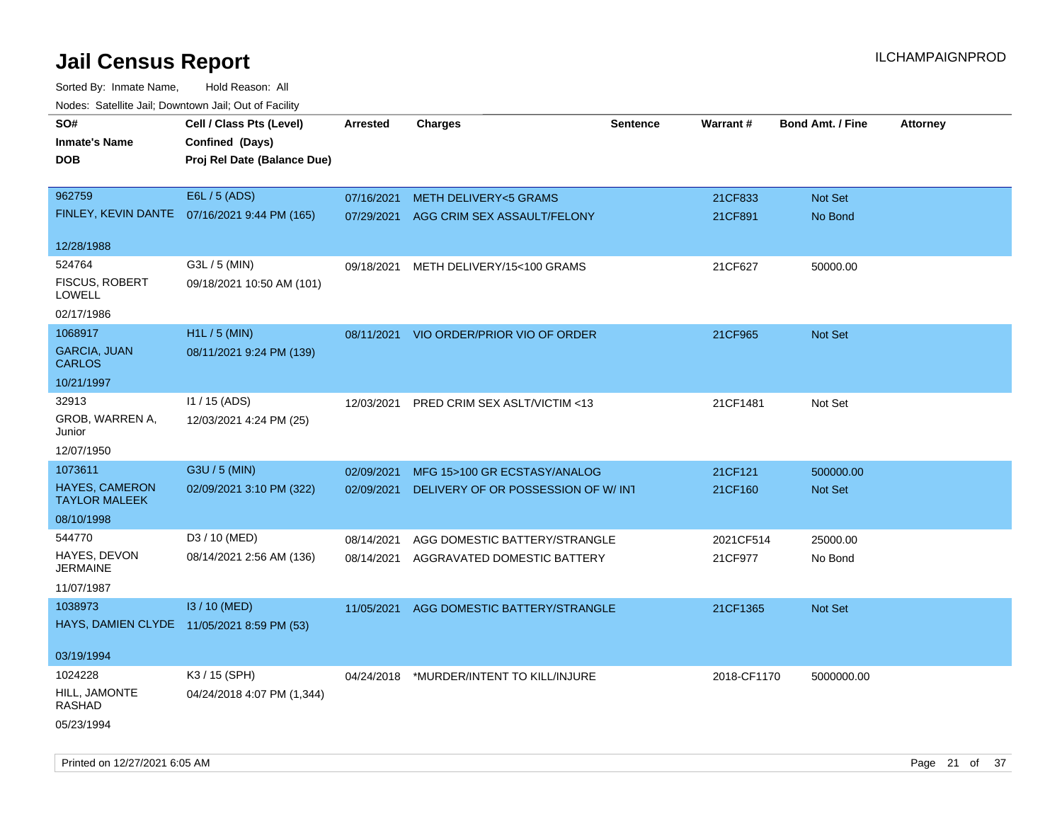# Jail Census Report

Sorted By: Inmate Name, Hold Reason: All

Nodes: Satellite Jail; Downtown Jail; Out of Facility

| SO# / Inmate's Name / DOB | Cell / Class Pts (Level) / Confined (Days) / Proj Rel Date (Balance Due) | Arrested | Charges | Sentence | Warrant # | Bond Amt. / Fine | Attorney |
|---|---|---|---|---|---|---|---|
| 962759<br>FINLEY, KEVIN DANTE<br>12/28/1988 | E6L / 5 (ADS)<br>07/16/2021 9:44 PM (165) | 07/16/2021<br>07/29/2021 | METH DELIVERY<5 GRAMS<br>AGG CRIM SEX ASSAULT/FELONY | | 21CF833<br>21CF891 | Not Set<br>No Bond | |
| 524764<br>FISCUS, ROBERT LOWELL<br>02/17/1986 | G3L / 5 (MIN)<br>09/18/2021 10:50 AM (101) | 09/18/2021 | METH DELIVERY/15<100 GRAMS | | 21CF627 | 50000.00 | |
| 1068917<br>GARCIA, JUAN CARLOS<br>10/21/1997 | H1L / 5 (MIN)<br>08/11/2021 9:24 PM (139) | 08/11/2021 | VIO ORDER/PRIOR VIO OF ORDER | | 21CF965 | Not Set | |
| 32913<br>GROB, WARREN A, Junior<br>12/07/1950 | I1 / 15 (ADS)<br>12/03/2021 4:24 PM (25) | 12/03/2021 | PRED CRIM SEX ASLT/VICTIM <13 | | 21CF1481 | Not Set | |
| 1073611<br>HAYES, CAMERON TAYLOR MALEEK<br>08/10/1998 | G3U / 5 (MIN)<br>02/09/2021 3:10 PM (322) | 02/09/2021<br>02/09/2021 | MFG 15>100 GR ECSTASY/ANALOG<br>DELIVERY OF OR POSSESSION OF W/ INT | | 21CF121<br>21CF160 | 500000.00<br>Not Set | |
| 544770<br>HAYES, DEVON JERMAINE<br>11/07/1987 | D3 / 10 (MED)<br>08/14/2021 2:56 AM (136) | 08/14/2021<br>08/14/2021 | AGG DOMESTIC BATTERY/STRANGLE<br>AGGRAVATED DOMESTIC BATTERY | | 2021CF514<br>21CF977 | 25000.00<br>No Bond | |
| 1038973<br>HAYS, DAMIEN CLYDE<br>03/19/1994 | I3 / 10 (MED)<br>11/05/2021 8:59 PM (53) | 11/05/2021 | AGG DOMESTIC BATTERY/STRANGLE | | 21CF1365 | Not Set | |
| 1024228<br>HILL, JAMONTE RASHAD<br>05/23/1994 | K3 / 15 (SPH)<br>04/24/2018 4:07 PM (1,344) | 04/24/2018 | *MURDER/INTENT TO KILL/INJURE | | 2018-CF1170 | 5000000.00 | |

Printed on 12/27/2021 6:05 AM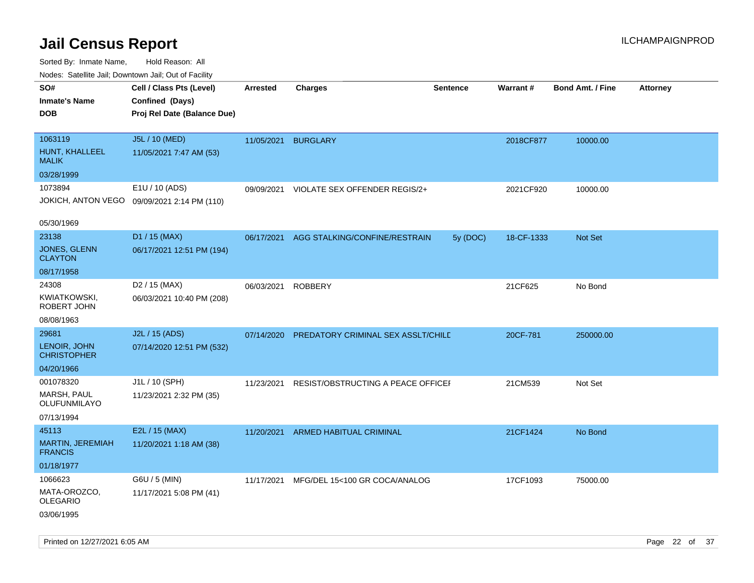# Jail Census Report

ILCHAMPAIGNPROD

Sorted By: Inmate Name, Hold Reason: All

Nodes: Satellite Jail; Downtown Jail; Out of Facility

| SO# / Inmate's Name / DOB | Cell / Class Pts (Level) / Confined (Days) / Proj Rel Date (Balance Due) | Arrested | Charges | Sentence | Warrant # | Bond Amt. / Fine | Attorney |
|---|---|---|---|---|---|---|---|
| 1063119<br>HUNT, KHALLEEL MALIK<br>03/28/1999 | J5L / 10 (MED)<br>11/05/2021 7:47 AM (53) | 11/05/2021 | BURGLARY | | 2018CF877 | 10000.00 | |
| 1073894<br>JOKICH, ANTON VEGO<br>05/30/1969 | E1U / 10 (ADS)<br>09/09/2021 2:14 PM (110) | 09/09/2021 | VIOLATE SEX OFFENDER REGIS/2+ | | 2021CF920 | 10000.00 | |
| 23138<br>JONES, GLENN CLAYTON<br>08/17/1958 | D1 / 15 (MAX)<br>06/17/2021 12:51 PM (194) | 06/17/2021 | AGG STALKING/CONFINE/RESTRAIN | 5y (DOC) | 18-CF-1333 | Not Set | |
| 24308<br>KWIATKOWSKI, ROBERT JOHN<br>08/08/1963 | D2 / 15 (MAX)<br>06/03/2021 10:40 PM (208) | 06/03/2021 | ROBBERY | | 21CF625 | No Bond | |
| 29681<br>LENOIR, JOHN CHRISTOPHER<br>04/20/1966 | J2L / 15 (ADS)<br>07/14/2020 12:51 PM (532) | 07/14/2020 | PREDATORY CRIMINAL SEX ASSLT/CHILD | | 20CF-781 | 250000.00 | |
| 001078320<br>MARSH, PAUL OLUFUNMILAYO<br>07/13/1994 | J1L / 10 (SPH)<br>11/23/2021 2:32 PM (35) | 11/23/2021 | RESIST/OBSTRUCTING A PEACE OFFICER | | 21CM539 | Not Set | |
| 45113<br>MARTIN, JEREMIAH FRANCIS<br>01/18/1977 | E2L / 15 (MAX)<br>11/20/2021 1:18 AM (38) | 11/20/2021 | ARMED HABITUAL CRIMINAL | | 21CF1424 | No Bond | |
| 1066623<br>MATA-OROZCO, OLEGARIO<br>03/06/1995 | G6U / 5 (MIN)<br>11/17/2021 5:08 PM (41) | 11/17/2021 | MFG/DEL 15<100 GR COCA/ANALOG | | 17CF1093 | 75000.00 | |

Printed on 12/27/2021 6:05 AM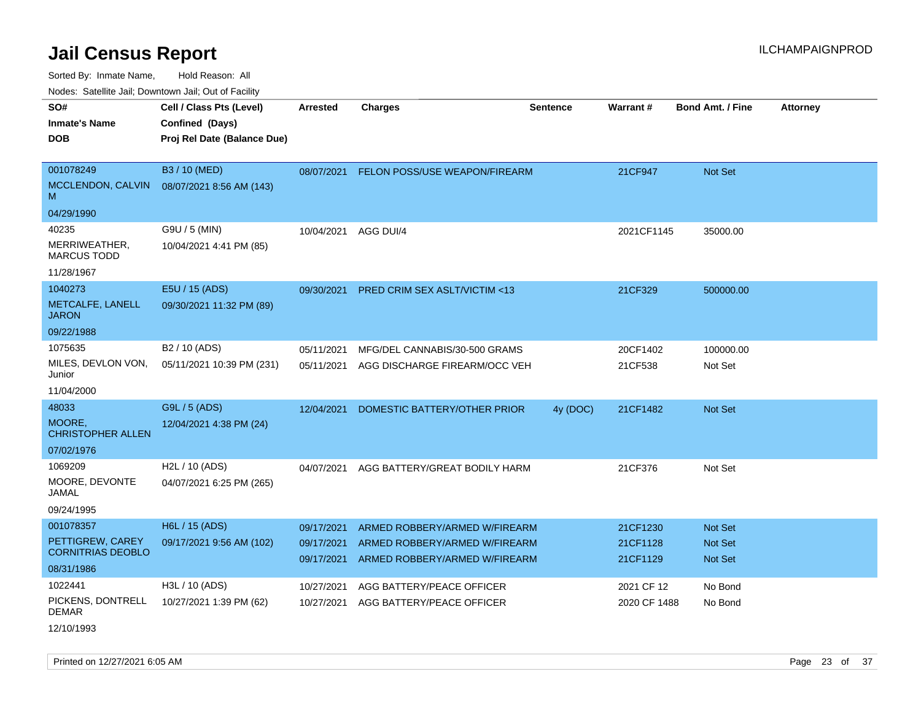# Jail Census Report

Sorted By: Inmate Name, Hold Reason: All

Nodes: Satellite Jail; Downtown Jail; Out of Facility

| SO# / Inmate's Name / DOB | Cell / Class Pts (Level) / Confined (Days) / Proj Rel Date (Balance Due) | Arrested | Charges | Sentence | Warrant # | Bond Amt. / Fine | Attorney |
|---|---|---|---|---|---|---|---|
| 001078249<br>MCCLENDON, CALVIN M<br>04/29/1990 | B3 / 10 (MED)<br>08/07/2021 8:56 AM (143) | 08/07/2021 | FELON POSS/USE WEAPON/FIREARM | | 21CF947 | Not Set | |
| 40235<br>MERRIWEATHER, MARCUS TODD<br>11/28/1967 | G9U / 5 (MIN)<br>10/04/2021 4:41 PM (85) | 10/04/2021 | AGG DUI/4 | | 2021CF1145 | 35000.00 | |
| 1040273<br>METCALFE, LANELL JARON<br>09/22/1988 | E5U / 15 (ADS)<br>09/30/2021 11:32 PM (89) | 09/30/2021 | PRED CRIM SEX ASLT/VICTIM <13 | | 21CF329 | 500000.00 | |
| 1075635<br>MILES, DEVLON VON, Junior<br>11/04/2000 | B2 / 10 (ADS)<br>05/11/2021 10:39 PM (231) | 05/11/2021<br>05/11/2021 | MFG/DEL CANNABIS/30-500 GRAMS<br>AGG DISCHARGE FIREARM/OCC VEH | | 20CF1402<br>21CF538 | 100000.00<br>Not Set | |
| 48033<br>MOORE, CHRISTOPHER ALLEN<br>07/02/1976 | G9L / 5 (ADS)<br>12/04/2021 4:38 PM (24) | 12/04/2021 | DOMESTIC BATTERY/OTHER PRIOR | 4y (DOC) | 21CF1482 | Not Set | |
| 1069209<br>MOORE, DEVONTE JAMAL<br>09/24/1995 | H2L / 10 (ADS)<br>04/07/2021 6:25 PM (265) | 04/07/2021 | AGG BATTERY/GREAT BODILY HARM | | 21CF376 | Not Set | |
| 001078357<br>PETTIGREW, CAREY CORNITRIAS DEOBLO<br>08/31/1986 | H6L / 15 (ADS)<br>09/17/2021 9:56 AM (102) | 09/17/2021<br>09/17/2021<br>09/17/2021 | ARMED ROBBERY/ARMED W/FIREARM<br>ARMED ROBBERY/ARMED W/FIREARM<br>ARMED ROBBERY/ARMED W/FIREARM | | 21CF1230<br>21CF1128<br>21CF1129 | Not Set<br>Not Set<br>Not Set | |
| 1022441<br>PICKENS, DONTRELL DEMAR<br>12/10/1993 | H3L / 10 (ADS)<br>10/27/2021 1:39 PM (62) | 10/27/2021<br>10/27/2021 | AGG BATTERY/PEACE OFFICER<br>AGG BATTERY/PEACE OFFICER | | 2021 CF 12<br>2020 CF 1488 | No Bond<br>No Bond | |

Printed on 12/27/2021 6:05 AM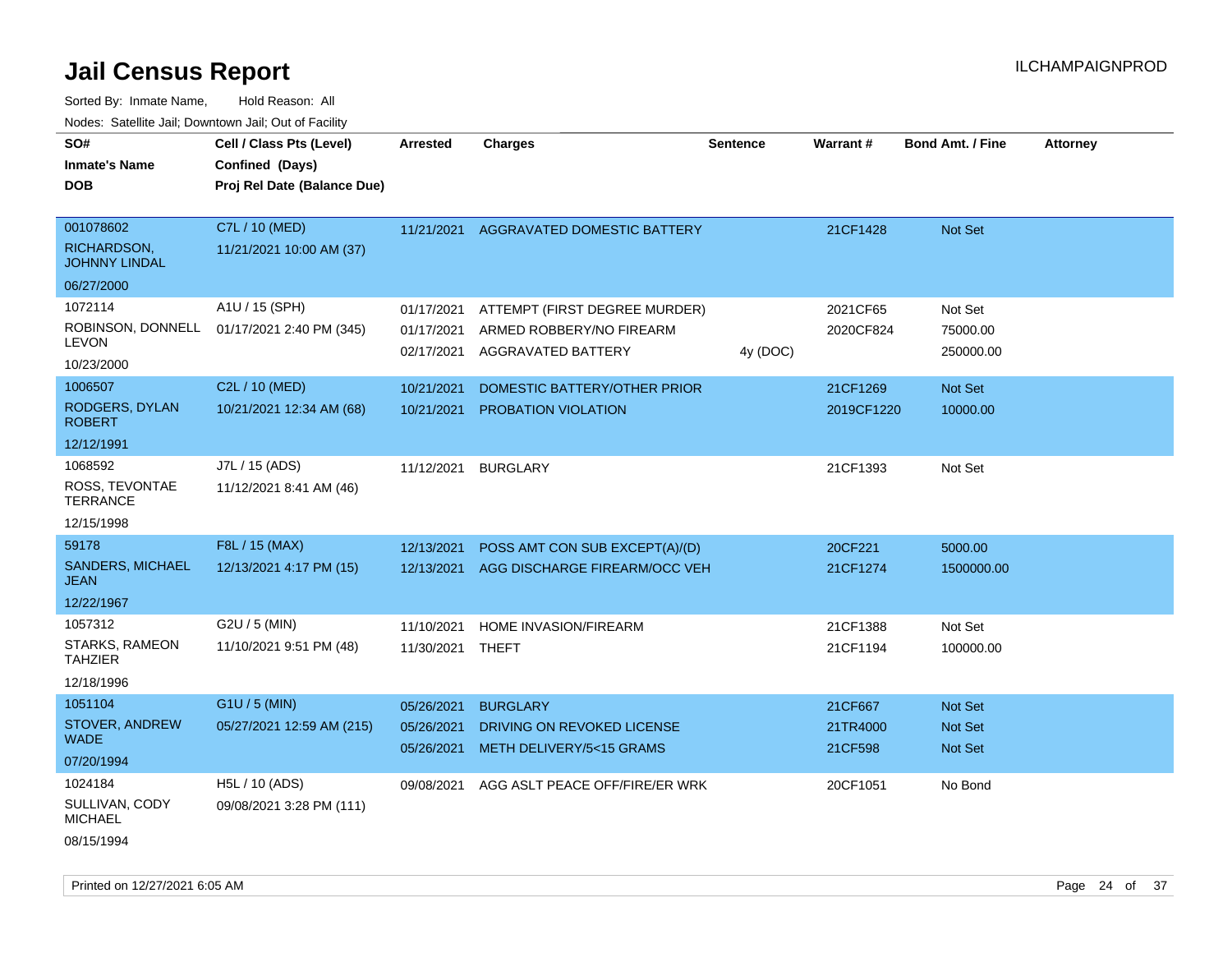# Jail Census Report

ILCHAMPAIGNPROD

Sorted By: Inmate Name, Hold Reason: All

Nodes: Satellite Jail; Downtown Jail; Out of Facility

| SO# / Inmate's Name / DOB | Cell / Class Pts (Level) / Confined (Days) / Proj Rel Date (Balance Due) | Arrested | Charges | Sentence | Warrant # | Bond Amt. / Fine | Attorney |
|---|---|---|---|---|---|---|---|
| 001078602<br>RICHARDSON, JOHNNY LINDAL<br>06/27/2000 | C7L / 10 (MED)<br>11/21/2021 10:00 AM (37) | 11/21/2021 | AGGRAVATED DOMESTIC BATTERY | | 21CF1428 | Not Set | |
| 1072114<br>ROBINSON, DONNELL LEVON<br>10/23/2000 | A1U / 15 (SPH)<br>01/17/2021 2:40 PM (345) | 01/17/2021 | ATTEMPT (FIRST DEGREE MURDER) | | 2021CF65 | Not Set | |
| | | 01/17/2021 | ARMED ROBBERY/NO FIREARM | | 2020CF824 | 75000.00 | |
| | | 02/17/2021 | AGGRAVATED BATTERY | 4y (DOC) | | 250000.00 | |
| 1006507<br>RODGERS, DYLAN ROBERT<br>12/12/1991 | C2L / 10 (MED)<br>10/21/2021 12:34 AM (68) | 10/21/2021 | DOMESTIC BATTERY/OTHER PRIOR | | 21CF1269 | Not Set | |
| | | 10/21/2021 | PROBATION VIOLATION | | 2019CF1220 | 10000.00 | |
| 1068592<br>ROSS, TEVONTAE TERRANCE<br>12/15/1998 | J7L / 15 (ADS)<br>11/12/2021 8:41 AM (46) | 11/12/2021 | BURGLARY | | 21CF1393 | Not Set | |
| 59178<br>SANDERS, MICHAEL JEAN<br>12/22/1967 | F8L / 15 (MAX)<br>12/13/2021 4:17 PM (15) | 12/13/2021 | POSS AMT CON SUB EXCEPT(A)/(D) | | 20CF221 | 5000.00 | |
| | | 12/13/2021 | AGG DISCHARGE FIREARM/OCC VEH | | 21CF1274 | 1500000.00 | |
| 1057312<br>STARKS, RAMEON TAHZIER<br>12/18/1996 | G2U / 5 (MIN)<br>11/10/2021 9:51 PM (48) | 11/10/2021 | HOME INVASION/FIREARM | | 21CF1388 | Not Set | |
| | | 11/30/2021 | THEFT | | 21CF1194 | 100000.00 | |
| 1051104<br>STOVER, ANDREW WADE<br>07/20/1994 | G1U / 5 (MIN)<br>05/27/2021 12:59 AM (215) | 05/26/2021 | BURGLARY | | 21CF667 | Not Set | |
| | | 05/26/2021 | DRIVING ON REVOKED LICENSE | | 21TR4000 | Not Set | |
| | | 05/26/2021 | METH DELIVERY/5<15 GRAMS | | 21CF598 | Not Set | |
| 1024184<br>SULLIVAN, CODY MICHAEL<br>08/15/1994 | H5L / 10 (ADS)<br>09/08/2021 3:28 PM (111) | 09/08/2021 | AGG ASLT PEACE OFF/FIRE/ER WRK | | 20CF1051 | No Bond | |

Printed on 12/27/2021 6:05 AM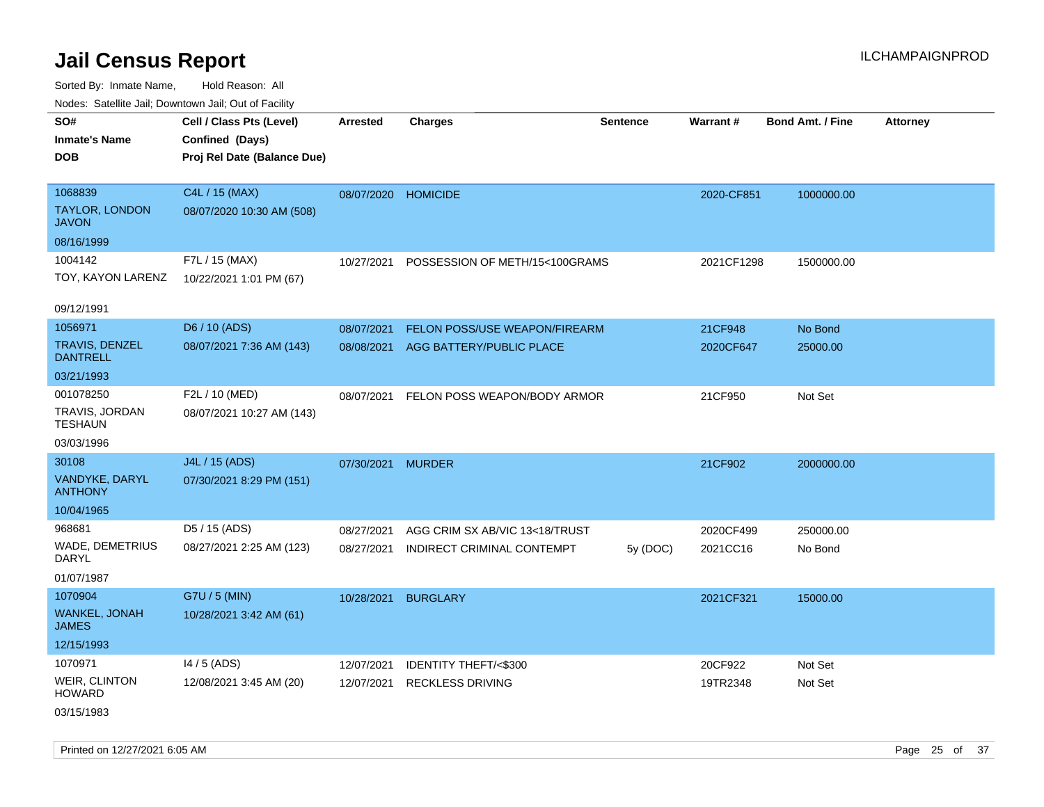# Jail Census Report

ILCHAMPAIGNPROD

Sorted By: Inmate Name, Hold Reason: All

Nodes: Satellite Jail; Downtown Jail; Out of Facility

| SO# / Inmate's Name / DOB | Cell / Class Pts (Level) / Confined (Days) / Proj Rel Date (Balance Due) | Arrested | Charges | Sentence | Warrant # | Bond Amt. / Fine | Attorney |
|---|---|---|---|---|---|---|---|
| 1068839<br>TAYLOR, LONDON JAVON<br>08/16/1999 | C4L / 15 (MAX)<br>08/07/2020 10:30 AM (508) | 08/07/2020 | HOMICIDE | | 2020-CF851 | 1000000.00 | |
| 1004142<br>TOY, KAYON LARENZ<br>09/12/1991 | F7L / 15 (MAX)<br>10/22/2021 1:01 PM (67) | 10/27/2021 | POSSESSION OF METH/15<100GRAMS | | 2021CF1298 | 1500000.00 | |
| 1056971<br>TRAVIS, DENZEL DANTRELL<br>03/21/1993 | D6 / 10 (ADS)<br>08/07/2021 7:36 AM (143) | 08/07/2021 | FELON POSS/USE WEAPON/FIREARM | | 21CF948 | No Bond | |
| | | 08/08/2021 | AGG BATTERY/PUBLIC PLACE | | 2020CF647 | 25000.00 | |
| 001078250<br>TRAVIS, JORDAN TESHAUN<br>03/03/1996 | F2L / 10 (MED)<br>08/07/2021 10:27 AM (143) | 08/07/2021 | FELON POSS WEAPON/BODY ARMOR | | 21CF950 | Not Set | |
| 30108<br>VANDYKE, DARYL ANTHONY<br>10/04/1965 | J4L / 15 (ADS)<br>07/30/2021 8:29 PM (151) | 07/30/2021 | MURDER | | 21CF902 | 2000000.00 | |
| 968681<br>WADE, DEMETRIUS DARYL<br>01/07/1987 | D5 / 15 (ADS)<br>08/27/2021 2:25 AM (123) | 08/27/2021 | AGG CRIM SX AB/VIC 13<18/TRUST | | 2020CF499 | 250000.00 | |
| | | 08/27/2021 | INDIRECT CRIMINAL CONTEMPT | 5y (DOC) | 2021CC16 | No Bond | |
| 1070904<br>WANKEL, JONAH JAMES<br>12/15/1993 | G7U / 5 (MIN)<br>10/28/2021 3:42 AM (61) | 10/28/2021 | BURGLARY | | 2021CF321 | 15000.00 | |
| 1070971<br>WEIR, CLINTON HOWARD<br>03/15/1983 | I4 / 5 (ADS)<br>12/08/2021 3:45 AM (20) | 12/07/2021 | IDENTITY THEFT/<$300 | | 20CF922 | Not Set | |
| | | 12/07/2021 | RECKLESS DRIVING | | 19TR2348 | Not Set | |

Printed on 12/27/2021 6:05 AM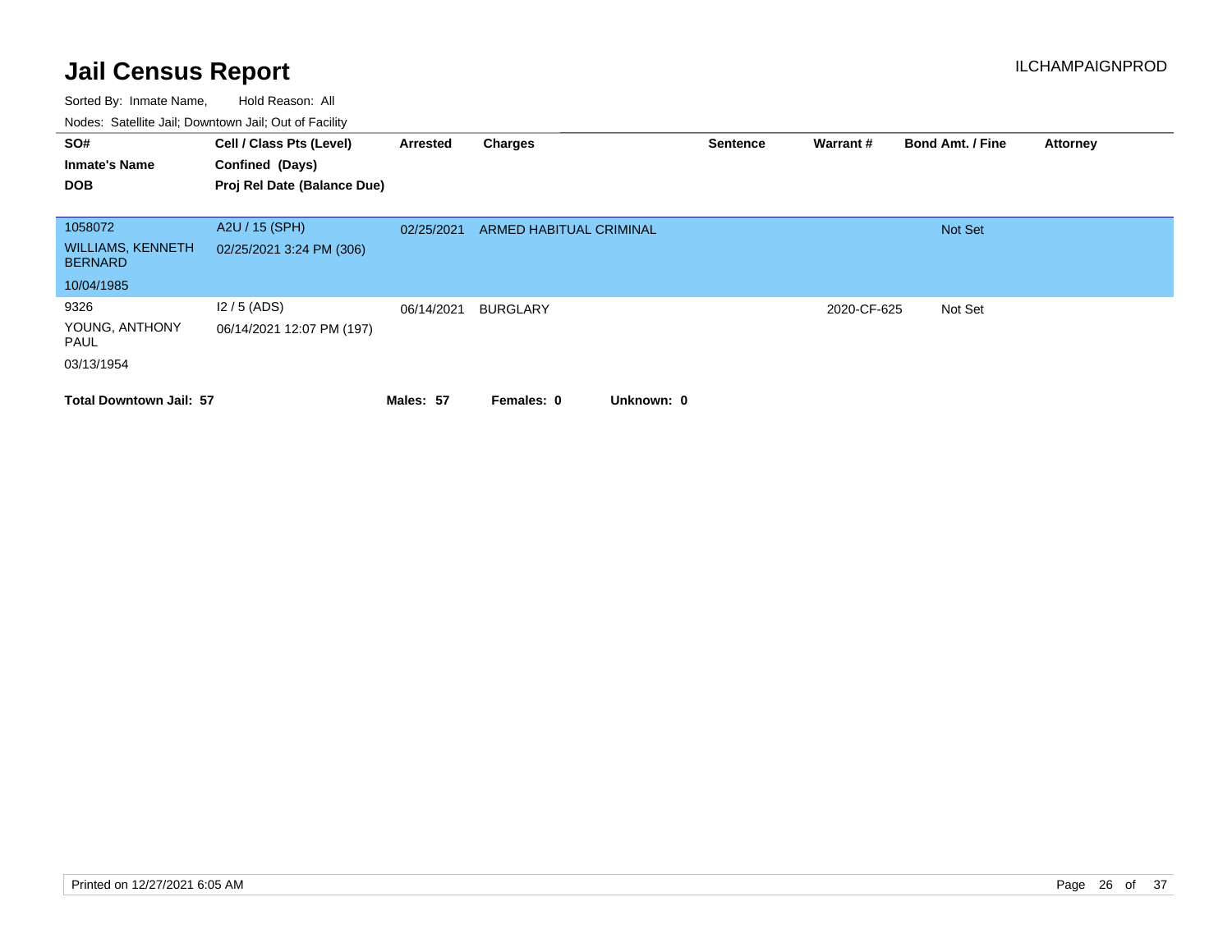# Jail Census Report

ILCHAMPAIGNPROD

Sorted By: Inmate Name, Hold Reason: All

Nodes: Satellite Jail; Downtown Jail; Out of Facility

| SO# / Inmate's Name / DOB | Cell / Class Pts (Level) / Confined (Days) / Proj Rel Date (Balance Due) | Arrested | Charges | Sentence | Warrant # | Bond Amt. / Fine | Attorney |
|---|---|---|---|---|---|---|---|
| 1058072<br>WILLIAMS, KENNETH BERNARD<br>10/04/1985 | A2U / 15 (SPH)<br>02/25/2021 3:24 PM (306) | 02/25/2021 | ARMED HABITUAL CRIMINAL | | | Not Set | |
| 9326<br>YOUNG, ANTHONY PAUL<br>03/13/1954 | I2 / 5 (ADS)<br>06/14/2021 12:07 PM (197) | 06/14/2021 | BURGLARY | | 2020-CF-625 | Not Set | |

**Total Downtown Jail: 57** **Males: 57** **Females: 0** **Unknown: 0**

Printed on 12/27/2021 6:05 AM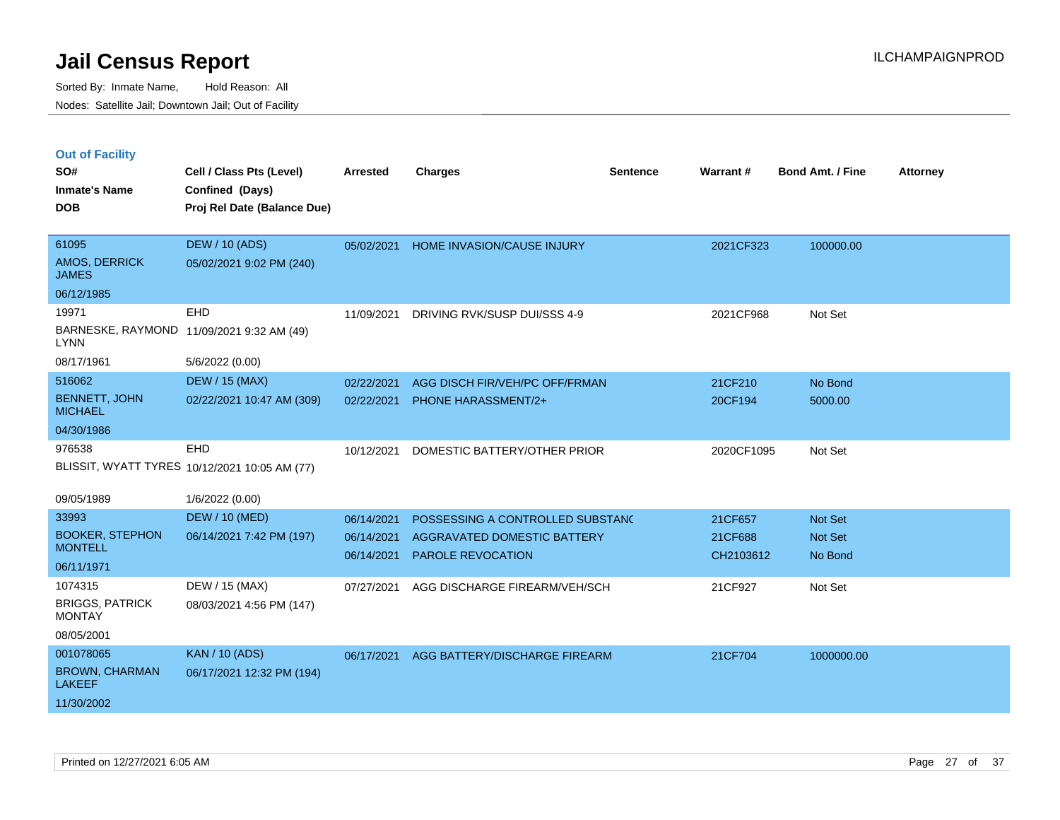# Jail Census Report

Sorted By: Inmate Name, Hold Reason: All

Nodes: Satellite Jail; Downtown Jail; Out of Facility

ILCHAMPAIGNPROD

## Out of Facility

| SO#<br>Inmate's Name<br>DOB | Cell / Class Pts (Level)<br>Confined (Days)<br>Proj Rel Date (Balance Due) | Arrested | Charges | Sentence | Warrant # | Bond Amt. / Fine | Attorney |
|---|---|---|---|---|---|---|---|
| 61095<br>AMOS, DERRICK JAMES<br>06/12/1985 | DEW / 10 (ADS)<br>05/02/2021 9:02 PM (240) | 05/02/2021 | HOME INVASION/CAUSE INJURY | | 2021CF323 | 100000.00 | |
| 19971<br>BARNESKE, RAYMOND LYNN<br>08/17/1961 | EHD<br>11/09/2021 9:32 AM (49)<br>5/6/2022 (0.00) | 11/09/2021 | DRIVING RVK/SUSP DUI/SSS 4-9 | | 2021CF968 | Not Set | |
| 516062<br>BENNETT, JOHN MICHAEL<br>04/30/1986 | DEW / 15 (MAX)<br>02/22/2021 10:47 AM (309) | 02/22/2021<br>02/22/2021 | AGG DISCH FIR/VEH/PC OFF/FRMAN<br>PHONE HARASSMENT/2+ | | 21CF210<br>20CF194 | No Bond<br>5000.00 | |
| 976538<br>BLISSIT, WYATT TYRES<br>09/05/1989 | EHD<br>10/12/2021 10:05 AM (77)<br>1/6/2022 (0.00) | 10/12/2021 | DOMESTIC BATTERY/OTHER PRIOR | | 2020CF1095 | Not Set | |
| 33993<br>BOOKER, STEPHON MONTELL<br>06/11/1971 | DEW / 10 (MED)<br>06/14/2021 7:42 PM (197) | 06/14/2021<br>06/14/2021<br>06/14/2021 | POSSESSING A CONTROLLED SUBSTANC<br>AGGRAVATED DOMESTIC BATTERY<br>PAROLE REVOCATION | | 21CF657<br>21CF688<br>CH2103612 | Not Set<br>Not Set<br>No Bond | |
| 1074315<br>BRIGGS, PATRICK MONTAY<br>08/05/2001 | DEW / 15 (MAX)<br>08/03/2021 4:56 PM (147) | 07/27/2021 | AGG DISCHARGE FIREARM/VEH/SCH | | 21CF927 | Not Set | |
| 001078065<br>BROWN, CHARMAN LAKEEF<br>11/30/2002 | KAN / 10 (ADS)<br>06/17/2021 12:32 PM (194) | 06/17/2021 | AGG BATTERY/DISCHARGE FIREARM | | 21CF704 | 1000000.00 | |

Printed on 12/27/2021 6:05 AM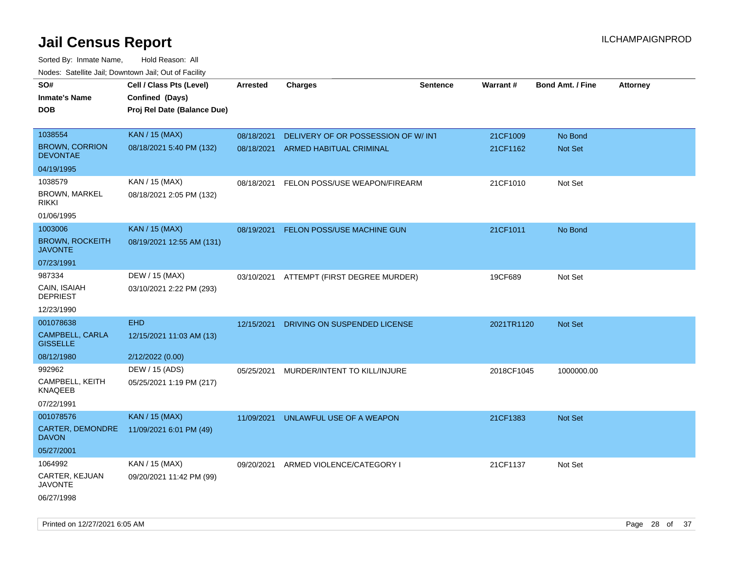# Jail Census Report

ILCHAMPAIGNPROD

Sorted By: Inmate Name, Hold Reason: All

Nodes: Satellite Jail; Downtown Jail; Out of Facility

| SO# / Inmate's Name / DOB | Cell / Class Pts (Level) / Confined (Days) / Proj Rel Date (Balance Due) | Arrested | Charges | Sentence | Warrant # | Bond Amt. / Fine | Attorney |
|---|---|---|---|---|---|---|---|
| 1038554<br>BROWN, CORRION DEVONTAE<br>04/19/1995 | KAN / 15 (MAX)<br>08/18/2021 5:40 PM (132) | 08/18/2021<br>08/18/2021 | DELIVERY OF OR POSSESSION OF W/ INT<br>ARMED HABITUAL CRIMINAL | | 21CF1009<br>21CF1162 | No Bond<br>Not Set | |
| 1038579<br>BROWN, MARKEL RIKKI<br>01/06/1995 | KAN / 15 (MAX)<br>08/18/2021 2:05 PM (132) | 08/18/2021 | FELON POSS/USE WEAPON/FIREARM | | 21CF1010 | Not Set | |
| 1003006<br>BROWN, ROCKEITH JAVONTE<br>07/23/1991 | KAN / 15 (MAX)<br>08/19/2021 12:55 AM (131) | 08/19/2021 | FELON POSS/USE MACHINE GUN | | 21CF1011 | No Bond | |
| 987334<br>CAIN, ISAIAH DEPRIEST<br>12/23/1990 | DEW / 15 (MAX)<br>03/10/2021 2:22 PM (293) | 03/10/2021 | ATTEMPT (FIRST DEGREE MURDER) | | 19CF689 | Not Set | |
| 001078638<br>CAMPBELL, CARLA GISSELLE<br>08/12/1980 | EHD<br>12/15/2021 11:03 AM (13)<br>2/12/2022 (0.00) | 12/15/2021 | DRIVING ON SUSPENDED LICENSE | | 2021TR1120 | Not Set | |
| 992962<br>CAMPBELL, KEITH KNAQEEB<br>07/22/1991 | DEW / 15 (ADS)<br>05/25/2021 1:19 PM (217) | 05/25/2021 | MURDER/INTENT TO KILL/INJURE | | 2018CF1045 | 1000000.00 | |
| 001078576<br>CARTER, DEMONDRE DAVON<br>05/27/2001 | KAN / 15 (MAX)<br>11/09/2021 6:01 PM (49) | 11/09/2021 | UNLAWFUL USE OF A WEAPON | | 21CF1383 | Not Set | |
| 1064992<br>CARTER, KEJUAN JAVONTE<br>06/27/1998 | KAN / 15 (MAX)<br>09/20/2021 11:42 PM (99) | 09/20/2021 | ARMED VIOLENCE/CATEGORY I | | 21CF1137 | Not Set | |

Printed on 12/27/2021 6:05 AM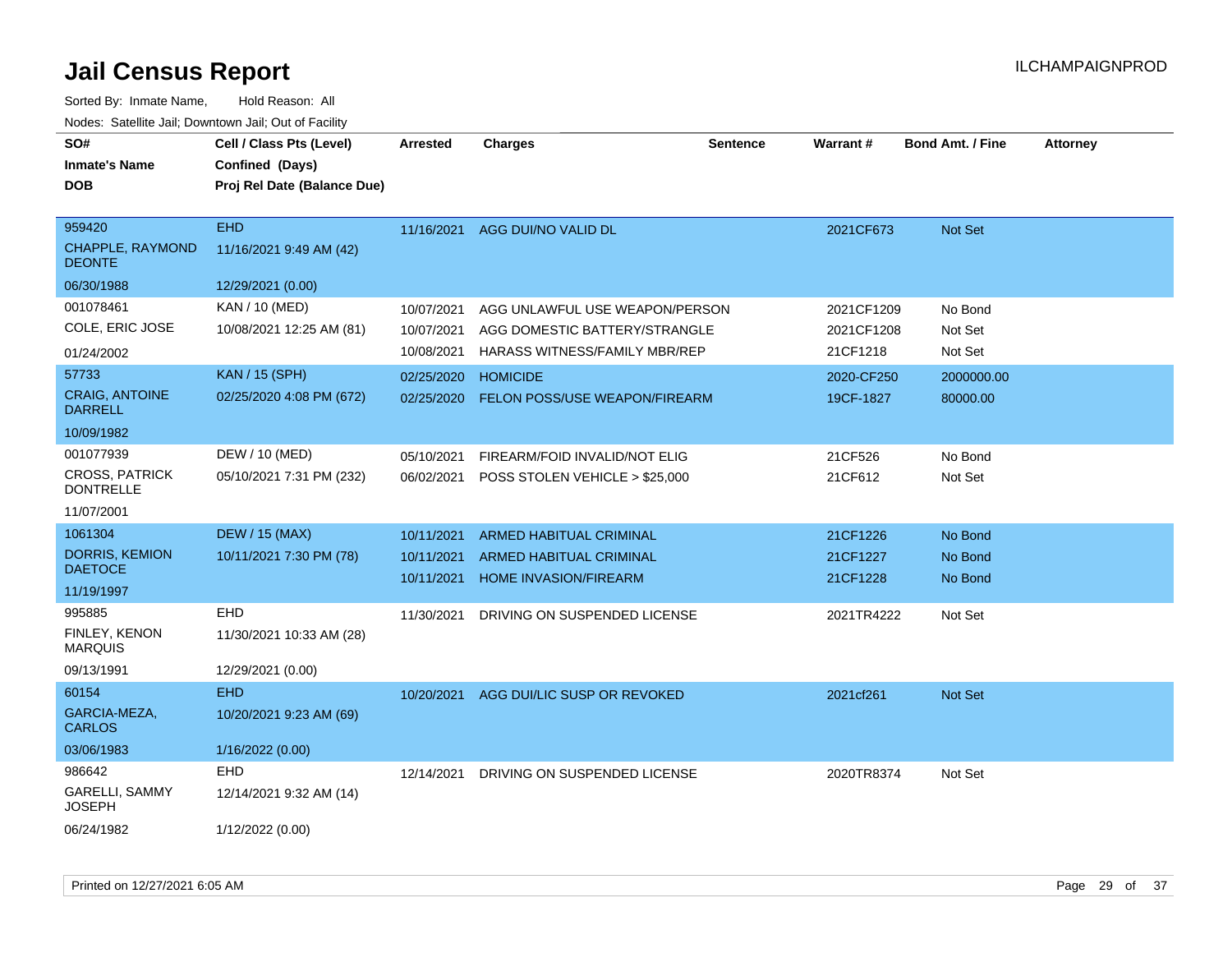# Jail Census Report

Sorted By: Inmate Name, Hold Reason: All

Nodes: Satellite Jail; Downtown Jail; Out of Facility

| SO# / Inmate's Name / DOB | Cell / Class Pts (Level) / Confined (Days) / Proj Rel Date (Balance Due) | Arrested | Charges | Sentence | Warrant # | Bond Amt. / Fine | Attorney |
|---|---|---|---|---|---|---|---|
| 959420<br>CHAPPLE, RAYMOND DEONTE<br>06/30/1988 | EHD<br>11/16/2021 9:49 AM (42)<br>12/29/2021 (0.00) | 11/16/2021 | AGG DUI/NO VALID DL | | 2021CF673 | Not Set | |
| 001078461<br>COLE, ERIC JOSE<br>01/24/2002 | KAN / 10 (MED)<br>10/08/2021 12:25 AM (81) | 10/07/2021<br>10/07/2021<br>10/08/2021 | AGG UNLAWFUL USE WEAPON/PERSON<br>AGG DOMESTIC BATTERY/STRANGLE<br>HARASS WITNESS/FAMILY MBR/REP | | 2021CF1209<br>2021CF1208<br>21CF1218 | No Bond<br>Not Set<br>Not Set | |
| 57733<br>CRAIG, ANTOINE DARRELL<br>10/09/1982 | KAN / 15 (SPH)<br>02/25/2020 4:08 PM (672) | 02/25/2020<br>02/25/2020 | HOMICIDE<br>FELON POSS/USE WEAPON/FIREARM | | 2020-CF250<br>19CF-1827 | 2000000.00<br>80000.00 | |
| 001077939<br>CROSS, PATRICK DONTRELLE<br>11/07/2001 | DEW / 10 (MED)<br>05/10/2021 7:31 PM (232) | 05/10/2021<br>06/02/2021 | FIREARM/FOID INVALID/NOT ELIG<br>POSS STOLEN VEHICLE > $25,000 | | 21CF526<br>21CF612 | No Bond<br>Not Set | |
| 1061304<br>DORRIS, KEMION DAETOCE<br>11/19/1997 | DEW / 15 (MAX)<br>10/11/2021 7:30 PM (78) | 10/11/2021<br>10/11/2021<br>10/11/2021 | ARMED HABITUAL CRIMINAL<br>ARMED HABITUAL CRIMINAL<br>HOME INVASION/FIREARM | | 21CF1226<br>21CF1227<br>21CF1228 | No Bond<br>No Bond<br>No Bond | |
| 995885<br>FINLEY, KENON MARQUIS<br>09/13/1991 | EHD<br>11/30/2021 10:33 AM (28)<br>12/29/2021 (0.00) | 11/30/2021 | DRIVING ON SUSPENDED LICENSE | | 2021TR4222 | Not Set | |
| 60154<br>GARCIA-MEZA, CARLOS<br>03/06/1983 | EHD<br>10/20/2021 9:23 AM (69)<br>1/16/2022 (0.00) | 10/20/2021 | AGG DUI/LIC SUSP OR REVOKED | | 2021cf261 | Not Set | |
| 986642<br>GARELLI, SAMMY JOSEPH<br>06/24/1982 | EHD<br>12/14/2021 9:32 AM (14)<br>1/12/2022 (0.00) | 12/14/2021 | DRIVING ON SUSPENDED LICENSE | | 2020TR8374 | Not Set | |

Printed on 12/27/2021 6:05 AM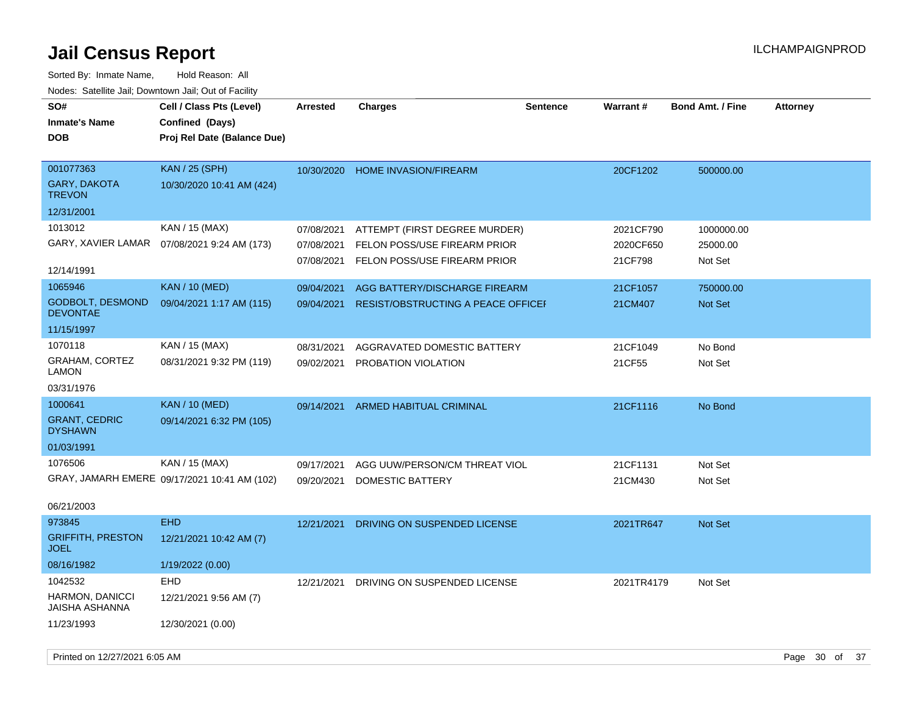# Jail Census Report

ILCHAMPAIGNPROD

Sorted By: Inmate Name, Hold Reason: All

Nodes: Satellite Jail; Downtown Jail; Out of Facility

| SO# / Inmate's Name / DOB | Cell / Class Pts (Level) / Confined (Days) / Proj Rel Date (Balance Due) | Arrested | Charges | Sentence | Warrant # | Bond Amt. / Fine | Attorney |
|---|---|---|---|---|---|---|---|
| 001077363<br>GARY, DAKOTA TREVON<br>12/31/2001 | KAN / 25 (SPH)<br>10/30/2020 10:41 AM (424) | 10/30/2020 | HOME INVASION/FIREARM | | 20CF1202 | 500000.00 | |
| 1013012<br>GARY, XAVIER LAMAR<br>12/14/1991 | KAN / 15 (MAX)<br>07/08/2021 9:24 AM (173) | 07/08/2021 | ATTEMPT (FIRST DEGREE MURDER) | | 2021CF790 | 1000000.00 | |
| | | 07/08/2021 | FELON POSS/USE FIREARM PRIOR | | 2020CF650 | 25000.00 | |
| | | 07/08/2021 | FELON POSS/USE FIREARM PRIOR | | 21CF798 | Not Set | |
| 1065946<br>GODBOLT, DESMOND DEVONTAE<br>11/15/1997 | KAN / 10 (MED)<br>09/04/2021 1:17 AM (115) | 09/04/2021 | AGG BATTERY/DISCHARGE FIREARM | | 21CF1057 | 750000.00 | |
| | | 09/04/2021 | RESIST/OBSTRUCTING A PEACE OFFICEI | | 21CM407 | Not Set | |
| 1070118<br>GRAHAM, CORTEZ LAMON<br>03/31/1976 | KAN / 15 (MAX)<br>08/31/2021 9:32 PM (119) | 08/31/2021 | AGGRAVATED DOMESTIC BATTERY | | 21CF1049 | No Bond | |
| | | 09/02/2021 | PROBATION VIOLATION | | 21CF55 | Not Set | |
| 1000641<br>GRANT, CEDRIC DYSHAWN<br>01/03/1991 | KAN / 10 (MED)<br>09/14/2021 6:32 PM (105) | 09/14/2021 | ARMED HABITUAL CRIMINAL | | 21CF1116 | No Bond | |
| 1076506<br>GRAY, JAMARH EMERE<br>06/21/2003 | KAN / 15 (MAX)<br>09/17/2021 10:41 AM (102) | 09/17/2021 | AGG UUW/PERSON/CM THREAT VIOL | | 21CF1131 | Not Set | |
| | | 09/20/2021 | DOMESTIC BATTERY | | 21CM430 | Not Set | |
| 973845<br>GRIFFITH, PRESTON JOEL<br>08/16/1982 | EHD<br>12/21/2021 10:42 AM (7)<br>1/19/2022 (0.00) | 12/21/2021 | DRIVING ON SUSPENDED LICENSE | | 2021TR647 | Not Set | |
| 1042532<br>HARMON, DANICCI JAISHA ASHANNA<br>11/23/1993 | EHD<br>12/21/2021 9:56 AM (7)<br>12/30/2021 (0.00) | 12/21/2021 | DRIVING ON SUSPENDED LICENSE | | 2021TR4179 | Not Set | |

Printed on 12/27/2021 6:05 AM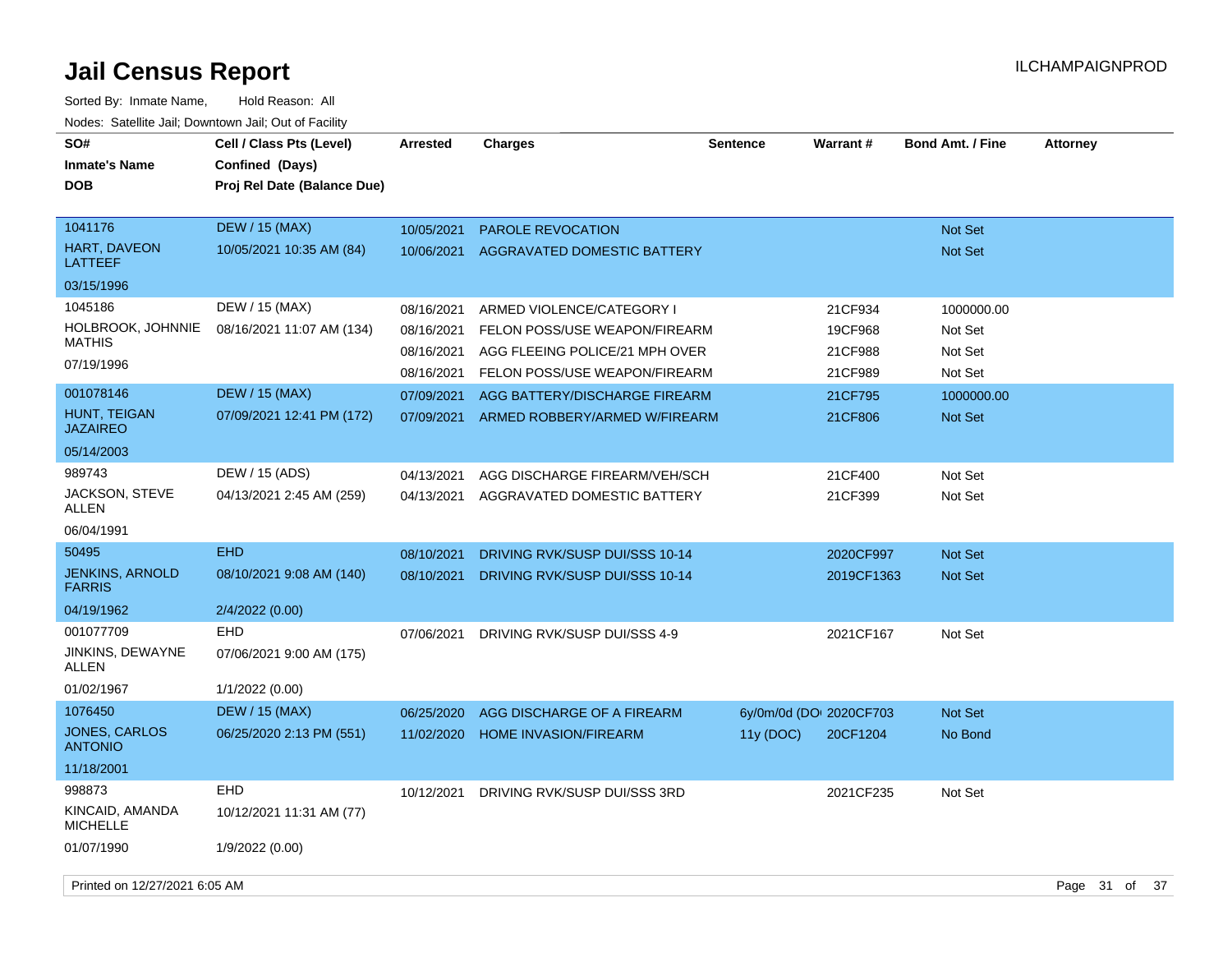# Jail Census Report

ILCHAMPAIGNPROD

Sorted By: Inmate Name, Hold Reason: All

Nodes: Satellite Jail; Downtown Jail; Out of Facility

| SO# / Inmate's Name / DOB | Cell / Class Pts (Level) / Confined (Days) / Proj Rel Date (Balance Due) | Arrested | Charges | Sentence | Warrant # | Bond Amt. / Fine | Attorney |
|---|---|---|---|---|---|---|---|
| 1041176 | DEW / 15 (MAX) | 10/05/2021 | PAROLE REVOCATION | | | Not Set | |
| HART, DAVEON LATTEEF | 10/05/2021 10:35 AM (84) | 10/06/2021 | AGGRAVATED DOMESTIC BATTERY | | | Not Set | |
| 03/15/1996 | | | | | | | |
| 1045186 | DEW / 15 (MAX) | 08/16/2021 | ARMED VIOLENCE/CATEGORY I | | 21CF934 | 1000000.00 | |
| HOLBROOK, JOHNNIE MATHIS | 08/16/2021 11:07 AM (134) | 08/16/2021 | FELON POSS/USE WEAPON/FIREARM | | 19CF968 | Not Set | |
| 07/19/1996 | | 08/16/2021 | AGG FLEEING POLICE/21 MPH OVER | | 21CF988 | Not Set | |
| | | 08/16/2021 | FELON POSS/USE WEAPON/FIREARM | | 21CF989 | Not Set | |
| 001078146 | DEW / 15 (MAX) | 07/09/2021 | AGG BATTERY/DISCHARGE FIREARM | | 21CF795 | 1000000.00 | |
| HUNT, TEIGAN JAZAIREO | 07/09/2021 12:41 PM (172) | 07/09/2021 | ARMED ROBBERY/ARMED W/FIREARM | | 21CF806 | Not Set | |
| 05/14/2003 | | | | | | | |
| 989743 | DEW / 15 (ADS) | 04/13/2021 | AGG DISCHARGE FIREARM/VEH/SCH | | 21CF400 | Not Set | |
| JACKSON, STEVE ALLEN | 04/13/2021 2:45 AM (259) | 04/13/2021 | AGGRAVATED DOMESTIC BATTERY | | 21CF399 | Not Set | |
| 06/04/1991 | | | | | | | |
| 50495 | EHD | 08/10/2021 | DRIVING RVK/SUSP DUI/SSS 10-14 | | 2020CF997 | Not Set | |
| JENKINS, ARNOLD FARRIS | 08/10/2021 9:08 AM (140) | 08/10/2021 | DRIVING RVK/SUSP DUI/SSS 10-14 | | 2019CF1363 | Not Set | |
| 04/19/1962 | 2/4/2022 (0.00) | | | | | | |
| 001077709 | EHD | 07/06/2021 | DRIVING RVK/SUSP DUI/SSS 4-9 | | 2021CF167 | Not Set | |
| JINKINS, DEWAYNE ALLEN | 07/06/2021 9:00 AM (175) | | | | | | |
| 01/02/1967 | 1/1/2022 (0.00) | | | | | | |
| 1076450 | DEW / 15 (MAX) | 06/25/2020 | AGG DISCHARGE OF A FIREARM | 6y/0m/0d (DO( | 2020CF703 | Not Set | |
| JONES, CARLOS ANTONIO | 06/25/2020 2:13 PM (551) | 11/02/2020 | HOME INVASION/FIREARM | 11y (DOC) | 20CF1204 | No Bond | |
| 11/18/2001 | | | | | | | |
| 998873 | EHD | 10/12/2021 | DRIVING RVK/SUSP DUI/SSS 3RD | | 2021CF235 | Not Set | |
| KINCAID, AMANDA MICHELLE | 10/12/2021 11:31 AM (77) | | | | | | |
| 01/07/1990 | 1/9/2022 (0.00) | | | | | | |

Printed on 12/27/2021 6:05 AM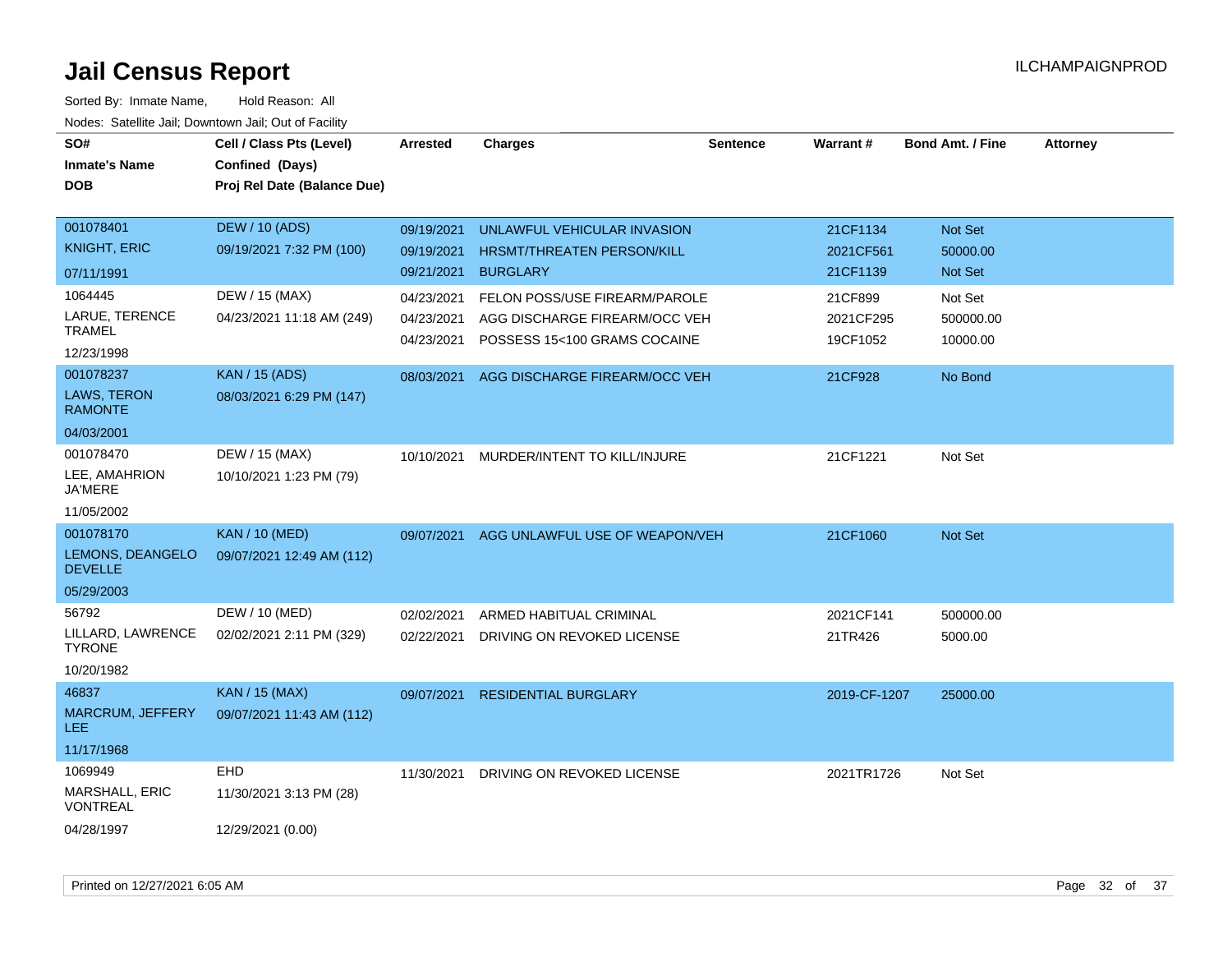# Jail Census Report

ILCHAMPAIGNPROD

Sorted By: Inmate Name, Hold Reason: All

Nodes: Satellite Jail; Downtown Jail; Out of Facility

| SO# / Inmate's Name / DOB | Cell / Class Pts (Level) / Confined (Days) / Proj Rel Date (Balance Due) | Arrested | Charges | Sentence | Warrant # | Bond Amt. / Fine | Attorney |
|---|---|---|---|---|---|---|---|
| 001078401<br>KNIGHT, ERIC<br>07/11/1991 | DEW / 10 (ADS)<br>09/19/2021 7:32 PM (100) | 09/19/2021<br>09/19/2021<br>09/21/2021 | UNLAWFUL VEHICULAR INVASION<br>HRSMT/THREATEN PERSON/KILL<br>BURGLARY | | 21CF1134<br>2021CF561<br>21CF1139 | Not Set<br>50000.00<br>Not Set | |
| 1064445<br>LARUE, TERENCE TRAMEL<br>12/23/1998 | DEW / 15 (MAX)<br>04/23/2021 11:18 AM (249) | 04/23/2021<br>04/23/2021<br>04/23/2021 | FELON POSS/USE FIREARM/PAROLE<br>AGG DISCHARGE FIREARM/OCC VEH<br>POSSESS 15<100 GRAMS COCAINE | | 21CF899<br>2021CF295<br>19CF1052 | Not Set<br>500000.00<br>10000.00 | |
| 001078237<br>LAWS, TERON RAMONTE<br>04/03/2001 | KAN / 15 (ADS)<br>08/03/2021 6:29 PM (147) | 08/03/2021 | AGG DISCHARGE FIREARM/OCC VEH | | 21CF928 | No Bond | |
| 001078470<br>LEE, AMAHRION JA'MERE<br>11/05/2002 | DEW / 15 (MAX)<br>10/10/2021 1:23 PM (79) | 10/10/2021 | MURDER/INTENT TO KILL/INJURE | | 21CF1221 | Not Set | |
| 001078170<br>LEMONS, DEANGELO DEVELLE<br>05/29/2003 | KAN / 10 (MED)<br>09/07/2021 12:49 AM (112) | 09/07/2021 | AGG UNLAWFUL USE OF WEAPON/VEH | | 21CF1060 | Not Set | |
| 56792<br>LILLARD, LAWRENCE TYRONE<br>10/20/1982 | DEW / 10 (MED)<br>02/02/2021 2:11 PM (329) | 02/02/2021<br>02/22/2021 | ARMED HABITUAL CRIMINAL<br>DRIVING ON REVOKED LICENSE | | 2021CF141<br>21TR426 | 500000.00<br>5000.00 | |
| 46837<br>MARCRUM, JEFFERY LEE<br>11/17/1968 | KAN / 15 (MAX)<br>09/07/2021 11:43 AM (112) | 09/07/2021 | RESIDENTIAL BURGLARY | | 2019-CF-1207 | 25000.00 | |
| 1069949<br>MARSHALL, ERIC VONTREAL<br>04/28/1997 | EHD<br>11/30/2021 3:13 PM (28)<br>12/29/2021 (0.00) | 11/30/2021 | DRIVING ON REVOKED LICENSE | | 2021TR1726 | Not Set | |

Printed on 12/27/2021 6:05 AM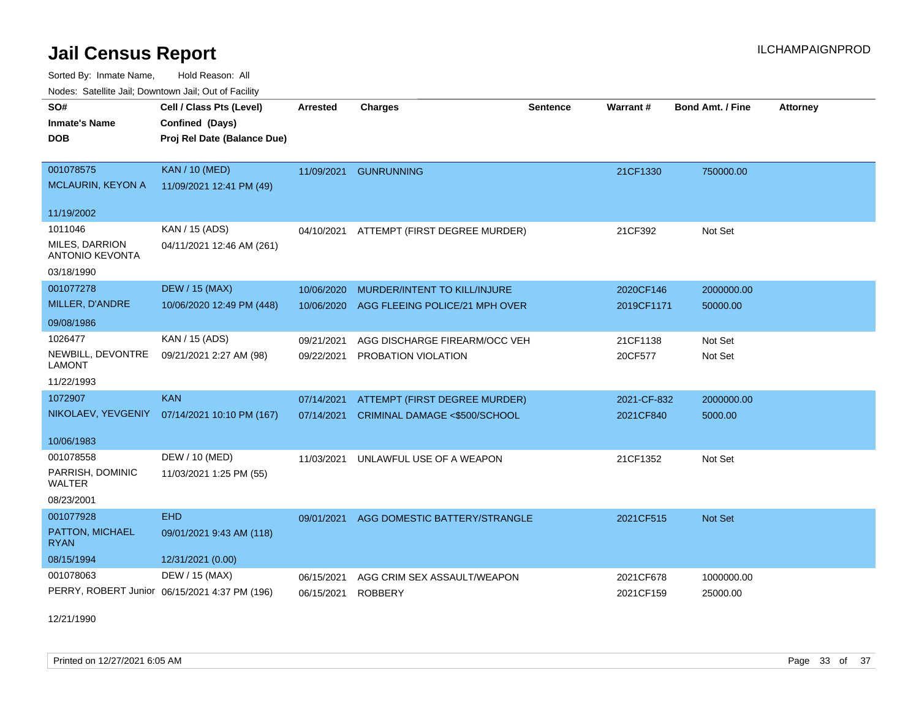# Jail Census Report

ILCHAMPAIGNPROD

Sorted By: Inmate Name, Hold Reason: All

Nodes: Satellite Jail; Downtown Jail; Out of Facility

| SO# / Inmate's Name / DOB | Cell / Class Pts (Level) / Confined (Days) / Proj Rel Date (Balance Due) | Arrested | Charges | Sentence | Warrant # | Bond Amt. / Fine | Attorney |
|---|---|---|---|---|---|---|---|
| 001078575<br>MCLAURIN, KEYON A<br>11/19/2002 | KAN / 10 (MED)<br>11/09/2021 12:41 PM (49) | 11/09/2021 | GUNRUNNING | | 21CF1330 | 750000.00 | |
| 1011046<br>MILES, DARRION ANTONIO KEVONTA<br>03/18/1990 | KAN / 15 (ADS)<br>04/11/2021 12:46 AM (261) | 04/10/2021 | ATTEMPT (FIRST DEGREE MURDER) | | 21CF392 | Not Set | |
| 001077278<br>MILLER, D'ANDRE<br>09/08/1986 | DEW / 15 (MAX)<br>10/06/2020 12:49 PM (448) | 10/06/2020<br>10/06/2020 | MURDER/INTENT TO KILL/INJURE<br>AGG FLEEING POLICE/21 MPH OVER | | 2020CF146<br>2019CF1171 | 2000000.00<br>50000.00 | |
| 1026477<br>NEWBILL, DEVONTRE LAMONT<br>11/22/1993 | KAN / 15 (ADS)<br>09/21/2021 2:27 AM (98) | 09/21/2021<br>09/22/2021 | AGG DISCHARGE FIREARM/OCC VEH<br>PROBATION VIOLATION | | 21CF1138<br>20CF577 | Not Set<br>Not Set | |
| 1072907<br>NIKOLAEV, YEVGENIY<br>10/06/1983 | KAN<br>07/14/2021 10:10 PM (167) | 07/14/2021<br>07/14/2021 | ATTEMPT (FIRST DEGREE MURDER)<br>CRIMINAL DAMAGE <$500/SCHOOL | | 2021-CF-832<br>2021CF840 | 2000000.00<br>5000.00 | |
| 001078558<br>PARRISH, DOMINIC WALTER<br>08/23/2001 | DEW / 10 (MED)<br>11/03/2021 1:25 PM (55) | 11/03/2021 | UNLAWFUL USE OF A WEAPON | | 21CF1352 | Not Set | |
| 001077928<br>PATTON, MICHAEL RYAN<br>08/15/1994 | EHD<br>09/01/2021 9:43 AM (118)<br>12/31/2021 (0.00) | 09/01/2021 | AGG DOMESTIC BATTERY/STRANGLE | | 2021CF515 | Not Set | |
| 001078063<br>PERRY, ROBERT Junior<br>12/21/1990 | DEW / 15 (MAX)<br>06/15/2021 4:37 PM (196) | 06/15/2021<br>06/15/2021 | AGG CRIM SEX ASSAULT/WEAPON<br>ROBBERY | | 2021CF678<br>2021CF159 | 1000000.00<br>25000.00 | |

Printed on 12/27/2021 6:05 AM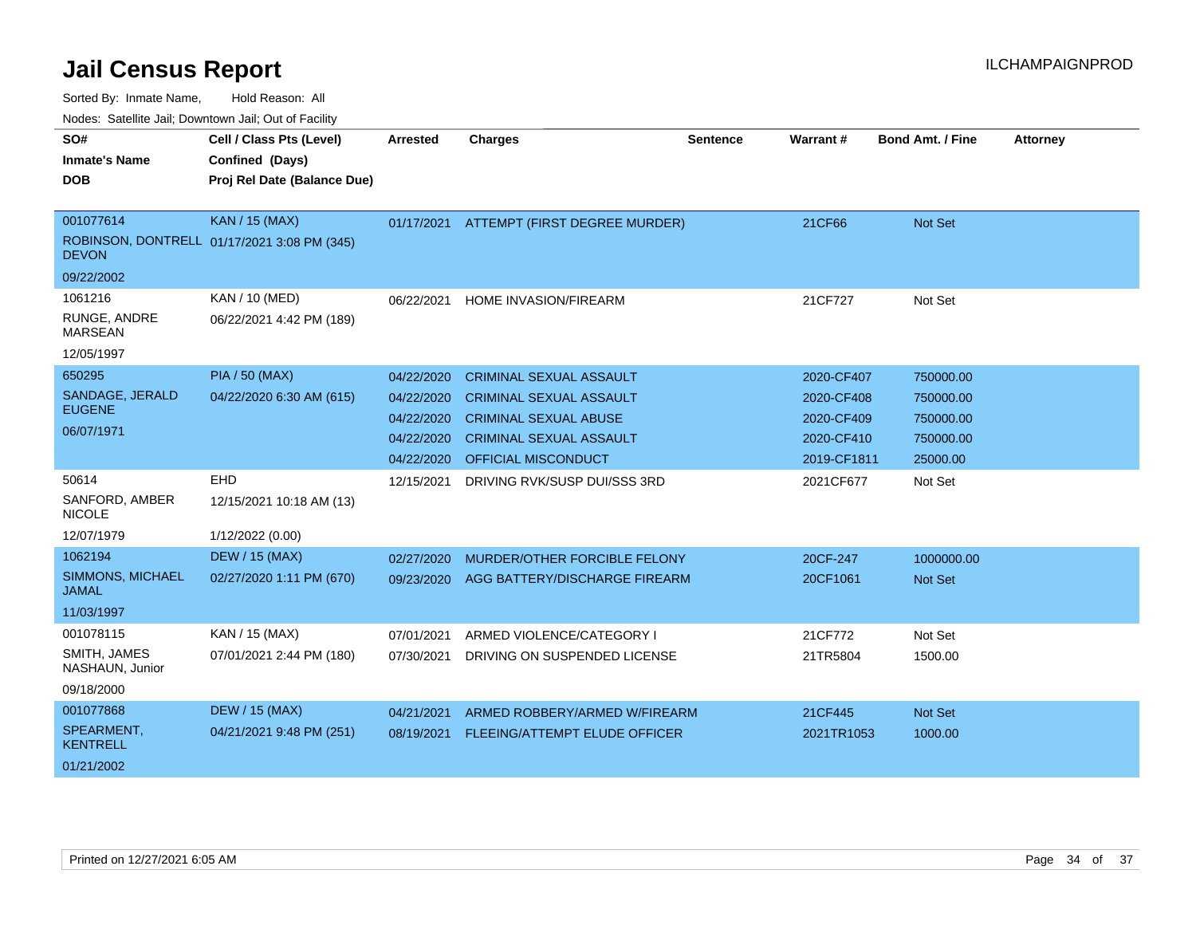# Jail Census Report

ILCHAMPAIGNPROD

Sorted By: Inmate Name, Hold Reason: All

Nodes: Satellite Jail; Downtown Jail; Out of Facility

| SO# / Inmate's Name / DOB | Cell / Class Pts (Level) / Confined (Days) / Proj Rel Date (Balance Due) | Arrested | Charges | Sentence | Warrant # | Bond Amt. / Fine | Attorney |
|---|---|---|---|---|---|---|---|
| 001077614<br>ROBINSON, DONTRELL DEVON<br>09/22/2002 | KAN / 15 (MAX)<br>01/17/2021 3:08 PM (345) | 01/17/2021 | ATTEMPT (FIRST DEGREE MURDER) | | 21CF66 | Not Set | |
| 1061216<br>RUNGE, ANDRE MARSEAN<br>12/05/1997 | KAN / 10 (MED)<br>06/22/2021 4:42 PM (189) | 06/22/2021 | HOME INVASION/FIREARM | | 21CF727 | Not Set | |
| 650295<br>SANDAGE, JERALD EUGENE<br>06/07/1971 | PIA / 50 (MAX)<br>04/22/2020 6:30 AM (615) | 04/22/2020 | CRIMINAL SEXUAL ASSAULT | | 2020-CF407 | 750000.00 | |
| | | 04/22/2020 | CRIMINAL SEXUAL ASSAULT | | 2020-CF408 | 750000.00 | |
| | | 04/22/2020 | CRIMINAL SEXUAL ABUSE | | 2020-CF409 | 750000.00 | |
| | | 04/22/2020 | CRIMINAL SEXUAL ASSAULT | | 2020-CF410 | 750000.00 | |
| | | 04/22/2020 | OFFICIAL MISCONDUCT | | 2019-CF1811 | 25000.00 | |
| 50614<br>SANFORD, AMBER NICOLE<br>12/07/1979 | EHD<br>12/15/2021 10:18 AM (13)<br>1/12/2022 (0.00) | 12/15/2021 | DRIVING RVK/SUSP DUI/SSS 3RD | | 2021CF677 | Not Set | |
| 1062194<br>SIMMONS, MICHAEL JAMAL<br>11/03/1997 | DEW / 15 (MAX)<br>02/27/2020 1:11 PM (670) | 02/27/2020 | MURDER/OTHER FORCIBLE FELONY | | 20CF-247 | 1000000.00 | |
| | | 09/23/2020 | AGG BATTERY/DISCHARGE FIREARM | | 20CF1061 | Not Set | |
| 001078115<br>SMITH, JAMES NASHAUN, Junior<br>09/18/2000 | KAN / 15 (MAX)<br>07/01/2021 2:44 PM (180) | 07/01/2021 | ARMED VIOLENCE/CATEGORY I | | 21CF772 | Not Set | |
| | | 07/30/2021 | DRIVING ON SUSPENDED LICENSE | | 21TR5804 | 1500.00 | |
| 001077868<br>SPEARMENT, KENTRELL<br>01/21/2002 | DEW / 15 (MAX)<br>04/21/2021 9:48 PM (251) | 04/21/2021 | ARMED ROBBERY/ARMED W/FIREARM | | 21CF445 | Not Set | |
| | | 08/19/2021 | FLEEING/ATTEMPT ELUDE OFFICER | | 2021TR1053 | 1000.00 | |

Printed on 12/27/2021 6:05 AM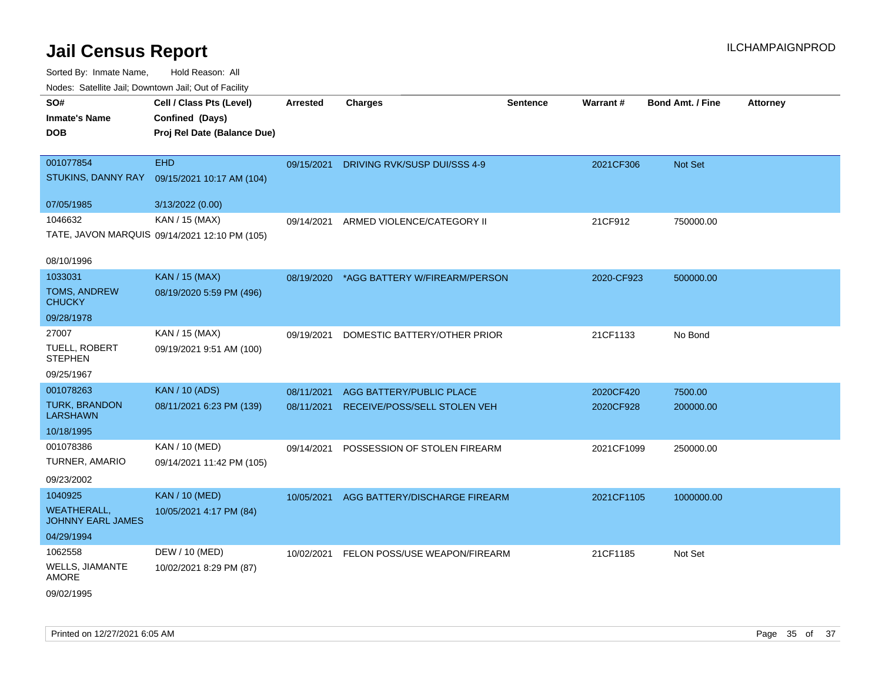# Jail Census Report

ILCHAMPAIGNPROD

Sorted By: Inmate Name, Hold Reason: All

Nodes: Satellite Jail; Downtown Jail; Out of Facility

| SO#<br>Inmate's Name<br>DOB | Cell / Class Pts (Level)<br>Confined (Days)<br>Proj Rel Date (Balance Due) | Arrested | Charges | Sentence | Warrant # | Bond Amt. / Fine | Attorney |
|---|---|---|---|---|---|---|---|
| 001077854<br>STUKINS, DANNY RAY<br>07/05/1985 | EHD<br>09/15/2021 10:17 AM (104)<br>3/13/2022 (0.00) | 09/15/2021 | DRIVING RVK/SUSP DUI/SSS 4-9 | | 2021CF306 | Not Set | |
| 1046632<br>TATE, JAVON MARQUIS<br>08/10/1996 | KAN / 15 (MAX)<br>09/14/2021 12:10 PM (105) | 09/14/2021 | ARMED VIOLENCE/CATEGORY II | | 21CF912 | 750000.00 | |
| 1033031<br>TOMS, ANDREW CHUCKY<br>09/28/1978 | KAN / 15 (MAX)<br>08/19/2020 5:59 PM (496) | 08/19/2020 | *AGG BATTERY W/FIREARM/PERSON | | 2020-CF923 | 500000.00 | |
| 27007<br>TUELL, ROBERT STEPHEN<br>09/25/1967 | KAN / 15 (MAX)<br>09/19/2021 9:51 AM (100) | 09/19/2021 | DOMESTIC BATTERY/OTHER PRIOR | | 21CF1133 | No Bond | |
| 001078263<br>TURK, BRANDON LARSHAWN<br>10/18/1995 | KAN / 10 (ADS)<br>08/11/2021 6:23 PM (139) | 08/11/2021<br>08/11/2021 | AGG BATTERY/PUBLIC PLACE<br>RECEIVE/POSS/SELL STOLEN VEH | | 2020CF420<br>2020CF928 | 7500.00<br>200000.00 | |
| 001078386<br>TURNER, AMARIO<br>09/23/2002 | KAN / 10 (MED)<br>09/14/2021 11:42 PM (105) | 09/14/2021 | POSSESSION OF STOLEN FIREARM | | 2021CF1099 | 250000.00 | |
| 1040925<br>WEATHERALL, JOHNNY EARL JAMES<br>04/29/1994 | KAN / 10 (MED)<br>10/05/2021 4:17 PM (84) | 10/05/2021 | AGG BATTERY/DISCHARGE FIREARM | | 2021CF1105 | 1000000.00 | |
| 1062558<br>WELLS, JIAMANTE AMORE<br>09/02/1995 | DEW / 10 (MED)<br>10/02/2021 8:29 PM (87) | 10/02/2021 | FELON POSS/USE WEAPON/FIREARM | | 21CF1185 | Not Set | |

Printed on 12/27/2021 6:05 AM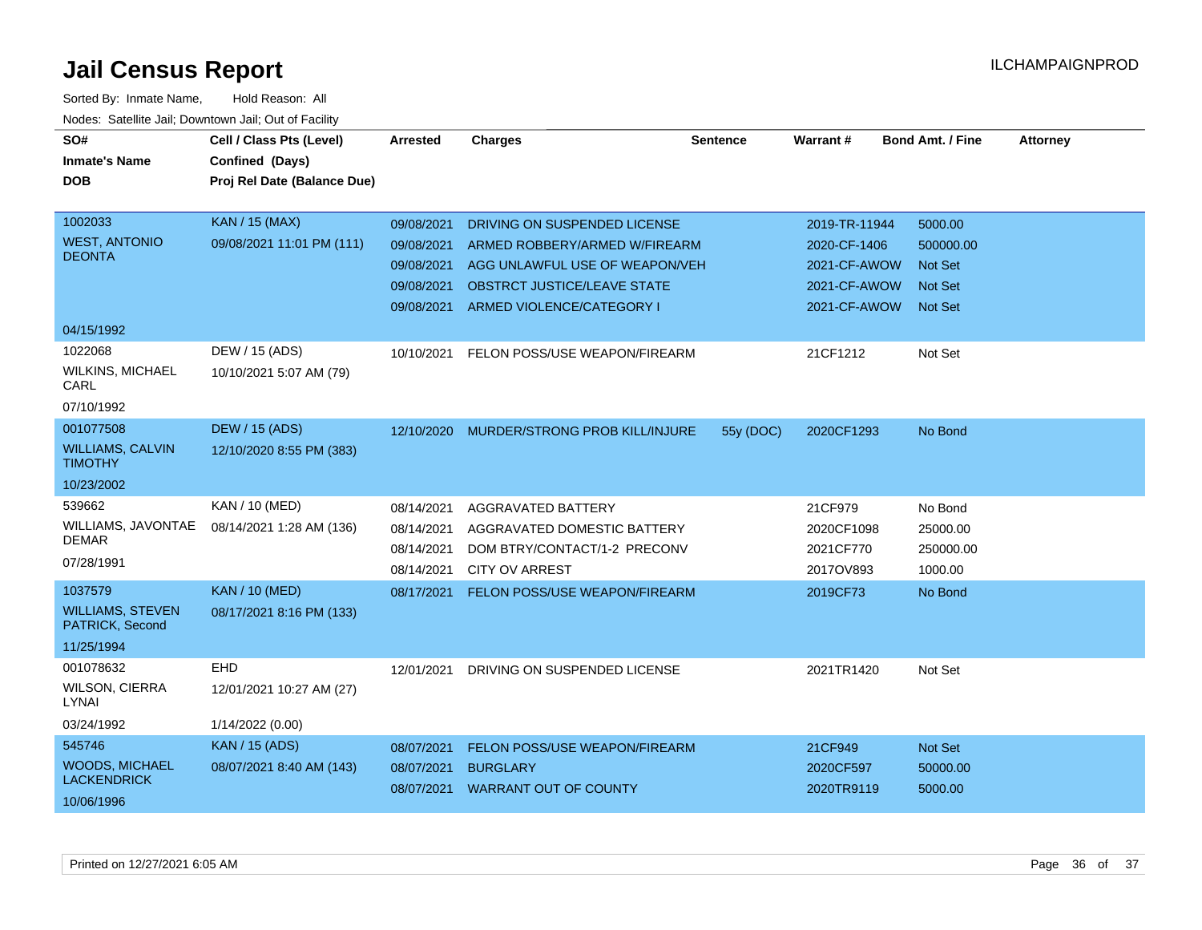# Jail Census Report

ILCHAMPAIGNPROD

Sorted By: Inmate Name, Hold Reason: All

Nodes: Satellite Jail; Downtown Jail; Out of Facility

| SO# / Inmate's Name / DOB | Cell / Class Pts (Level) / Confined (Days) / Proj Rel Date (Balance Due) | Arrested | Charges | Sentence | Warrant # | Bond Amt. / Fine | Attorney |
|---|---|---|---|---|---|---|---|
| 1002033<br>WEST, ANTONIO DEONTA<br>04/15/1992 | KAN / 15 (MAX)<br>09/08/2021 11:01 PM (111) | 09/08/2021 | DRIVING ON SUSPENDED LICENSE | | 2019-TR-11944 | 5000.00 | |
| | | 09/08/2021 | ARMED ROBBERY/ARMED W/FIREARM | | 2020-CF-1406 | 500000.00 | |
| | | 09/08/2021 | AGG UNLAWFUL USE OF WEAPON/VEH | | 2021-CF-AWOW | Not Set | |
| | | 09/08/2021 | OBSTRCT JUSTICE/LEAVE STATE | | 2021-CF-AWOW | Not Set | |
| | | 09/08/2021 | ARMED VIOLENCE/CATEGORY I | | 2021-CF-AWOW | Not Set | |
| 1022068<br>WILKINS, MICHAEL CARL<br>07/10/1992 | DEW / 15 (ADS)<br>10/10/2021 5:07 AM (79) | 10/10/2021 | FELON POSS/USE WEAPON/FIREARM | | 21CF1212 | Not Set | |
| 001077508<br>WILLIAMS, CALVIN TIMOTHY<br>10/23/2002 | DEW / 15 (ADS)<br>12/10/2020 8:55 PM (383) | 12/10/2020 | MURDER/STRONG PROB KILL/INJURE | 55y (DOC) | 2020CF1293 | No Bond | |
| 539662<br>WILLIAMS, JAVONTAE DEMAR<br>07/28/1991 | KAN / 10 (MED)<br>08/14/2021 1:28 AM (136) | 08/14/2021 | AGGRAVATED BATTERY | | 21CF979 | No Bond | |
| | | 08/14/2021 | AGGRAVATED DOMESTIC BATTERY | | 2020CF1098 | 25000.00 | |
| | | 08/14/2021 | DOM BTRY/CONTACT/1-2 PRECONV | | 2021CF770 | 250000.00 | |
| | | 08/14/2021 | CITY OV ARREST | | 2017OV893 | 1000.00 | |
| 1037579<br>WILLIAMS, STEVEN PATRICK, Second<br>11/25/1994 | KAN / 10 (MED)<br>08/17/2021 8:16 PM (133) | 08/17/2021 | FELON POSS/USE WEAPON/FIREARM | | 2019CF73 | No Bond | |
| 001078632<br>WILSON, CIERRA LYNAI<br>03/24/1992 | EHD<br>12/01/2021 10:27 AM (27)<br>1/14/2022 (0.00) | 12/01/2021 | DRIVING ON SUSPENDED LICENSE | | 2021TR1420 | Not Set | |
| 545746<br>WOODS, MICHAEL LACKENDRICK<br>10/06/1996 | KAN / 15 (ADS)<br>08/07/2021 8:40 AM (143) | 08/07/2021 | FELON POSS/USE WEAPON/FIREARM | | 21CF949 | Not Set | |
| | | 08/07/2021 | BURGLARY | | 2020CF597 | 50000.00 | |
| | | 08/07/2021 | WARRANT OUT OF COUNTY | | 2020TR9119 | 5000.00 | |

Printed on 12/27/2021 6:05 AM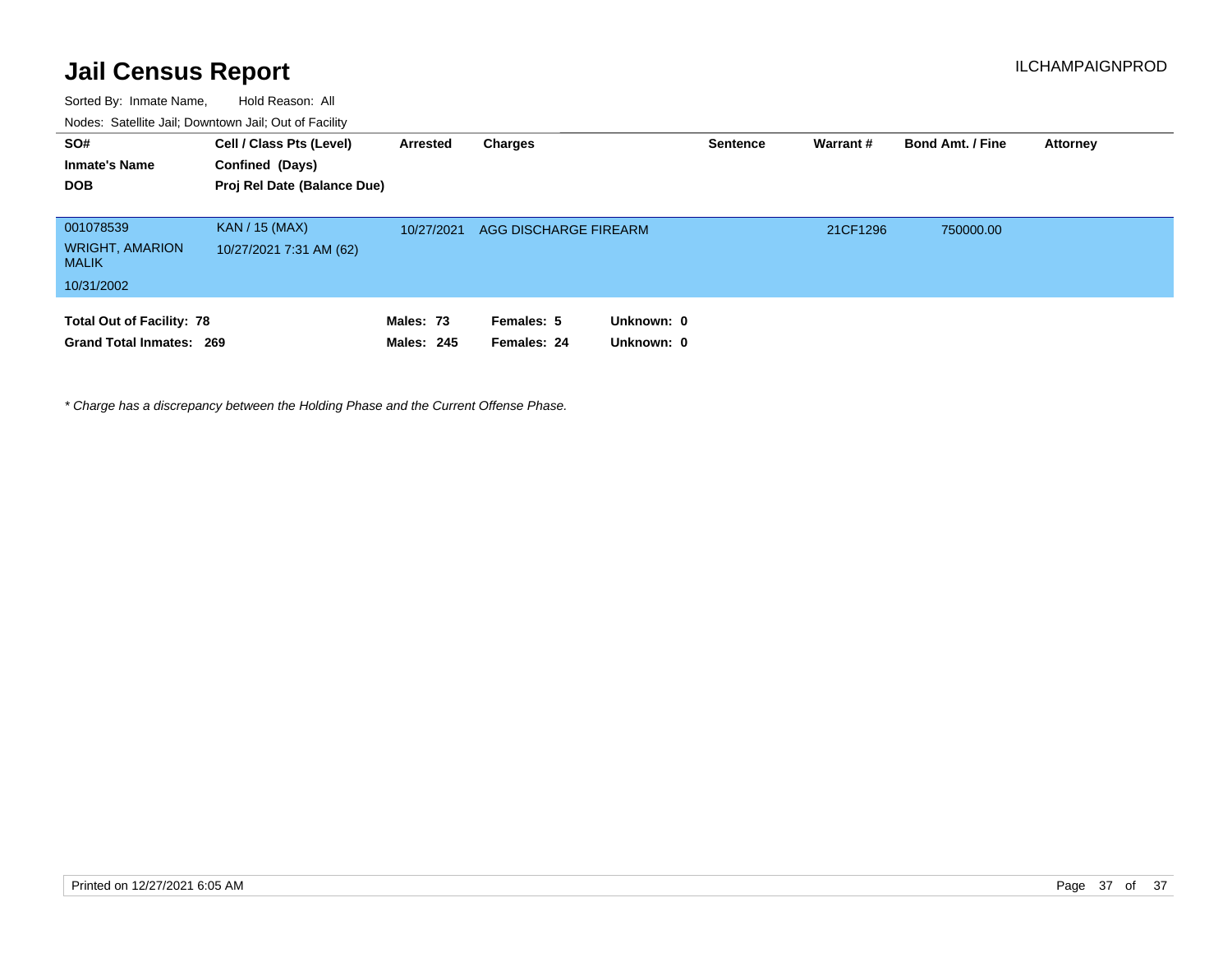# Jail Census Report

ILCHAMPAIGNPROD

Sorted By: Inmate Name, Hold Reason: All

Nodes: Satellite Jail; Downtown Jail; Out of Facility

| SO#<br>Inmate's Name<br>DOB | Cell / Class Pts (Level)<br>Confined (Days)<br>Proj Rel Date (Balance Due) | Arrested | Charges | Sentence | Warrant # | Bond Amt. / Fine | Attorney |
|---|---|---|---|---|---|---|---|
| 001078539<br>WRIGHT, AMARION MALIK<br>10/31/2002 | KAN / 15 (MAX)<br>10/27/2021 7:31 AM (62) | 10/27/2021 | AGG DISCHARGE FIREARM | | 21CF1296 | 750000.00 | |

| | | | |
|---|---|---|---|
| **Total Out of Facility: 78** | **Males: 73** | **Females: 5** | **Unknown: 0** |
| **Grand Total Inmates: 269** | **Males: 245** | **Females: 24** | **Unknown: 0** |

*\* Charge has a discrepancy between the Holding Phase and the Current Offense Phase.*

Printed on 12/27/2021 6:05 AM